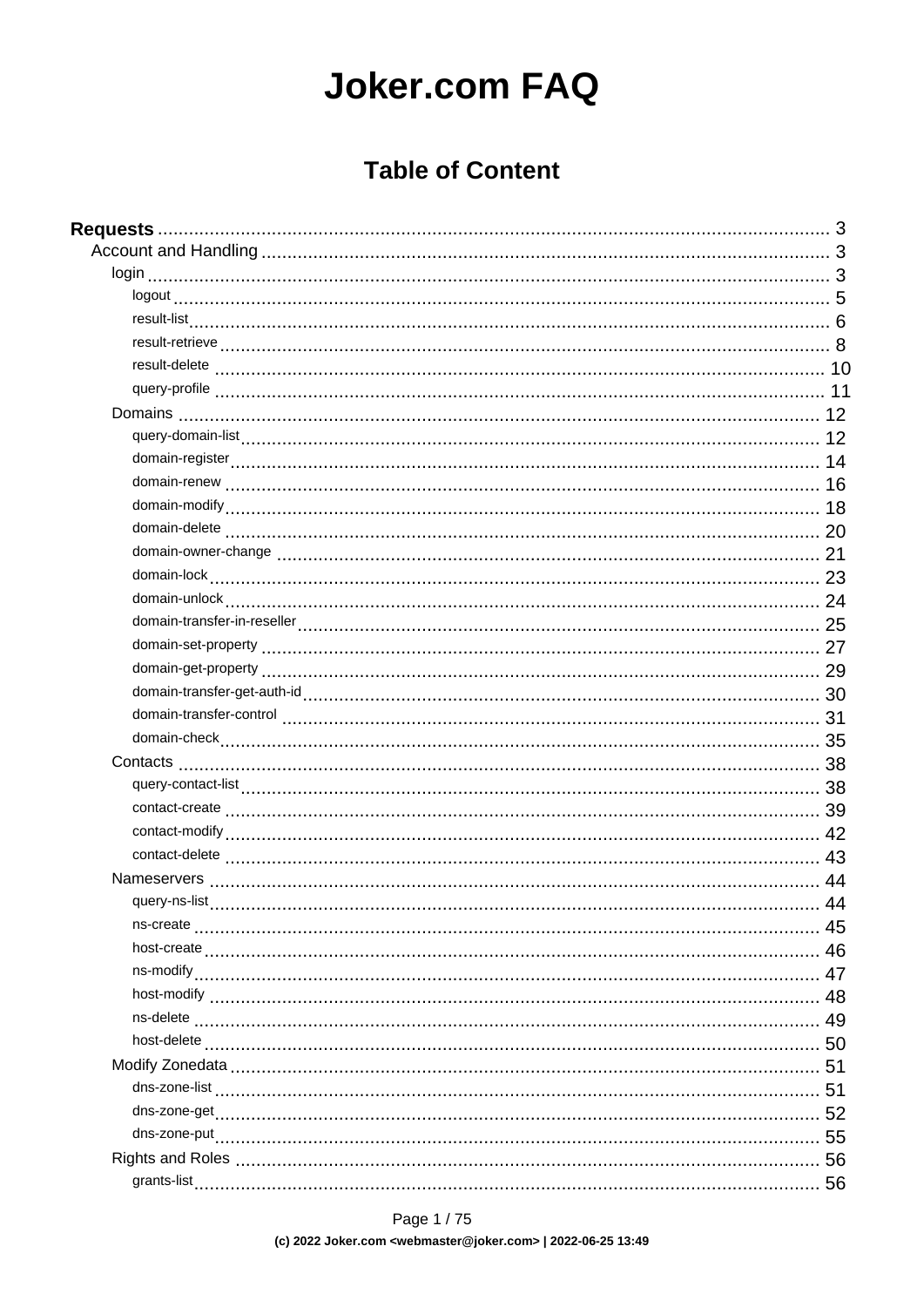# Joker.com FAQ

## Table of Content

- **Requests** ..... 3
  - Account and Handling ..... 3
    - login ..... 3
      - logout ..... 5
      - result-list ..... 6
      - result-retrieve ..... 8
      - result-delete ..... 10
      - query-profile ..... 11
    - Domains ..... 12
      - query-domain-list ..... 12
      - domain-register ..... 14
      - domain-renew ..... 16
      - domain-modify ..... 18
      - domain-delete ..... 20
      - domain-owner-change ..... 21
      - domain-lock ..... 23
      - domain-unlock ..... 24
      - domain-transfer-in-reseller ..... 25
      - domain-set-property ..... 27
      - domain-get-property ..... 29
      - domain-transfer-get-auth-id ..... 30
      - domain-transfer-control ..... 31
      - domain-check ..... 35
    - Contacts ..... 38
      - query-contact-list ..... 38
      - contact-create ..... 39
      - contact-modify ..... 42
      - contact-delete ..... 43
    - Nameservers ..... 44
      - query-ns-list ..... 44
      - ns-create ..... 45
      - host-create ..... 46
      - ns-modify ..... 47
      - host-modify ..... 48
      - ns-delete ..... 49
      - host-delete ..... 50
    - Modify Zonedata ..... 51
      - dns-zone-list ..... 51
      - dns-zone-get ..... 52
      - dns-zone-put ..... 55
    - Rights and Roles ..... 56
      - grants-list ..... 56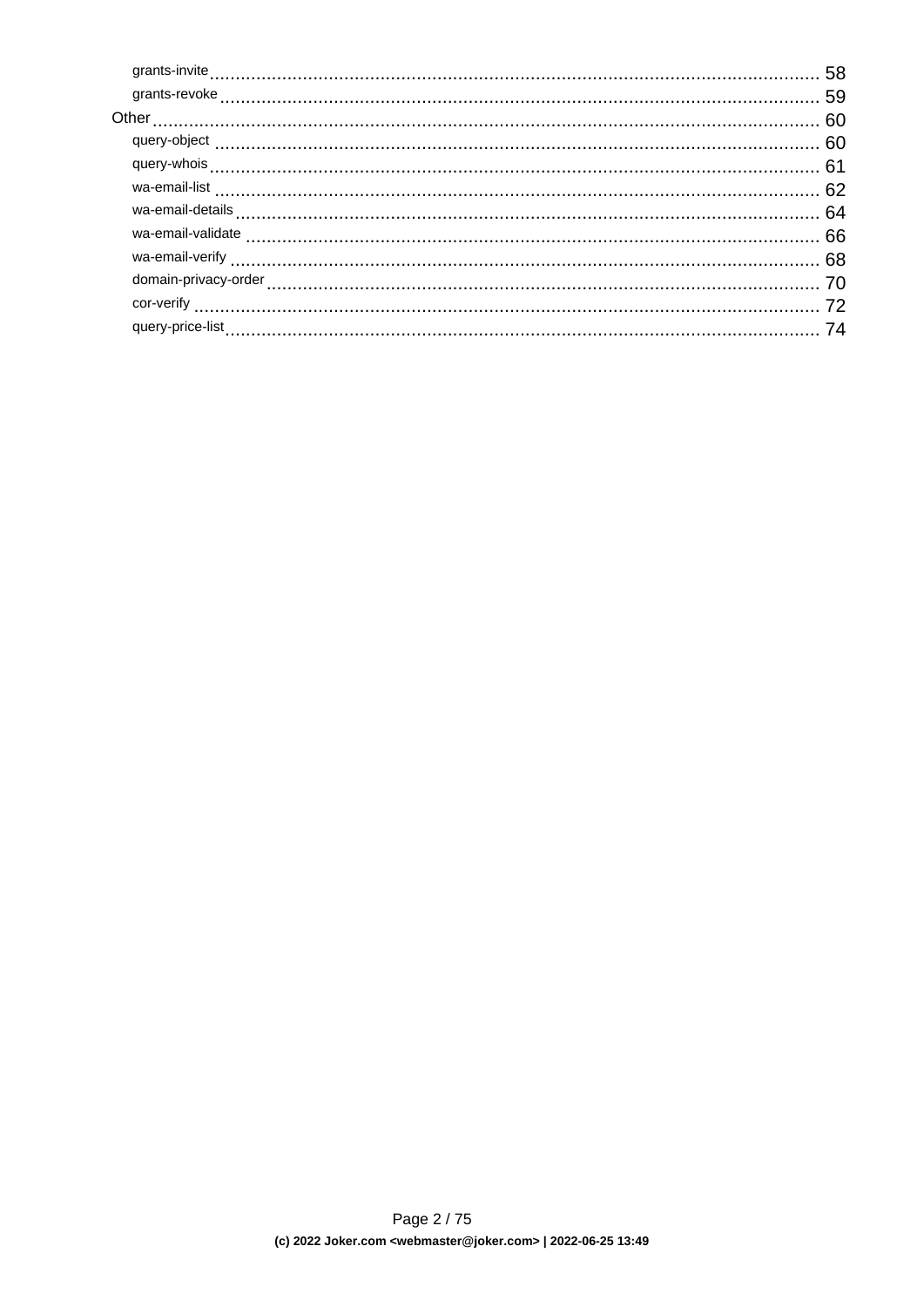- grants-invite ... 58
- grants-revoke ... 59

Other ... 60

- query-object ... 60
- query-whois ... 61
- wa-email-list ... 62
- wa-email-details ... 64
- wa-email-validate ... 66
- wa-email-verify ... 68
- domain-privacy-order ... 70
- cor-verify ... 72
- query-price-list ... 74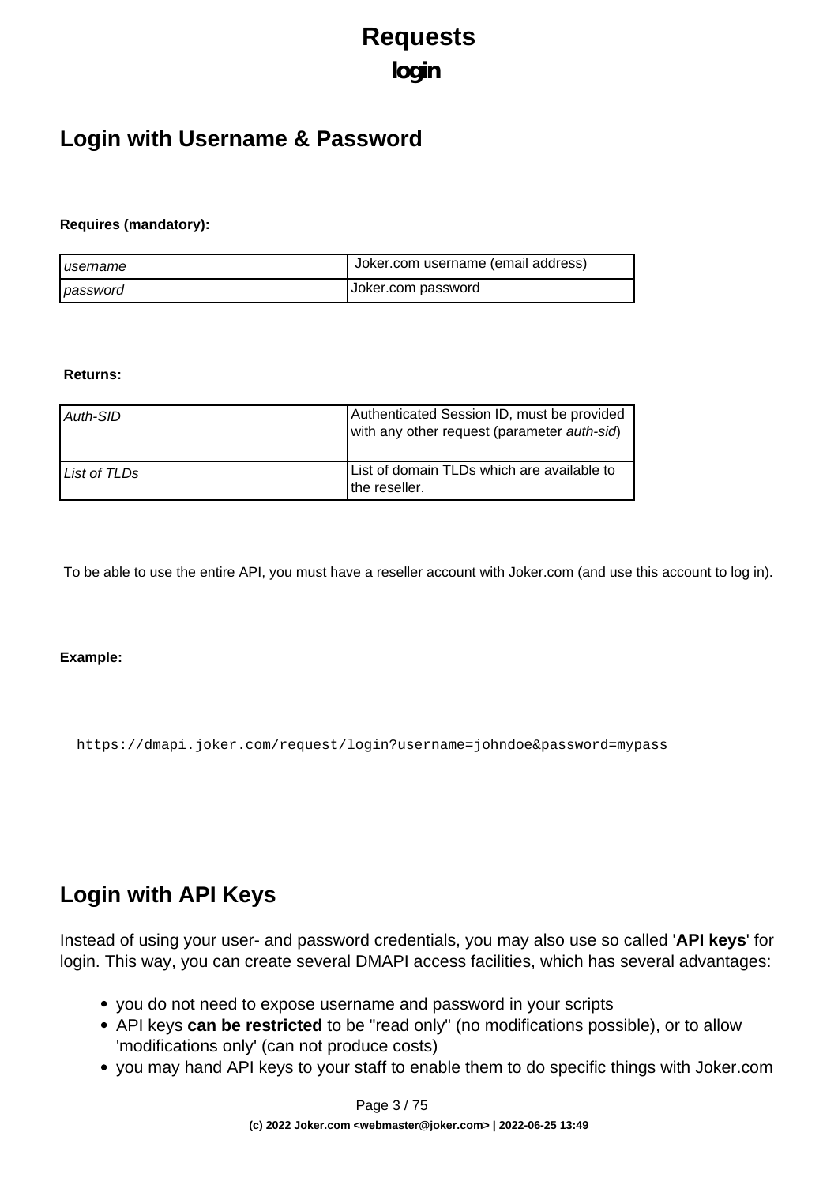# Requests

## login

## Login with Username & Password

**Requires (mandatory):**

| | |
|---|---|
| *username* | Joker.com username (email address) |
| *password* | Joker.com password |

**Returns:**

| | |
|---|---|
| *Auth-SID* | Authenticated Session ID, must be provided with any other request (parameter *auth-sid*) |
| *List of TLDs* | List of domain TLDs which are available to the reseller. |

To be able to use the entire API, you must have a reseller account with Joker.com (and use this account to log in).

**Example:**

```
https://dmapi.joker.com/request/login?username=johndoe&password=mypass
```

## Login with API Keys

Instead of using your user- and password credentials, you may also use so called '**API keys**' for login. This way, you can create several DMAPI access facilities, which has several advantages:

- you do not need to expose username and password in your scripts
- API keys **can be restricted** to be "read only" (no modifications possible), or to allow 'modifications only' (can not produce costs)
- you may hand API keys to your staff to enable them to do specific things with Joker.com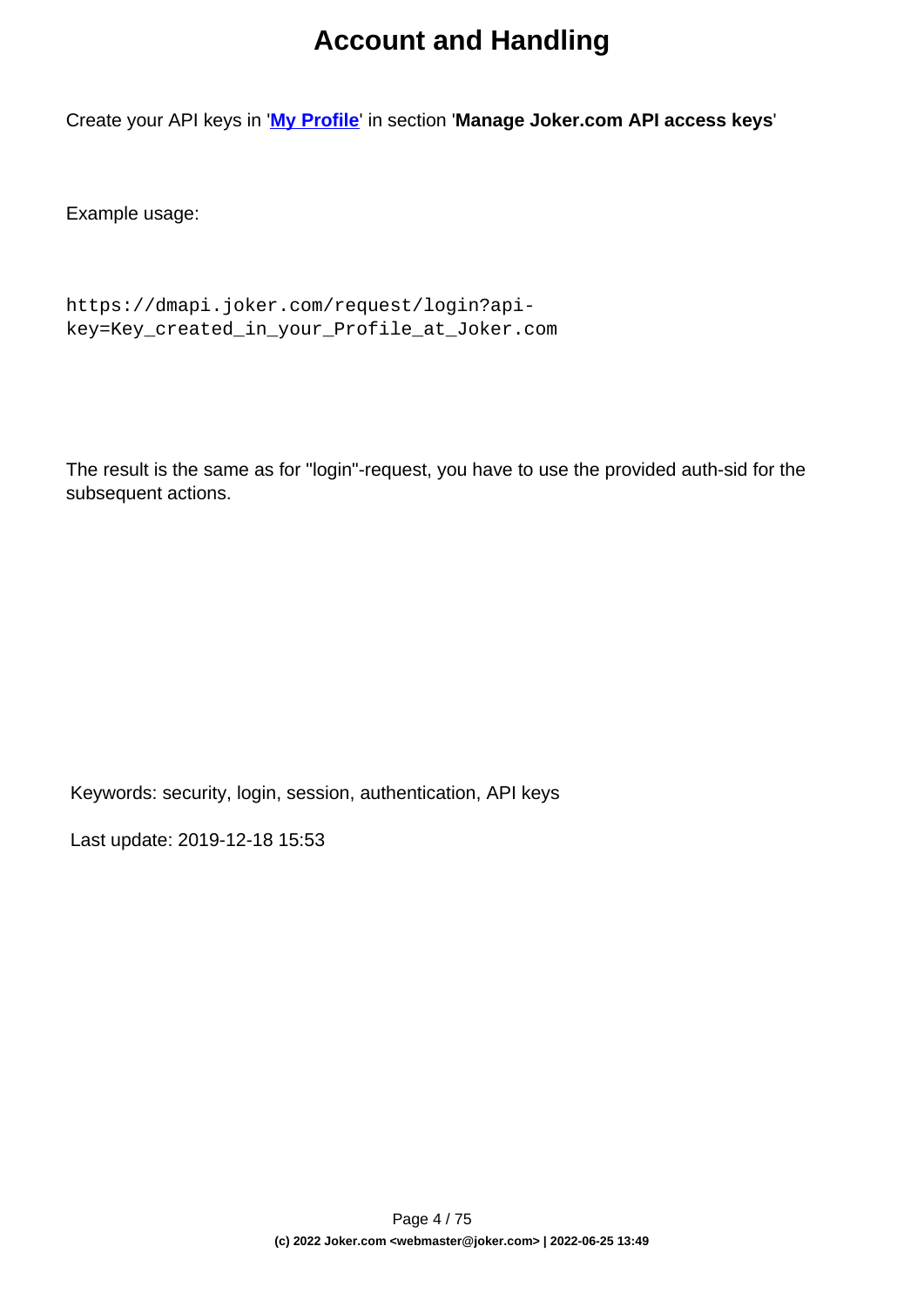# Account and Handling

Create your API keys in '**[My Profile]**' in section '**Manage Joker.com API access keys**'

Example usage:

```
https://dmapi.joker.com/request/login?api-key=Key_created_in_your_Profile_at_Joker.com
```

The result is the same as for "login"-request, you have to use the provided auth-sid for the subsequent actions.

Keywords: security, login, session, authentication, API keys

Last update: 2019-12-18 15:53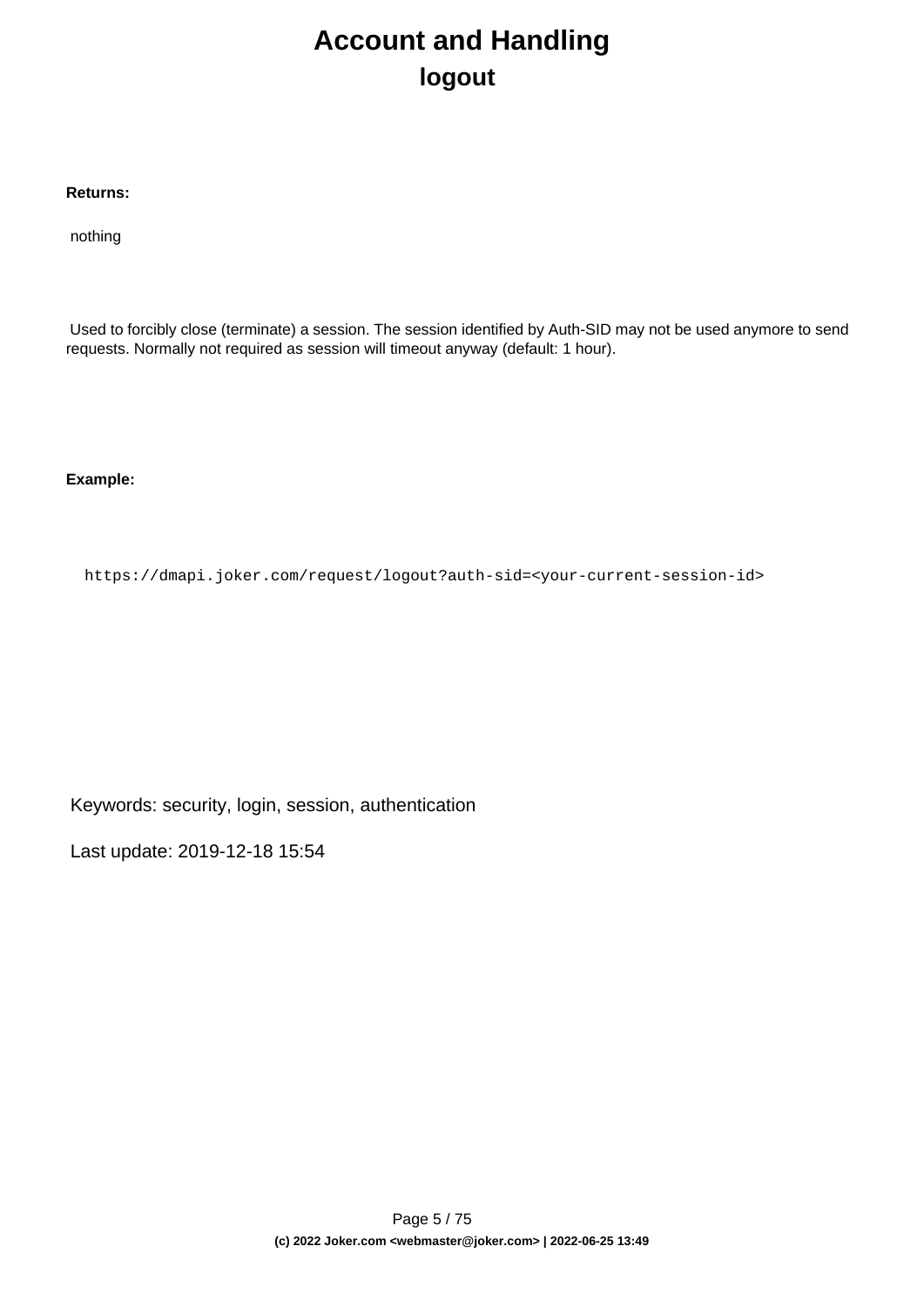# Account and Handling

## logout

**Returns:**

nothing

Used to forcibly close (terminate) a session. The session identified by Auth-SID may not be used anymore to send requests. Normally not required as session will timeout anyway (default: 1 hour).

**Example:**

```
https://dmapi.joker.com/request/logout?auth-sid=<your-current-session-id>
```

Keywords: security, login, session, authentication

Last update: 2019-12-18 15:54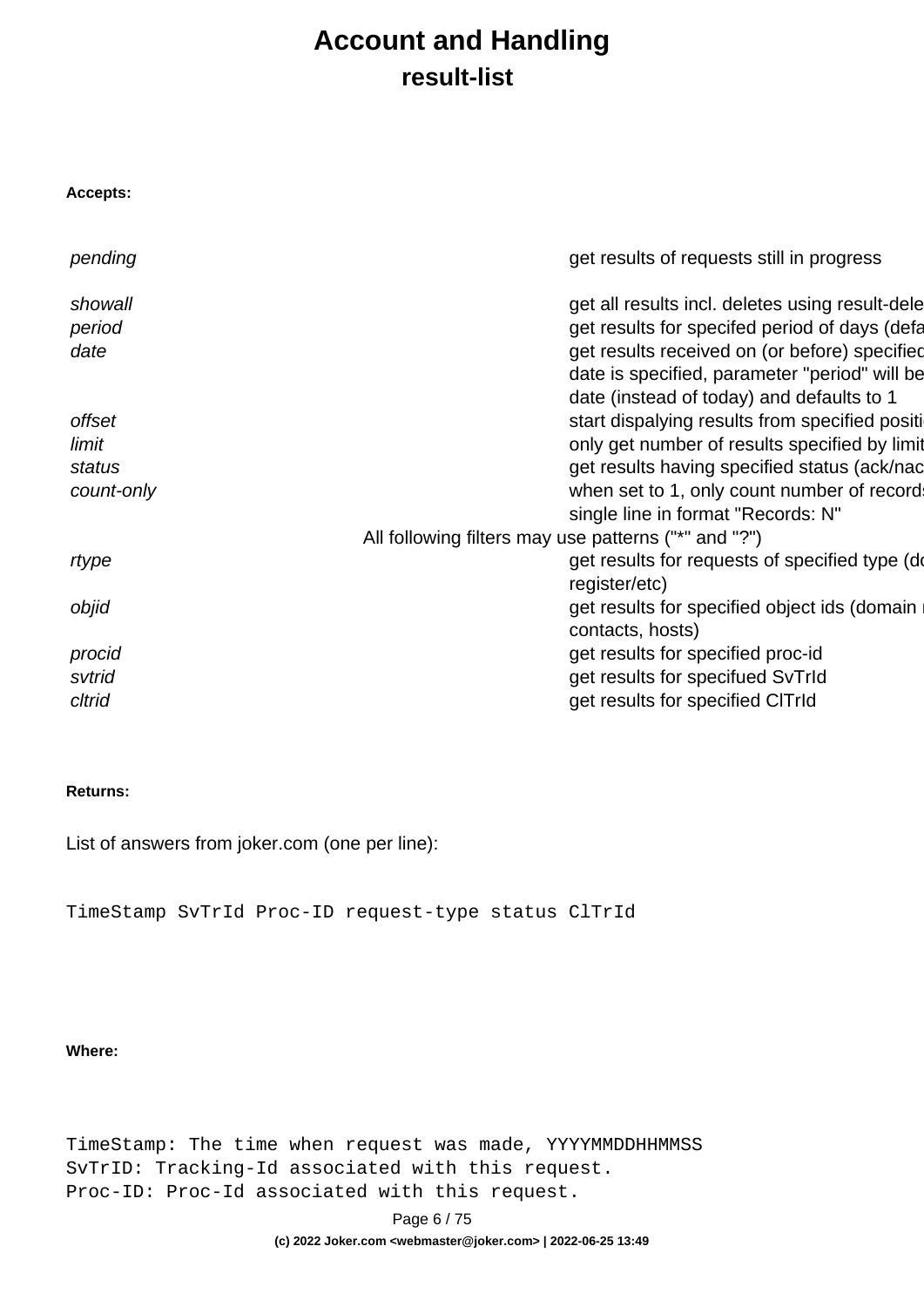# Account and Handling

## result-list

**Accepts:**

| | |
|---|---|
| *pending* | get results of requests still in progress |
| *showall* | get all results incl. deletes using result-dele |
| *period* | get results for specifed period of days (defa |
| *date* | get results received on (or before) specified date is specified, parameter "period" will be date (instead of today) and defaults to 1 |
| *offset* | start dispalying results from specified positi |
| *limit* | only get number of results specified by limit |
| *status* | get results having specified status (ack/nac |
| *count-only* | when set to 1, only count number of records single line in format "Records: N" |
| All following filters may use patterns ("*" and "?") | |
| *rtype* | get results for requests of specified type (do register/etc) |
| *objid* | get results for specified object ids (domain n contacts, hosts) |
| *procid* | get results for specified proc-id |
| *svtrid* | get results for specifued SvTrId |
| *cltrid* | get results for specified ClTrId |

**Returns:**

List of answers from joker.com (one per line):

```
TimeStamp SvTrId Proc-ID request-type status ClTrId
```

**Where:**

```
TimeStamp: The time when request was made, YYYYMMDDHHMMSS
SvTrID: Tracking-Id associated with this request.
Proc-ID: Proc-Id associated with this request.
```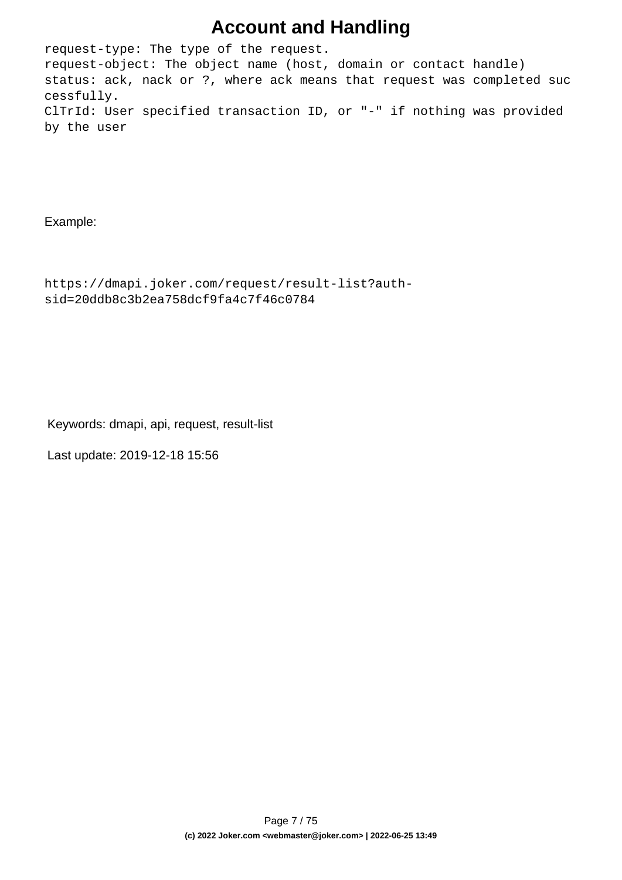```
request-type: The type of the request.
request-object: The object name (host, domain or contact handle)
status: ack, nack or ?, where ack means that request was completed successfully.
ClTrId: User specified transaction ID, or "-" if nothing was provided by the user
```

Example:

```
https://dmapi.joker.com/request/result-list?auth-sid=20ddb8c3b2ea758dcf9fa4c7f46c0784
```

Keywords: dmapi, api, request, result-list

Last update: 2019-12-18 15:56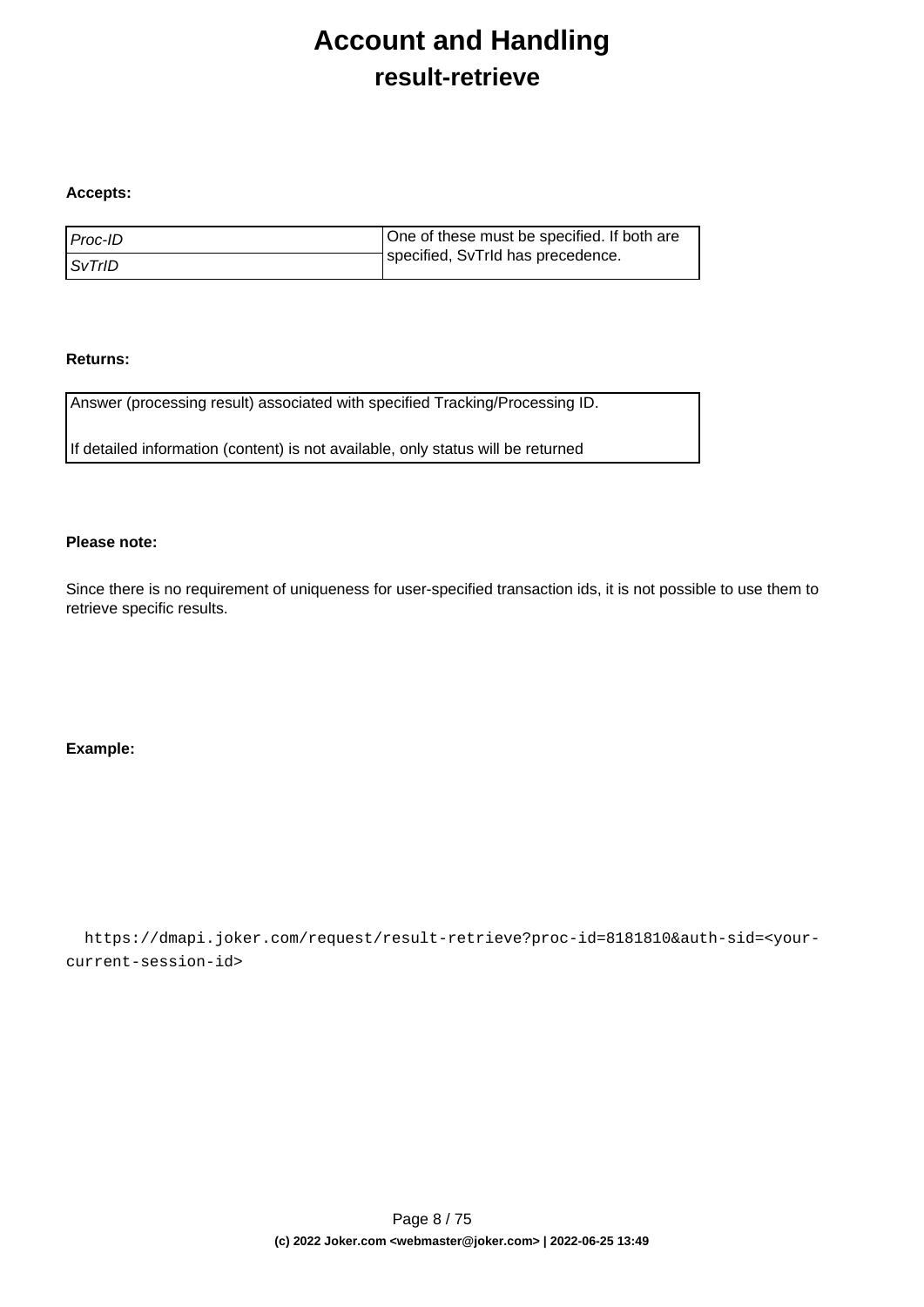# Account and Handling

## result-retrieve

**Accepts:**

| | |
|---|---|
| *Proc-ID* | One of these must be specified. If both are specified, SvTrId has precedence. |
| *SvTrID* | |

**Returns:**

| |
|---|
| Answer (processing result) associated with specified Tracking/Processing ID.<br><br>If detailed information (content) is not available, only status will be returned |

**Please note:**

Since there is no requirement of uniqueness for user-specified transaction ids, it is not possible to use them to retrieve specific results.

**Example:**

```
https://dmapi.joker.com/request/result-retrieve?proc-id=8181810&auth-sid=<your-current-session-id>
```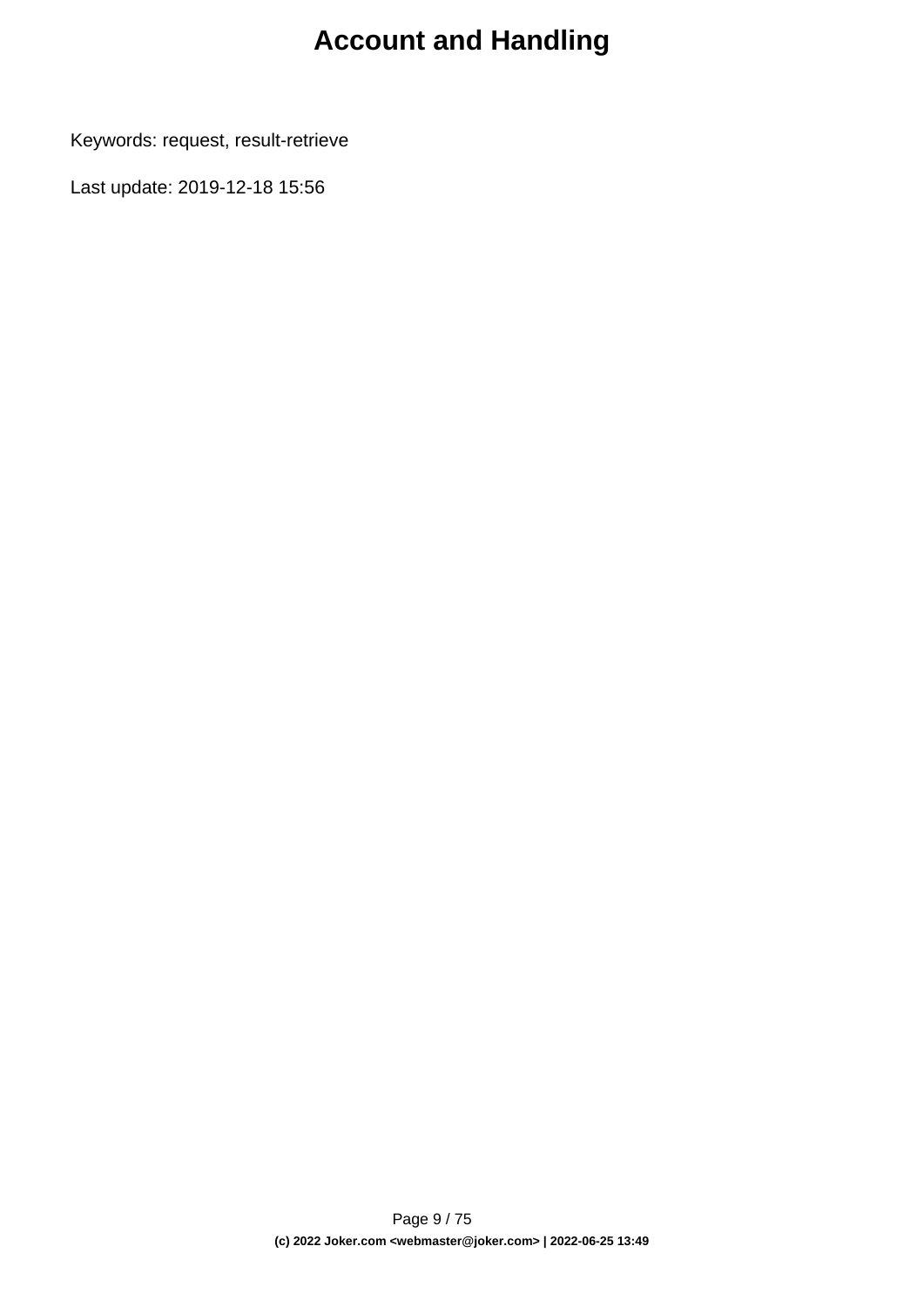# Account and Handling

Keywords: request, result-retrieve

Last update: 2019-12-18 15:56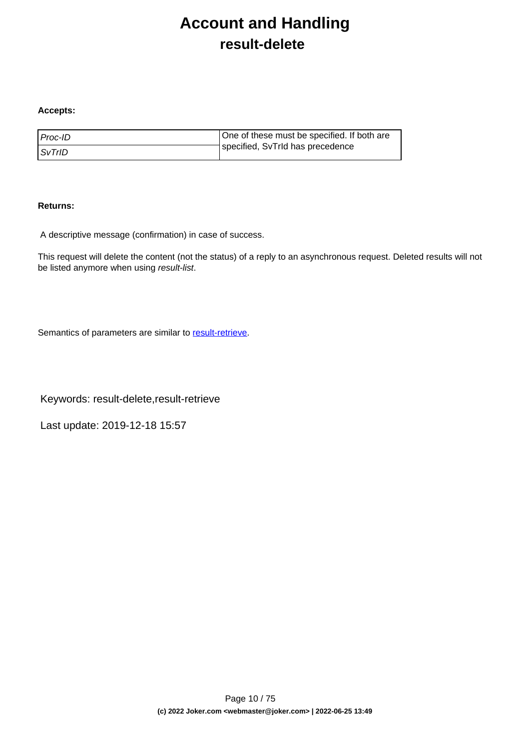# Account and Handling
## result-delete

**Accepts:**

| | |
|---|---|
| *Proc-ID* | One of these must be specified. If both are specified, SvTrId has precedence |
| *SvTrID* | |

**Returns:**

A descriptive message (confirmation) in case of success.

This request will delete the content (not the status) of a reply to an asynchronous request. Deleted results will not be listed anymore when using *result-list*.

Semantics of parameters are similar to result-retrieve.

Keywords: result-delete,result-retrieve

Last update: 2019-12-18 15:57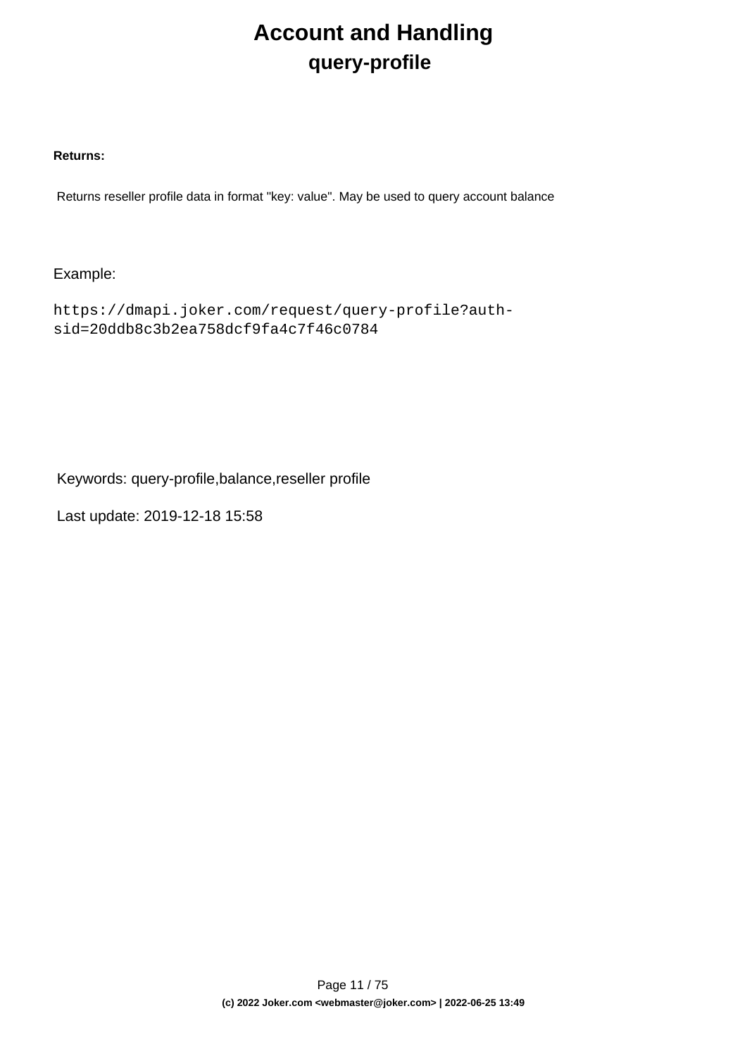# Account and Handling

## query-profile

**Returns:**

Returns reseller profile data in format "key: value". May be used to query account balance

Example:

```
https://dmapi.joker.com/request/query-profile?auth-sid=20ddb8c3b2ea758dcf9fa4c7f46c0784
```

Keywords: query-profile,balance,reseller profile

Last update: 2019-12-18 15:58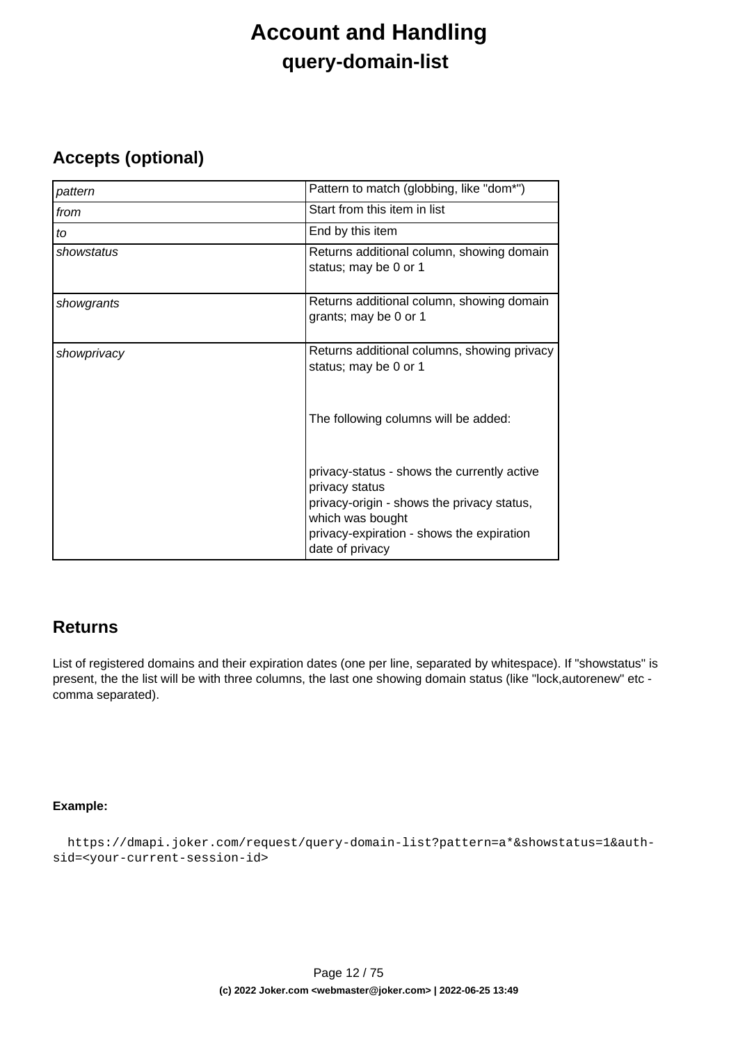# Account and Handling

## query-domain-list

### Accepts (optional)

| | |
|---|---|
| *pattern* | Pattern to match (globbing, like "dom*") |
| *from* | Start from this item in list |
| *to* | End by this item |
| *showstatus* | Returns additional column, showing domain status; may be 0 or 1 |
| *showgrants* | Returns additional column, showing domain grants; may be 0 or 1 |
| *showprivacy* | Returns additional columns, showing privacy status; may be 0 or 1<br><br>The following columns will be added:<br><br>privacy-status - shows the currently active privacy status<br>privacy-origin - shows the privacy status, which was bought<br>privacy-expiration - shows the expiration date of privacy |

### Returns

List of registered domains and their expiration dates (one per line, separated by whitespace). If "showstatus" is present, the the list will be with three columns, the last one showing domain status (like "lock,autorenew" etc - comma separated).

**Example:**

```
  https://dmapi.joker.com/request/query-domain-list?pattern=a*&showstatus=1&auth-sid=<your-current-session-id>
```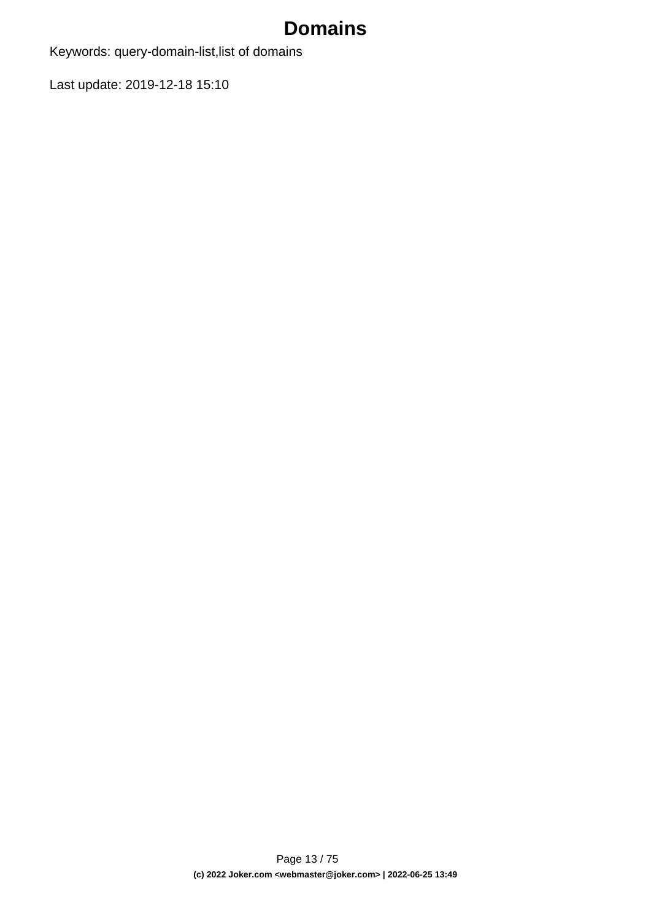# Domains

Keywords: query-domain-list,list of domains

Last update: 2019-12-18 15:10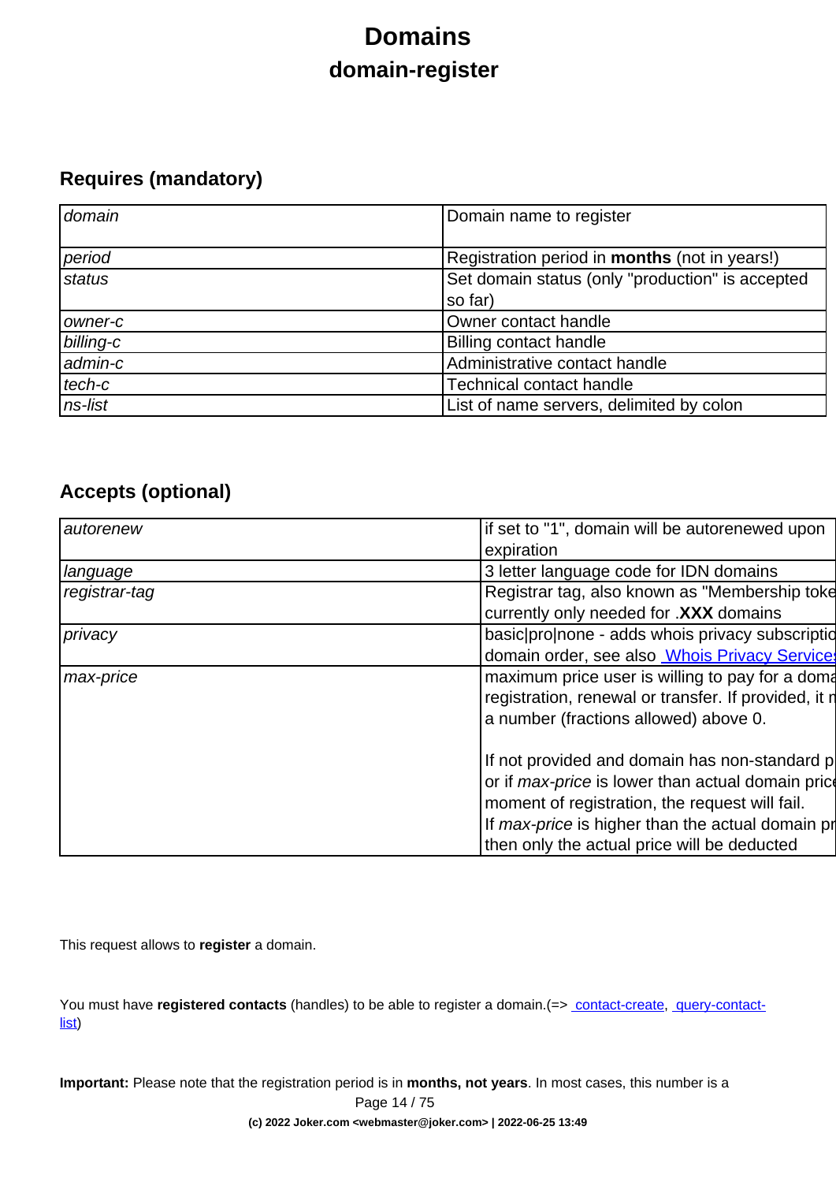# Domains

## domain-register

### Requires (mandatory)

| | |
|---|---|
| *domain* | Domain name to register |
| *period* | Registration period in **months** (not in years!) |
| *status* | Set domain status (only "production" is accepted so far) |
| *owner-c* | Owner contact handle |
| *billing-c* | Billing contact handle |
| *admin-c* | Administrative contact handle |
| *tech-c* | Technical contact handle |
| *ns-list* | List of name servers, delimited by colon |

### Accepts (optional)

| | |
|---|---|
| *autorenew* | if set to "1", domain will be autorenewed upon expiration |
| *language* | 3 letter language code for IDN domains |
| *registrar-tag* | Registrar tag, also known as "Membership toke currently only needed for .**XXX** domains |
| *privacy* | basic\|pro\|none - adds whois privacy subscriptio domain order, see also [Whois Privacy Service]() |
| *max-price* | maximum price user is willing to pay for a doma registration, renewal or transfer. If provided, it r a number (fractions allowed) above 0.<br><br>If not provided and domain has non-standard p or if *max-price* is lower than actual domain pric moment of registration, the request will fail.<br>If *max-price* is higher than the actual domain pr then only the actual price will be deducted |

This request allows to **register** a domain.

You must have **registered contacts** (handles) to be able to register a domain.(=> [contact-create](), [query-contact-list]())

**Important:** Please note that the registration period is in **months, not years**. In most cases, this number is a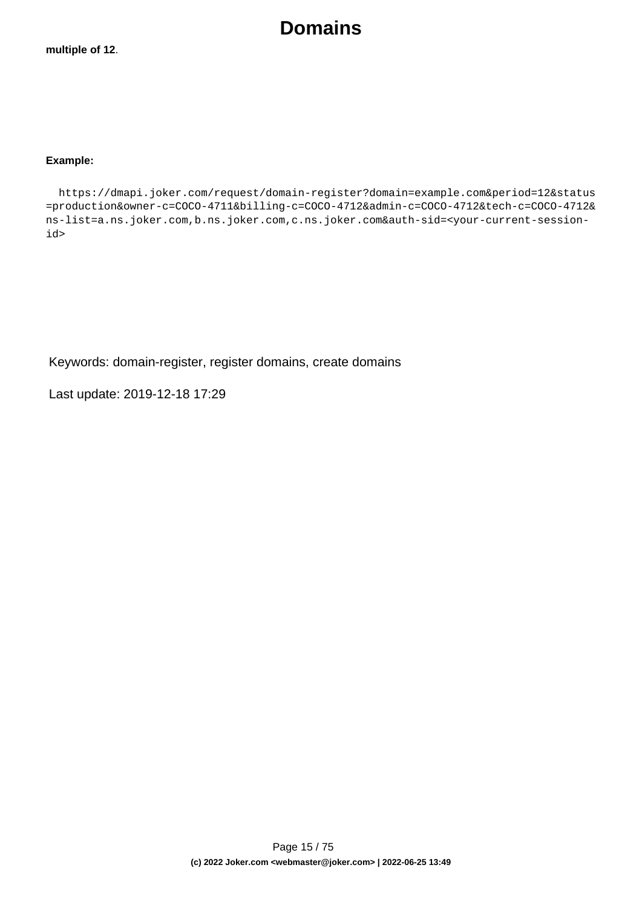**multiple of 12**.

**Example:**

```
https://dmapi.joker.com/request/domain-register?domain=example.com&period=12&status=production&owner-c=COCO-4711&billing-c=COCO-4712&admin-c=COCO-4712&tech-c=COCO-4712&ns-list=a.ns.joker.com,b.ns.joker.com,c.ns.joker.com&auth-sid=<your-current-session-id>
```

Keywords: domain-register, register domains, create domains

Last update: 2019-12-18 17:29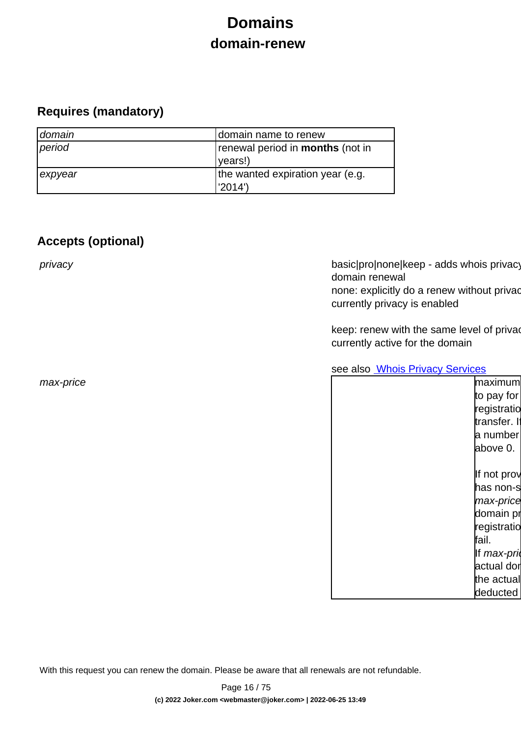# Domains

## domain-renew

### Requires (mandatory)

| | |
|---|---|
| *domain* | domain name to renew |
| *period* | renewal period in **months** (not in years!) |
| *expyear* | the wanted expiration year (e.g. '2014') |

### Accepts (optional)

| | |
|---|---|
| *privacy* | basic\|pro\|none\|keep - adds whois privacy domain renewal<br>none: explicitly do a renew without privac currently privacy is enabled<br><br>keep: renew with the same level of privac currently active for the domain<br><br>see also [Whois Privacy Services]() |
| *max-price* | maximum to pay for registratio transfer. I a number above 0.<br><br>If not prov has non-s *max-price* domain pr registratio fail.<br>If *max-pric* actual dor the actual deducted |

With this request you can renew the domain. Please be aware that all renewals are not refundable.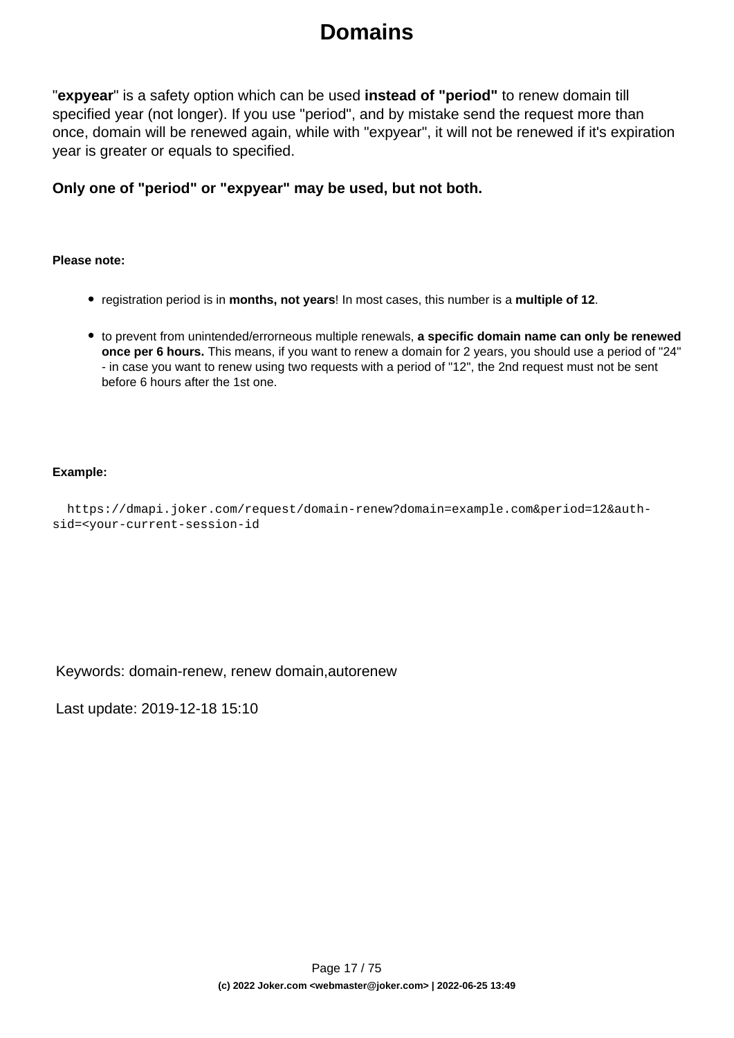"**expyear**" is a safety option which can be used **instead of "period"** to renew domain till specified year (not longer). If you use "period", and by mistake send the request more than once, domain will be renewed again, while with "expyear", it will not be renewed if it's expiration year is greater or equals to specified.

**Only one of "period" or "expyear" may be used, but not both.**

**Please note:**

- registration period is in **months, not years**! In most cases, this number is a **multiple of 12**.
- to prevent from unintended/errorneous multiple renewals, **a specific domain name can only be renewed once per 6 hours.** This means, if you want to renew a domain for 2 years, you should use a period of "24" - in case you want to renew using two requests with a period of "12", the 2nd request must not be sent before 6 hours after the 1st one.

**Example:**

```
https://dmapi.joker.com/request/domain-renew?domain=example.com&period=12&auth-sid=<your-current-session-id
```

Keywords: domain-renew, renew domain,autorenew

Last update: 2019-12-18 15:10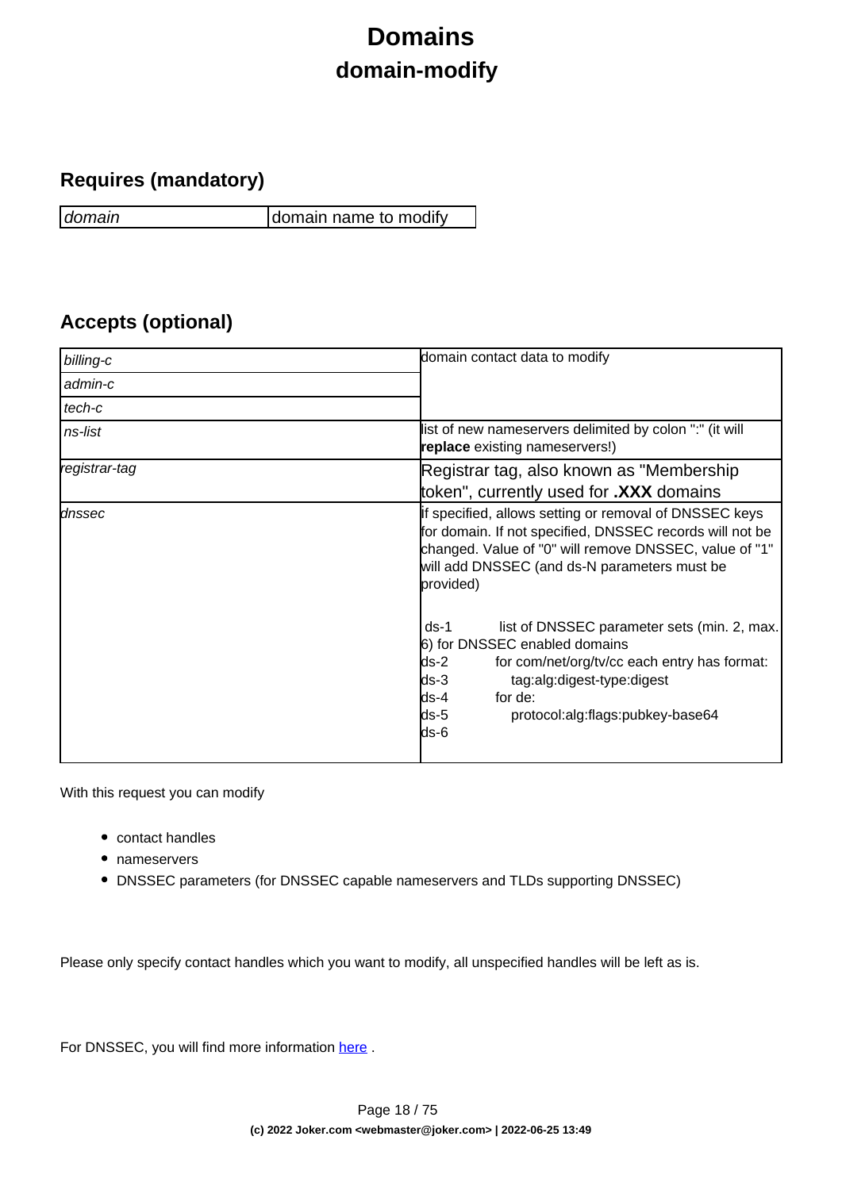# Domains

## domain-modify

### Requires (mandatory)

| | |
|---|---|
| *domain* | domain name to modify |

### Accepts (optional)

| | |
|---|---|
| *billing-c* | domain contact data to modify |
| *admin-c* | |
| *tech-c* | |
| *ns-list* | list of new nameservers delimited by colon ":" (it will **replace** existing nameservers!) |
| *registrar-tag* | Registrar tag, also known as "Membership token", currently used for **.XXX** domains |
| *dnssec* | If specified, allows setting or removal of DNSSEC keys for domain. If not specified, DNSSEC records will not be changed. Value of "0" will remove DNSSEC, value of "1" will add DNSSEC (and ds-N parameters must be provided)<br><br>ds-1 list of DNSSEC parameter sets (min. 2, max. 6) for DNSSEC enabled domains<br>ds-2 for com/net/org/tv/cc each entry has format:<br>ds-3 tag:alg:digest-type:digest<br>ds-4 for de:<br>ds-5 protocol:alg:flags:pubkey-base64<br>ds-6 |

With this request you can modify

- contact handles
- nameservers
- DNSSEC parameters (for DNSSEC capable nameservers and TLDs supporting DNSSEC)

Please only specify contact handles which you want to modify, all unspecified handles will be left as is.

For DNSSEC, you will find more information here .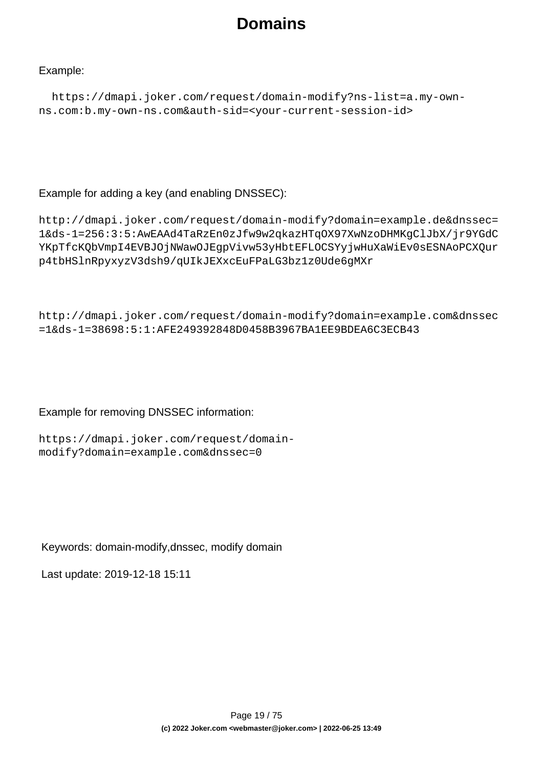Example:

```
https://dmapi.joker.com/request/domain-modify?ns-list=a.my-own-ns.com:b.my-own-ns.com&auth-sid=<your-current-session-id>
```

Example for adding a key (and enabling DNSSEC):

```
http://dmapi.joker.com/request/domain-modify?domain=example.de&dnssec=1&ds-1=256:3:5:AwEAAd4TaRzEn0zJfw9w2qkazHTqOX97XwNzoDHMKgClJbX/jr9YGdCYKpTfcKQbVmpI4EVBJOjNWawOJEgpVivw53yHbtEFLOCSYyjwHuXaWiEv0sESNAoPCXQurp4tbHSlnRpyxyzV3dsh9/qUIkJEXxcEuFPaLG3bz1z0Ude6gMXr
```

```
http://dmapi.joker.com/request/domain-modify?domain=example.com&dnssec=1&ds-1=38698:5:1:AFE249392848D0458B3967BA1EE9BDEA6C3ECB43
```

Example for removing DNSSEC information:

```
https://dmapi.joker.com/request/domain-modify?domain=example.com&dnssec=0
```

Keywords: domain-modify,dnssec, modify domain

Last update: 2019-12-18 15:11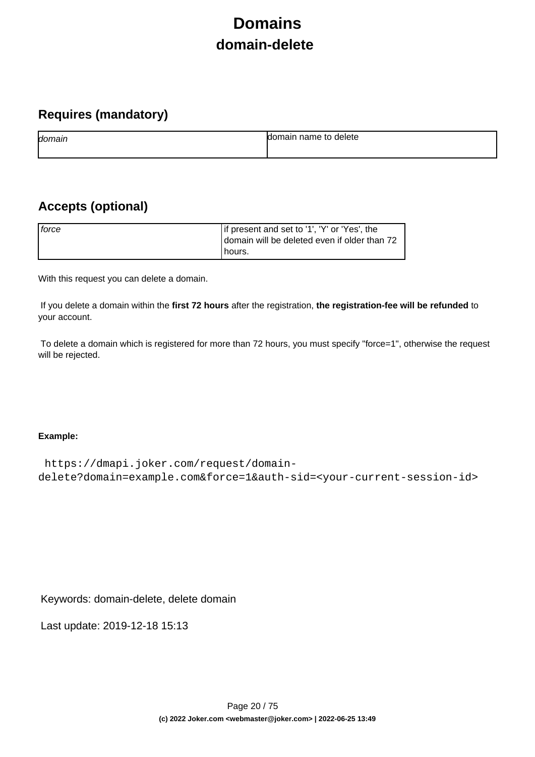# Domains

## domain-delete

### Requires (mandatory)

| | |
|---|---|
| *domain* | domain name to delete |

### Accepts (optional)

| | |
|---|---|
| *force* | if present and set to '1', 'Y' or 'Yes', the domain will be deleted even if older than 72 hours. |

With this request you can delete a domain.

If you delete a domain within the **first 72 hours** after the registration, **the registration-fee will be refunded** to your account.

To delete a domain which is registered for more than 72 hours, you must specify "force=1", otherwise the request will be rejected.

**Example:**

```
https://dmapi.joker.com/request/domain-delete?domain=example.com&force=1&auth-sid=<your-current-session-id>
```

Keywords: domain-delete, delete domain

Last update: 2019-12-18 15:13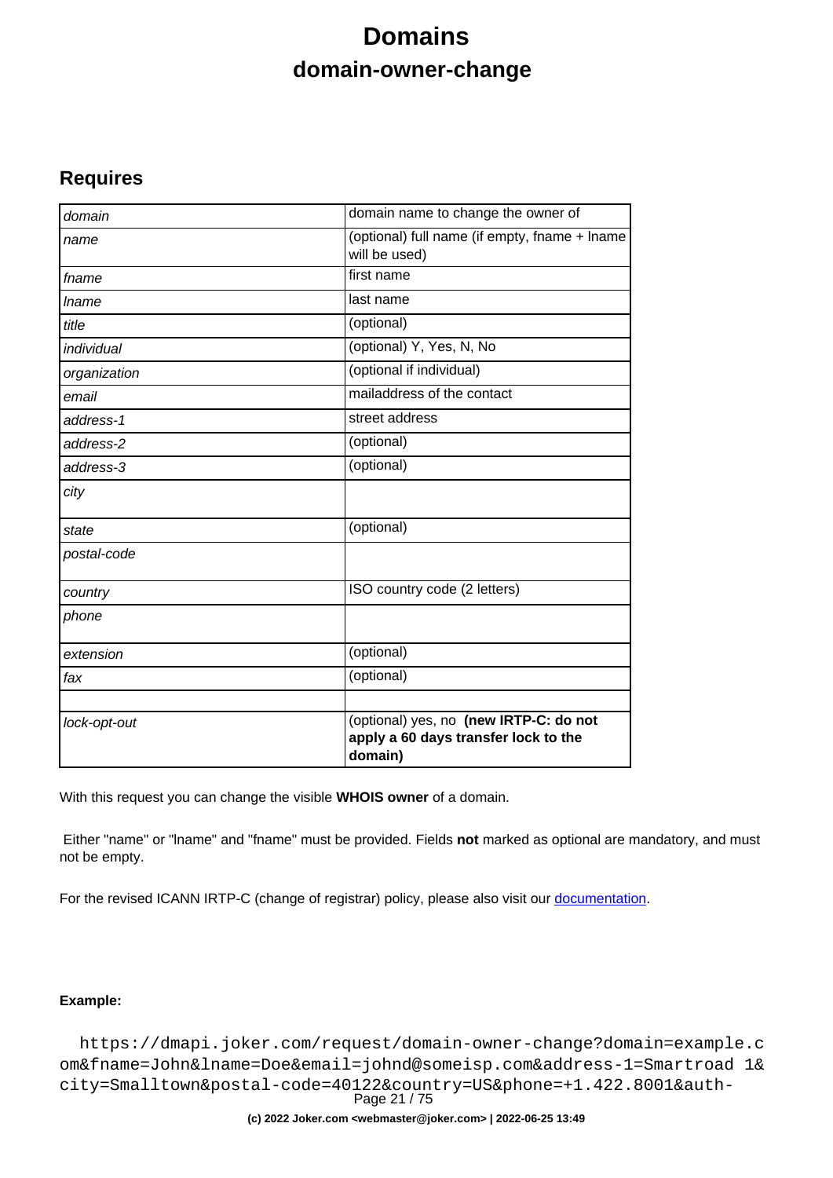# Domains

## domain-owner-change

### Requires

| | |
|---|---|
| *domain* | domain name to change the owner of |
| *name* | (optional) full name (if empty, fname + lname will be used) |
| *fname* | first name |
| *lname* | last name |
| *title* | (optional) |
| *individual* | (optional) Y, Yes, N, No |
| *organization* | (optional if individual) |
| *email* | mailaddress of the contact |
| *address-1* | street address |
| *address-2* | (optional) |
| *address-3* | (optional) |
| *city* | |
| *state* | (optional) |
| *postal-code* | |
| *country* | ISO country code (2 letters) |
| *phone* | |
| *extension* | (optional) |
| *fax* | (optional) |
| | |
| *lock-opt-out* | (optional) yes, no **(new IRTP-C: do not apply a 60 days transfer lock to the domain)** |

With this request you can change the visible **WHOIS owner** of a domain.

Either "name" or "lname" and "fname" must be provided. Fields **not** marked as optional are mandatory, and must not be empty.

For the revised ICANN IRTP-C (change of registrar) policy, please also visit our [documentation](documentation).

**Example:**

```
https://dmapi.joker.com/request/domain-owner-change?domain=example.com&fname=John&lname=Doe&email=johnd@someisp.com&address-1=Smartroad 1&city=Smalltown&postal-code=40122&country=US&phone=+1.422.8001&auth-
```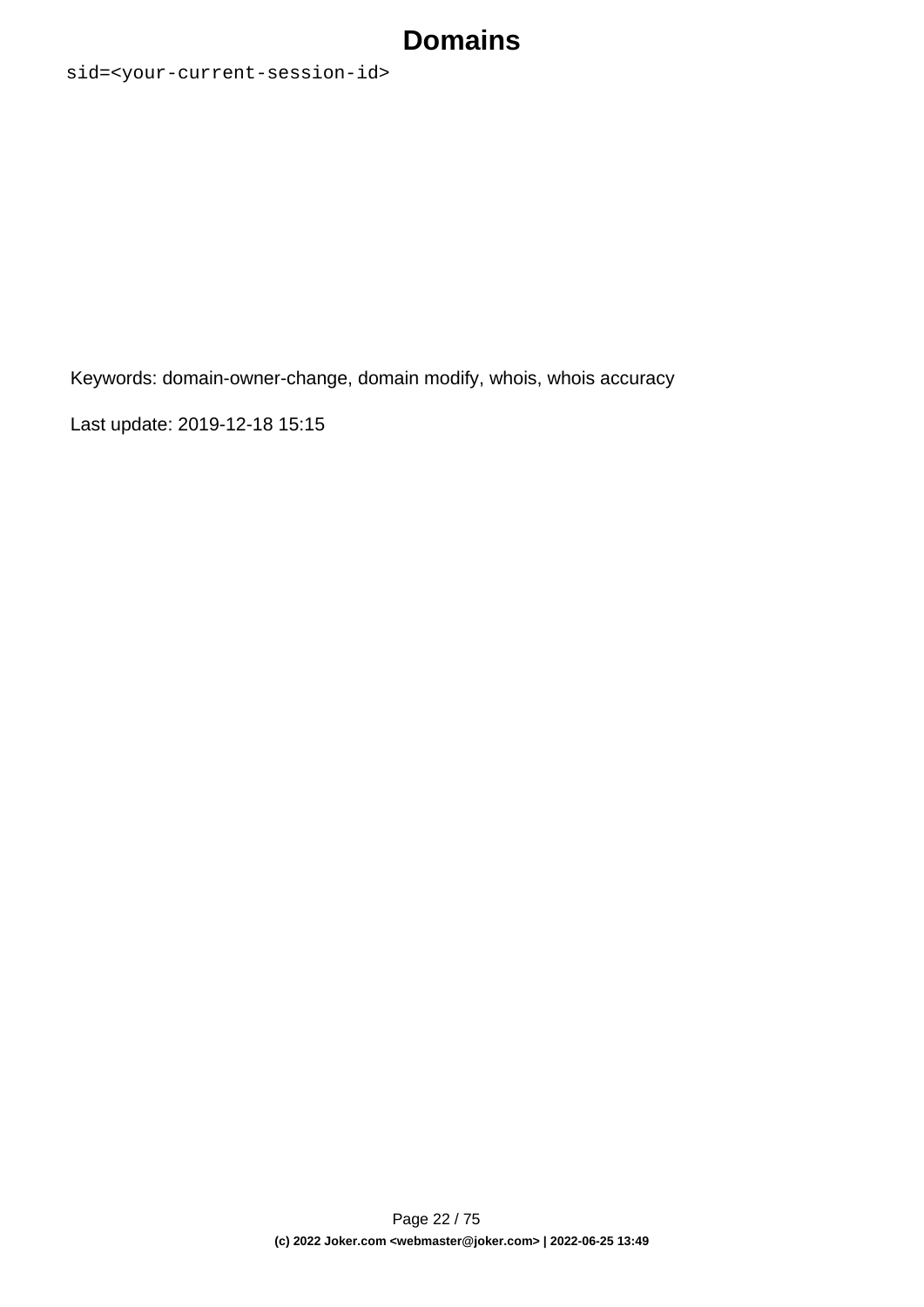```
sid=<your-current-session-id>
```

Keywords: domain-owner-change, domain modify, whois, whois accuracy

Last update: 2019-12-18 15:15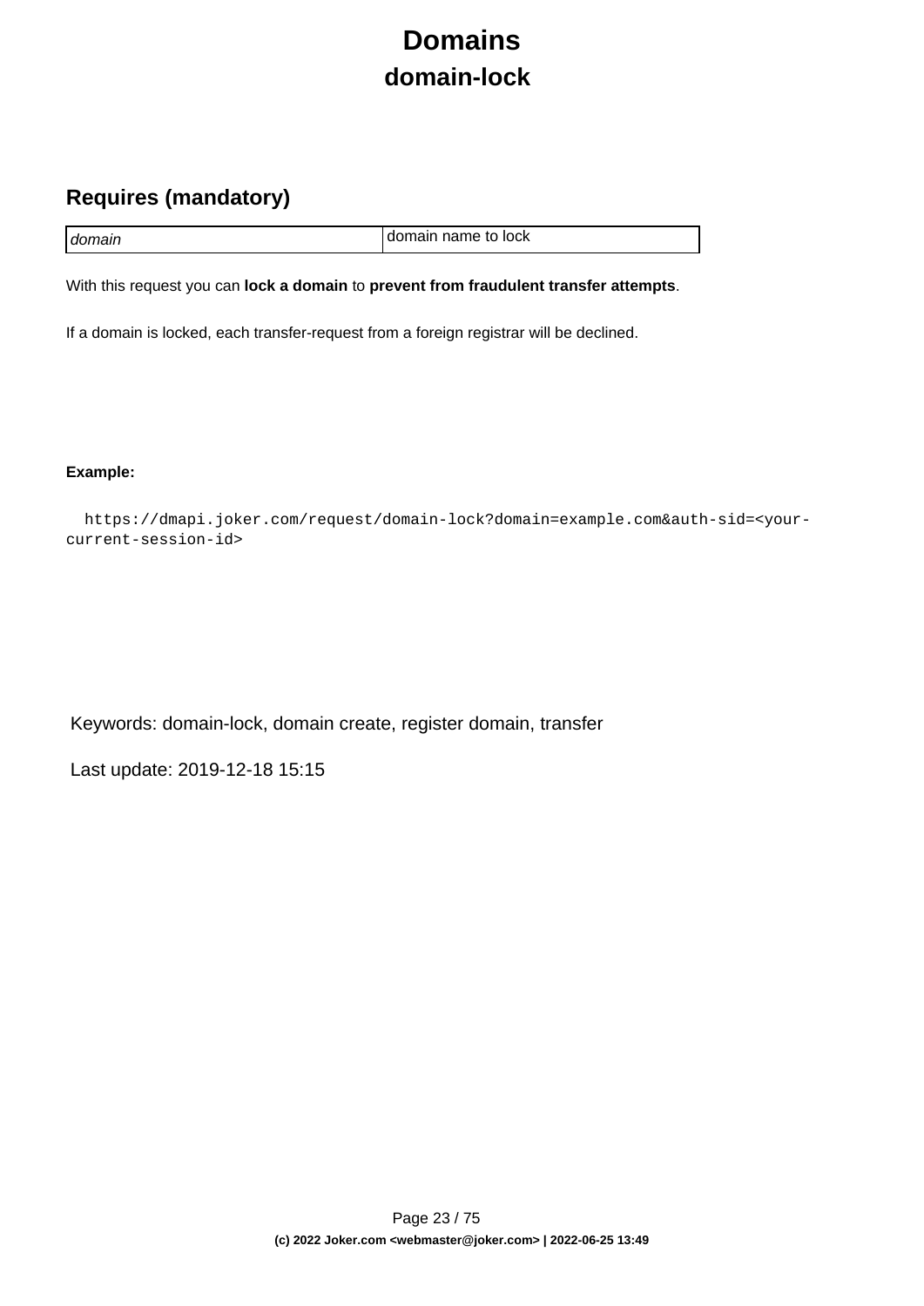# Domains

## domain-lock

### Requires (mandatory)

| | |
|---|---|
| *domain* | domain name to lock |

With this request you can **lock a domain** to **prevent from fraudulent transfer attempts**.

If a domain is locked, each transfer-request from a foreign registrar will be declined.

**Example:**

```
https://dmapi.joker.com/request/domain-lock?domain=example.com&auth-sid=<your-current-session-id>
```

Keywords: domain-lock, domain create, register domain, transfer

Last update: 2019-12-18 15:15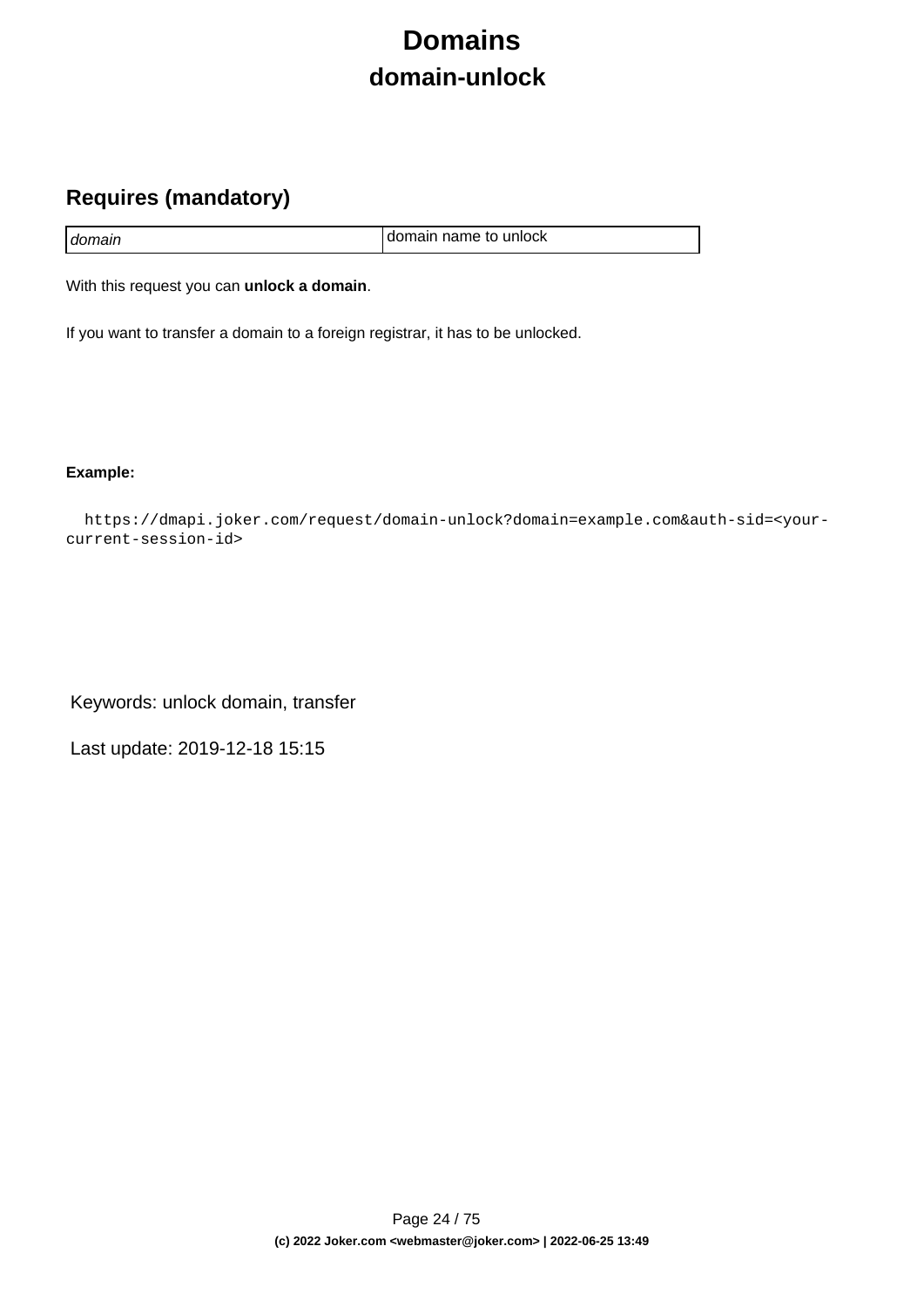# Domains

## domain-unlock

### Requires (mandatory)

| | |
|---|---|
| *domain* | domain name to unlock |

With this request you can **unlock a domain**.

If you want to transfer a domain to a foreign registrar, it has to be unlocked.

**Example:**

```
https://dmapi.joker.com/request/domain-unlock?domain=example.com&auth-sid=<your-current-session-id>
```

Keywords: unlock domain, transfer

Last update: 2019-12-18 15:15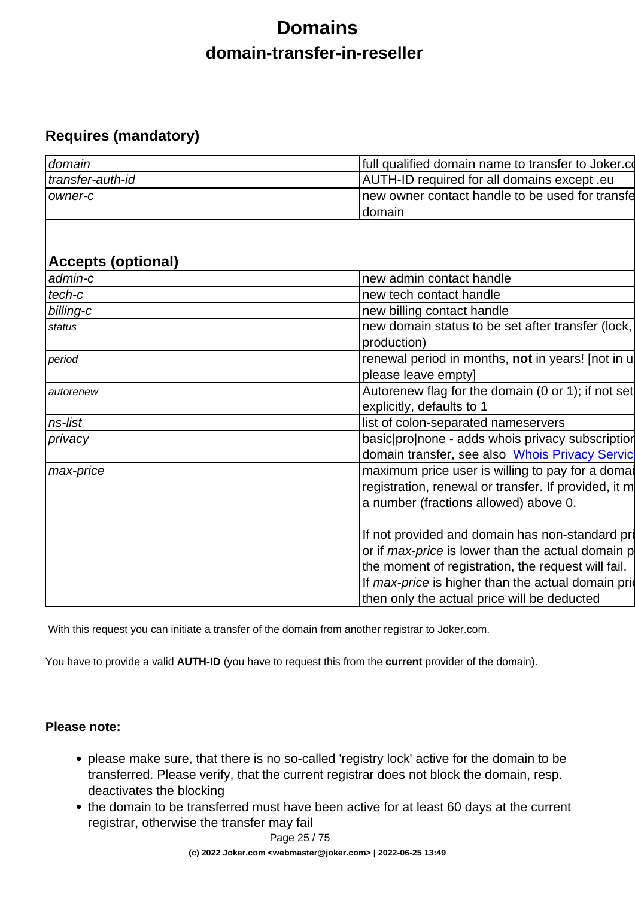# Domains

## domain-transfer-in-reseller

### Requires (mandatory)

| | |
|---|---|
| *domain* | full qualified domain name to transfer to Joker.co |
| *transfer-auth-id* | AUTH-ID required for all domains except .eu |
| *owner-c* | new owner contact handle to be used for transfe domain |

### Accepts (optional)

| | |
|---|---|
| *admin-c* | new admin contact handle |
| *tech-c* | new tech contact handle |
| *billing-c* | new billing contact handle |
| *status* | new domain status to be set after transfer (lock, production) |
| *period* | renewal period in months, **not** in years! [not in u please leave empty] |
| *autorenew* | Autorenew flag for the domain (0 or 1); if not set explicitly, defaults to 1 |
| *ns-list* | list of colon-separated nameservers |
| *privacy* | basic\|pro\|none - adds whois privacy subscriptio domain transfer, see also Whois Privacy Servic |
| *max-price* | maximum price user is willing to pay for a domai registration, renewal or transfer. If provided, it m a number (fractions allowed) above 0. <br><br> If not provided and domain has non-standard pri or if *max-price* is lower than the actual domain p the moment of registration, the request will fail. If *max-price* is higher than the actual domain pri then only the actual price will be deducted |

With this request you can initiate a transfer of the domain from another registrar to Joker.com.

You have to provide a valid **AUTH-ID** (you have to request this from the **current** provider of the domain).

**Please note:**

- please make sure, that there is no so-called 'registry lock' active for the domain to be transferred. Please verify, that the current registrar does not block the domain, resp. deactivates the blocking
- the domain to be transferred must have been active for at least 60 days at the current registrar, otherwise the transfer may fail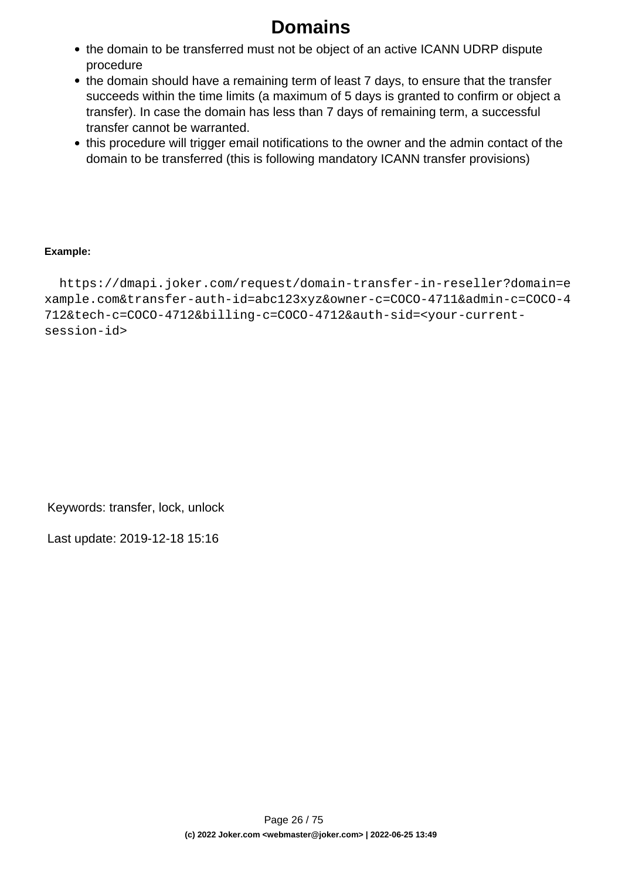- the domain to be transferred must not be object of an active ICANN UDRP dispute procedure
- the domain should have a remaining term of least 7 days, to ensure that the transfer succeeds within the time limits (a maximum of 5 days is granted to confirm or object a transfer). In case the domain has less than 7 days of remaining term, a successful transfer cannot be warranted.
- this procedure will trigger email notifications to the owner and the admin contact of the domain to be transferred (this is following mandatory ICANN transfer provisions)

**Example:**

```
https://dmapi.joker.com/request/domain-transfer-in-reseller?domain=example.com&transfer-auth-id=abc123xyz&owner-c=COCO-4711&admin-c=COCO-4712&tech-c=COCO-4712&billing-c=COCO-4712&auth-sid=<your-current-session-id>
```

Keywords: transfer, lock, unlock

Last update: 2019-12-18 15:16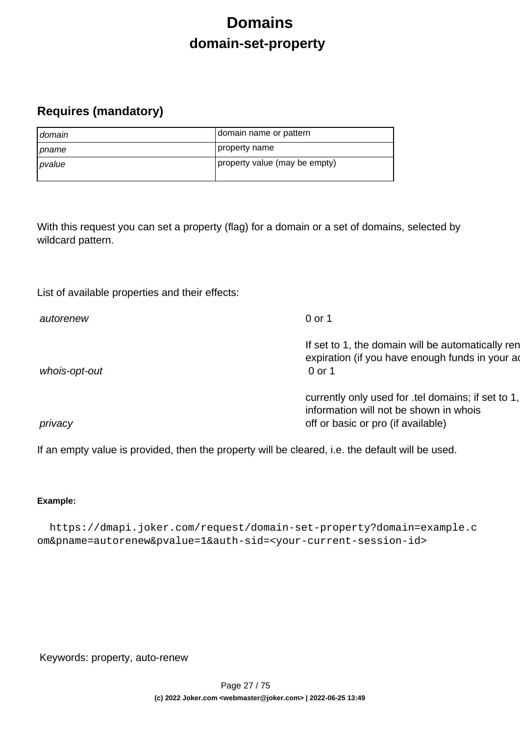# Domains

## domain-set-property

### Requires (mandatory)

| | |
|---|---|
| *domain* | domain name or pattern |
| *pname* | property name |
| *pvalue* | property value (may be empty) |

With this request you can set a property (flag) for a domain or a set of domains, selected by wildcard pattern.

List of available properties and their effects:

| | |
|---|---|
| *autorenew* | 0 or 1<br><br>If set to 1, the domain will be automatically ren expiration (if you have enough funds in your ac |
| *whois-opt-out* | 0 or 1<br><br>currently only used for .tel domains; if set to 1, information will not be shown in whois |
| *privacy* | off or basic or pro (if available) |

If an empty value is provided, then the property will be cleared, i.e. the default will be used.

**Example:**

```
https://dmapi.joker.com/request/domain-set-property?domain=example.c
om&pname=autorenew&pvalue=1&auth-sid=<your-current-session-id>
```

Keywords: property, auto-renew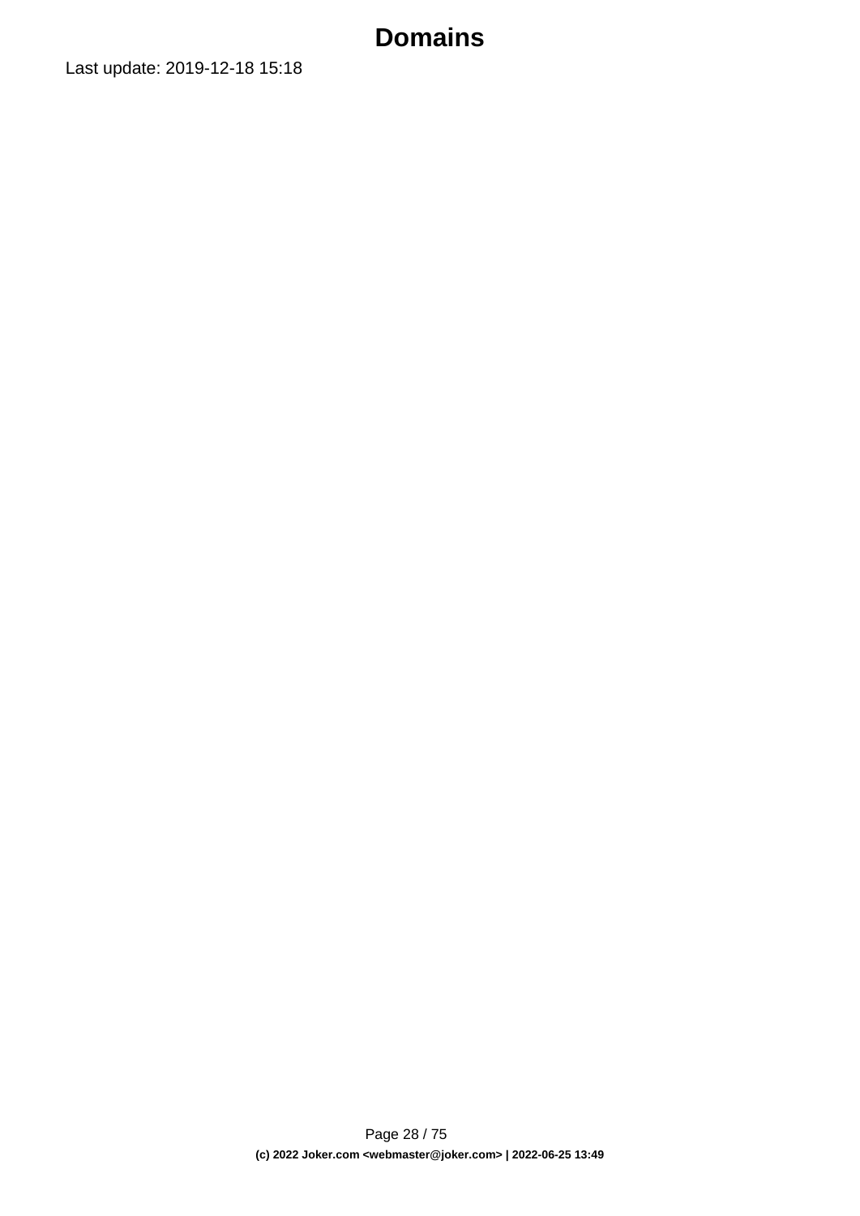Last update: 2019-12-18 15:18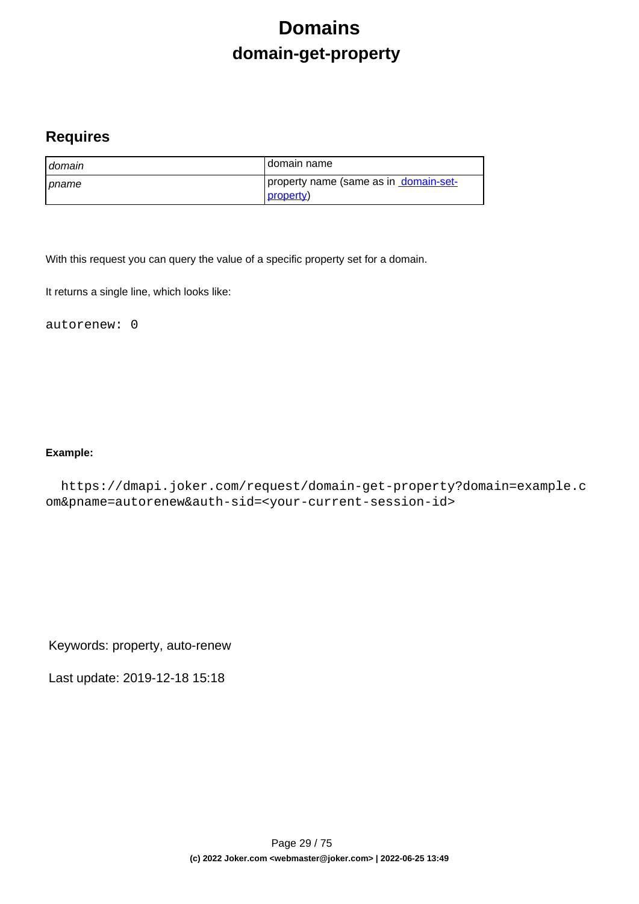# Domains

## domain-get-property

### Requires

| | |
|---|---|
| *domain* | domain name |
| *pname* | property name (same as in domain-set-property) |

With this request you can query the value of a specific property set for a domain.

It returns a single line, which looks like:

```
autorenew: 0
```

**Example:**

```
https://dmapi.joker.com/request/domain-get-property?domain=example.com&pname=autorenew&auth-sid=<your-current-session-id>
```

Keywords: property, auto-renew

Last update: 2019-12-18 15:18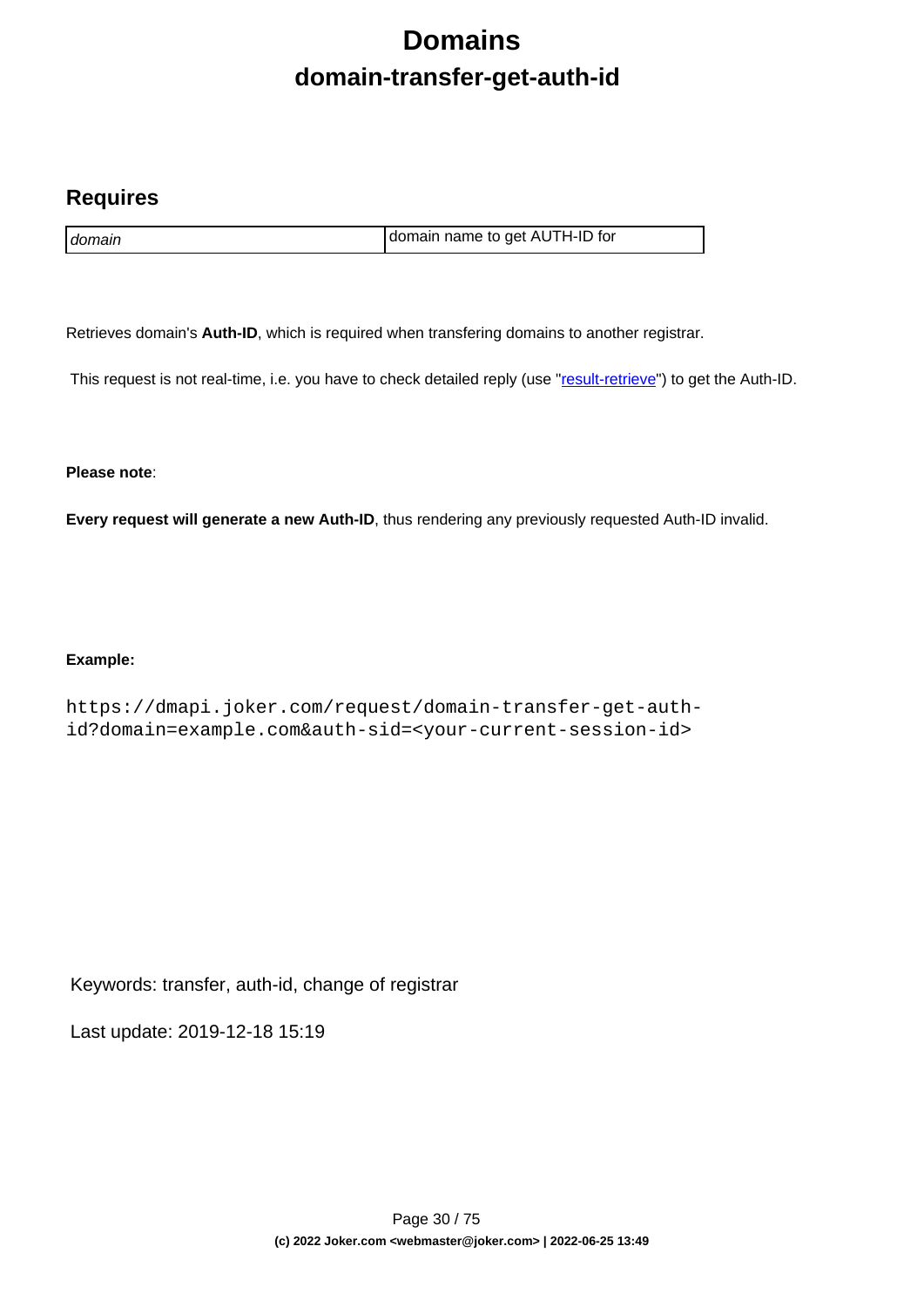# Domains

## domain-transfer-get-auth-id

### Requires

| *domain* | domain name to get AUTH-ID for |
| --- | --- |

Retrieves domain's **Auth-ID**, which is required when transfering domains to another registrar.

This request is not real-time, i.e. you have to check detailed reply (use "result-retrieve") to get the Auth-ID.

**Please note**:

**Every request will generate a new Auth-ID**, thus rendering any previously requested Auth-ID invalid.

**Example:**

```
https://dmapi.joker.com/request/domain-transfer-get-auth-id?domain=example.com&auth-sid=<your-current-session-id>
```

Keywords: transfer, auth-id, change of registrar

Last update: 2019-12-18 15:19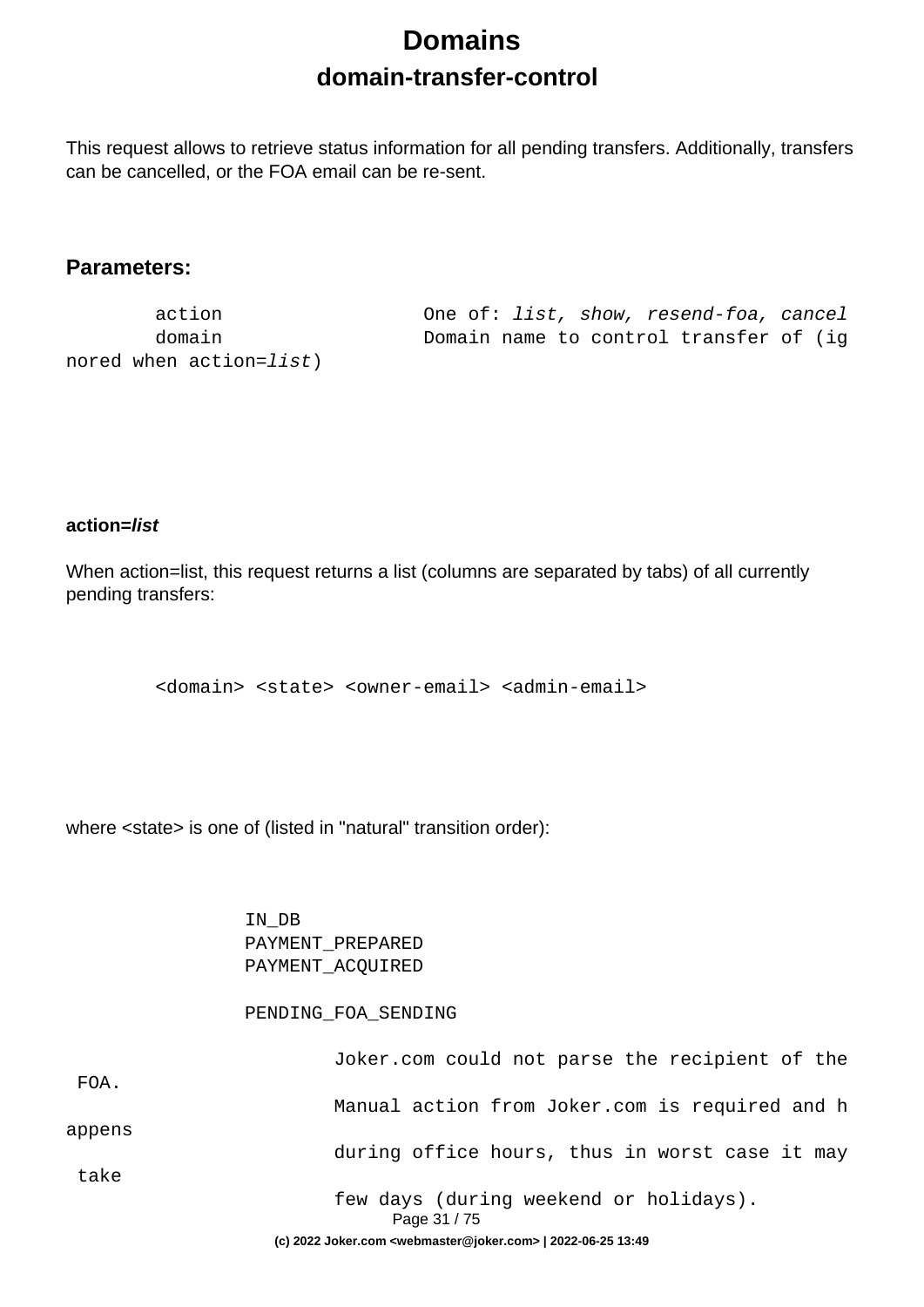# Domains

## domain-transfer-control

This request allows to retrieve status information for all pending transfers. Additionally, transfers can be cancelled, or the FOA email can be re-sent.

### Parameters:

```
        action                One of: list, show, resend-foa, cancel
        domain                Domain name to control transfer of (ignored when action=list)
```

**action=*list***

When action=list, this request returns a list (columns are separated by tabs) of all currently pending transfers:

```
        <domain> <state> <owner-email> <admin-email>
```

where <state> is one of (listed in "natural" transition order):

```
                IN_DB
                PAYMENT_PREPARED
                PAYMENT_ACQUIRED

                PENDING_FOA_SENDING

                        Joker.com could not parse the recipient of the FOA.
                        Manual action from Joker.com is required and happens
                        during office hours, thus in worst case it may take
                        few days (during weekend or holidays).
```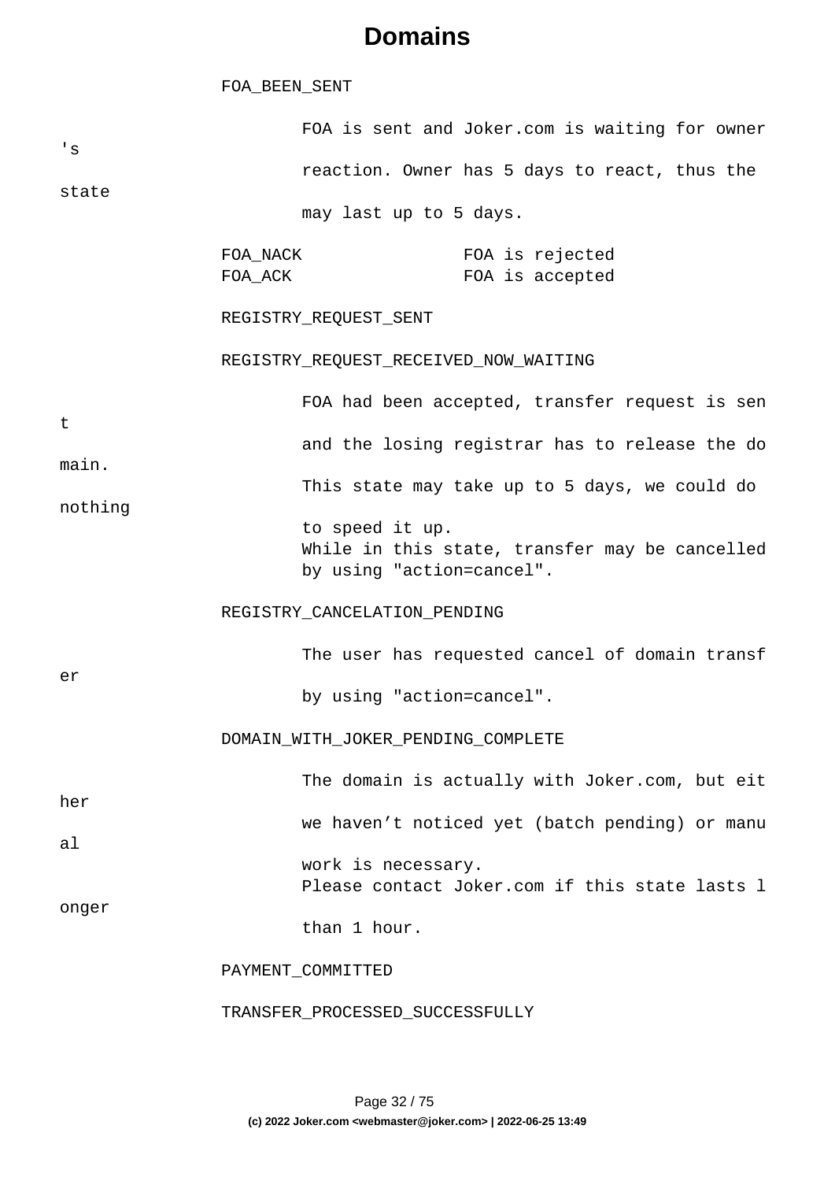```
FOA_BEEN_SENT

        FOA is sent and Joker.com is waiting for owner's
        reaction. Owner has 5 days to react, thus the state
        may last up to 5 days.

FOA_NACK                FOA is rejected
FOA_ACK                 FOA is accepted

REGISTRY_REQUEST_SENT

REGISTRY_REQUEST_RECEIVED_NOW_WAITING

        FOA had been accepted, transfer request is sent
        and the losing registrar has to release the domain.
        This state may take up to 5 days, we could do nothing
        to speed it up.
        While in this state, transfer may be cancelled
        by using "action=cancel".

REGISTRY_CANCELATION_PENDING

        The user has requested cancel of domain transfer
        by using "action=cancel".

DOMAIN_WITH_JOKER_PENDING_COMPLETE

        The domain is actually with Joker.com, but either
        we haven’t noticed yet (batch pending) or manual
        work is necessary.
        Please contact Joker.com if this state lasts longer
        than 1 hour.

PAYMENT_COMMITTED

TRANSFER_PROCESSED_SUCCESSFULLY
```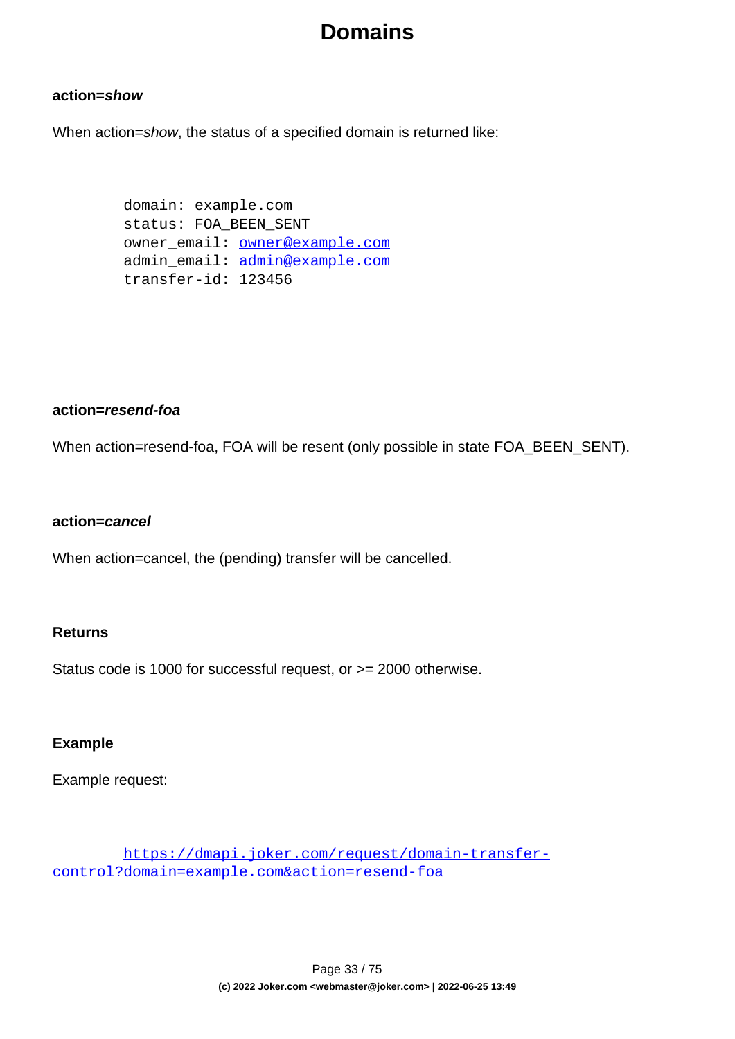# Domains

#### action=*show*

When action=*show*, the status of a specified domain is returned like:

```
domain: example.com
status: FOA_BEEN_SENT
owner_email: owner@example.com
admin_email: admin@example.com
transfer-id: 123456
```

#### action=*resend-foa*

When action=resend-foa, FOA will be resent (only possible in state FOA_BEEN_SENT).

#### action=*cancel*

When action=cancel, the (pending) transfer will be cancelled.

#### Returns

Status code is 1000 for successful request, or >= 2000 otherwise.

#### Example

Example request:

```
https://dmapi.joker.com/request/domain-transfer-control?domain=example.com&action=resend-foa
```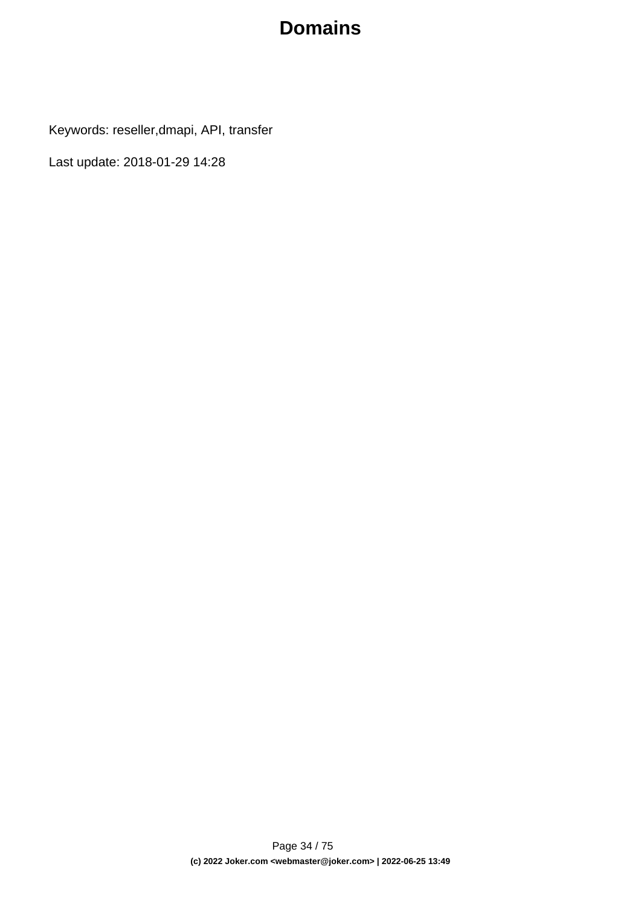# Domains

Keywords: reseller,dmapi, API, transfer

Last update: 2018-01-29 14:28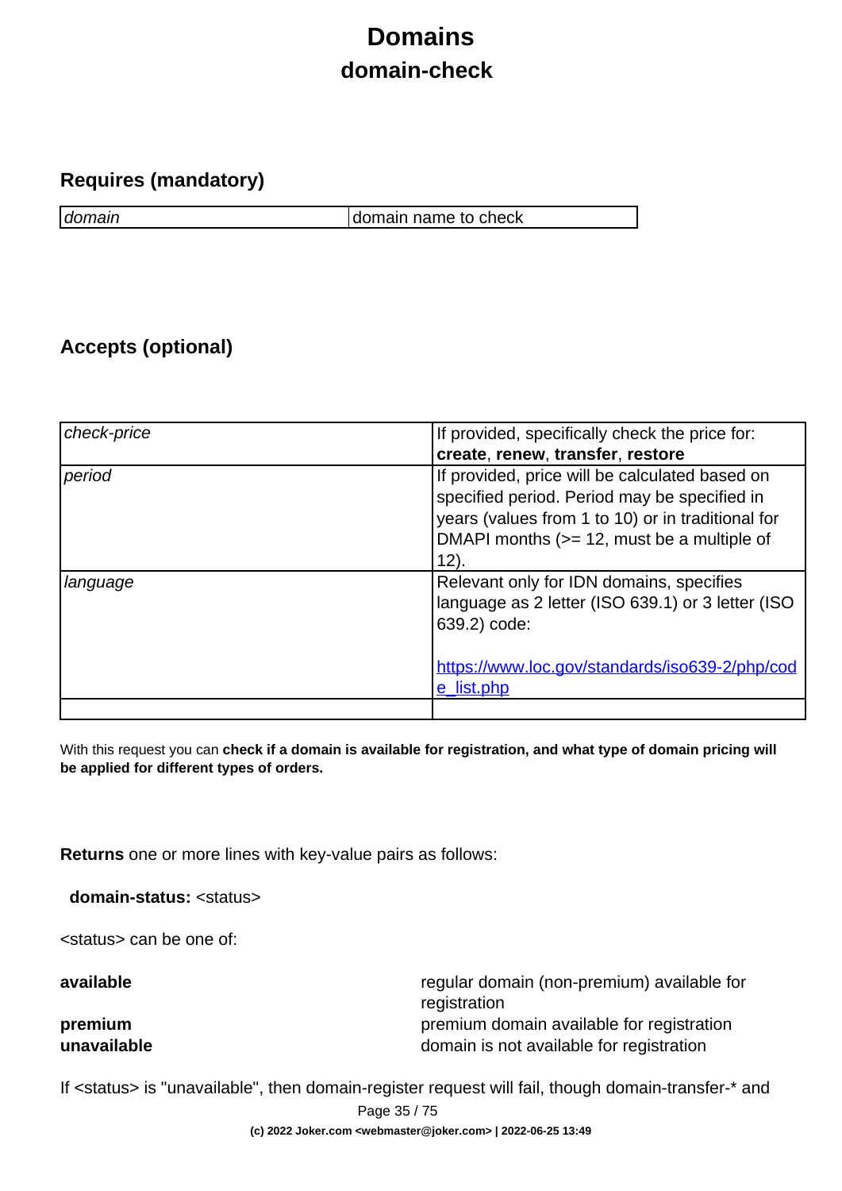# Domains

## domain-check

### Requires (mandatory)

| | |
|---|---|
| *domain* | domain name to check |

### Accepts (optional)

| | |
|---|---|
| *check-price* | If provided, specifically check the price for: **create**, **renew**, **transfer**, **restore** |
| *period* | If provided, price will be calculated based on specified period. Period may be specified in years (values from 1 to 10) or in traditional for DMAPI months (>= 12, must be a multiple of 12). |
| *language* | Relevant only for IDN domains, specifies language as 2 letter (ISO 639.1) or 3 letter (ISO 639.2) code:<br><br>[https://www.loc.gov/standards/iso639-2/php/code_list.php](https://www.loc.gov/standards/iso639-2/php/code_list.php) |
| | |

With this request you can **check if a domain is available for registration, and what type of domain pricing will be applied for different types of orders.**

**Returns** one or more lines with key-value pairs as follows:

**domain-status:** <status>

<status> can be one of:

| | |
|---|---|
| **available** | regular domain (non-premium) available for registration |
| **premium** | premium domain available for registration |
| **unavailable** | domain is not available for registration |

If <status> is "unavailable", then domain-register request will fail, though domain-transfer-* and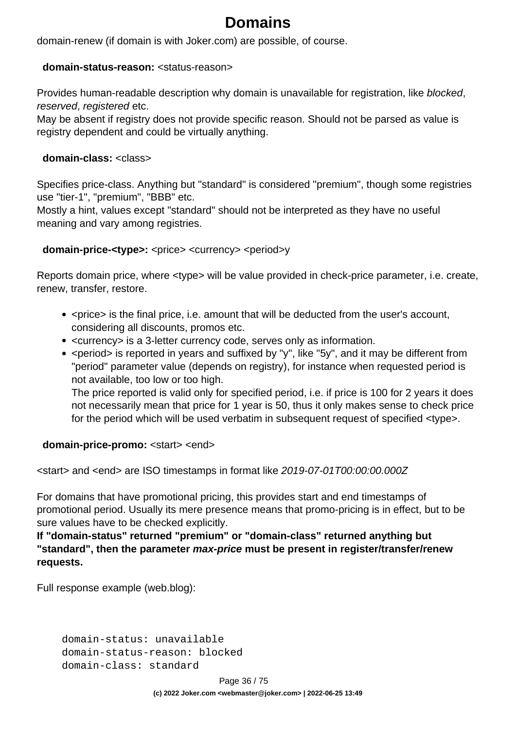domain-renew (if domain is with Joker.com) are possible, of course.

**domain-status-reason:** <status-reason>

Provides human-readable description why domain is unavailable for registration, like *blocked*, *reserved*, *registered* etc.
May be absent if registry does not provide specific reason. Should not be parsed as value is registry dependent and could be virtually anything.

**domain-class:** <class>

Specifies price-class. Anything but "standard" is considered "premium", though some registries use "tier-1", "premium", "BBB" etc.
Mostly a hint, values except "standard" should not be interpreted as they have no useful meaning and vary among registries.

**domain-price-<type>:** <price> <currency> <period>y

Reports domain price, where <type> will be value provided in check-price parameter, i.e. create, renew, transfer, restore.

- <price> is the final price, i.e. amount that will be deducted from the user's account, considering all discounts, promos etc.
- <currency> is a 3-letter currency code, serves only as information.
- <period> is reported in years and suffixed by "y", like "5y", and it may be different from "period" parameter value (depends on registry), for instance when requested period is not available, too low or too high.
  The price reported is valid only for specified period, i.e. if price is 100 for 2 years it does not necessarily mean that price for 1 year is 50, thus it only makes sense to check price for the period which will be used verbatim in subsequent request of specified <type>.

**domain-price-promo:** <start> <end>

<start> and <end> are ISO timestamps in format like *2019-07-01T00:00:00.000Z*

For domains that have promotional pricing, this provides start and end timestamps of promotional period. Usually its mere presence means that promo-pricing is in effect, but to be sure values have to be checked explicitly.
**If "domain-status" returned "premium" or "domain-class" returned anything but "standard", then the parameter *max-price* must be present in register/transfer/renew requests.**

Full response example (web.blog):

```
domain-status: unavailable
domain-status-reason: blocked
domain-class: standard
```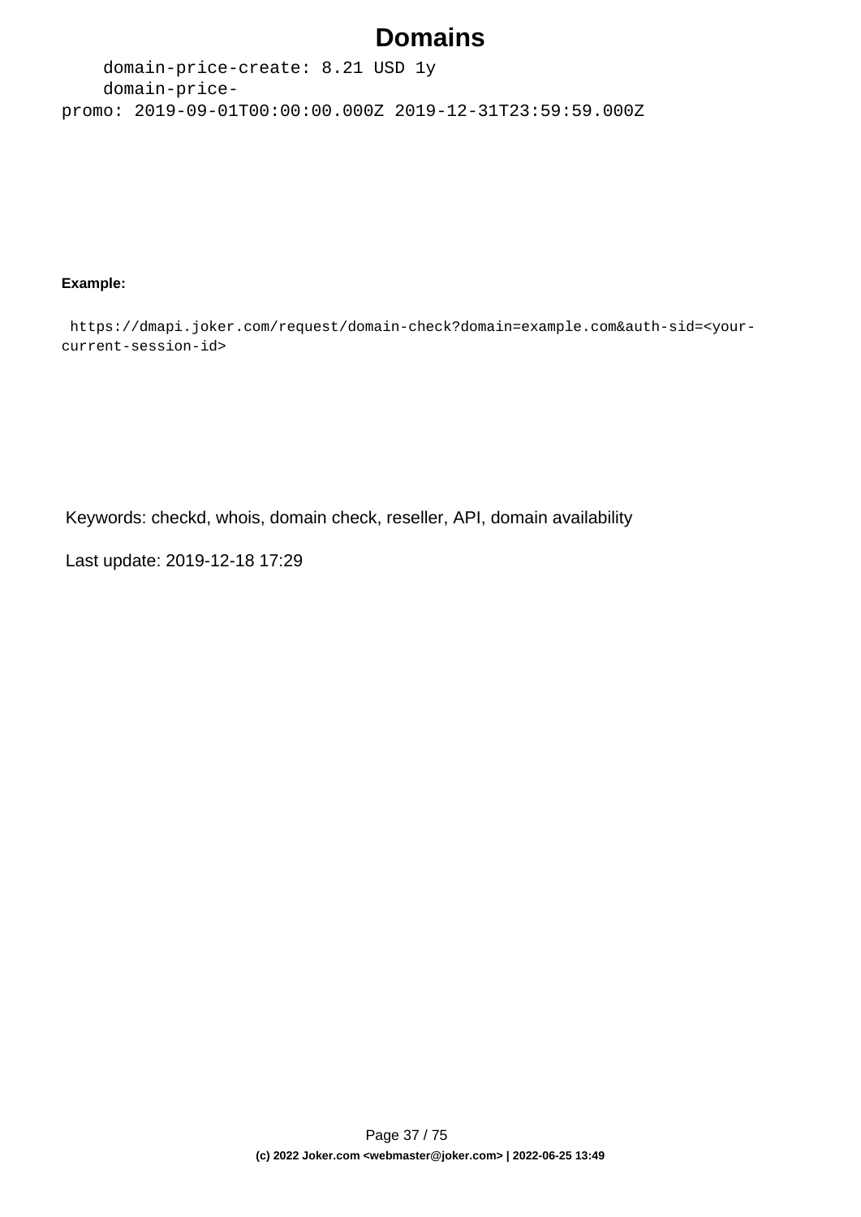```
    domain-price-create: 8.21 USD 1y
    domain-price-promo: 2019-09-01T00:00:00.000Z 2019-12-31T23:59:59.000Z
```

**Example:**

```
 https://dmapi.joker.com/request/domain-check?domain=example.com&auth-sid=<your-current-session-id>
```

Keywords: checkd, whois, domain check, reseller, API, domain availability

Last update: 2019-12-18 17:29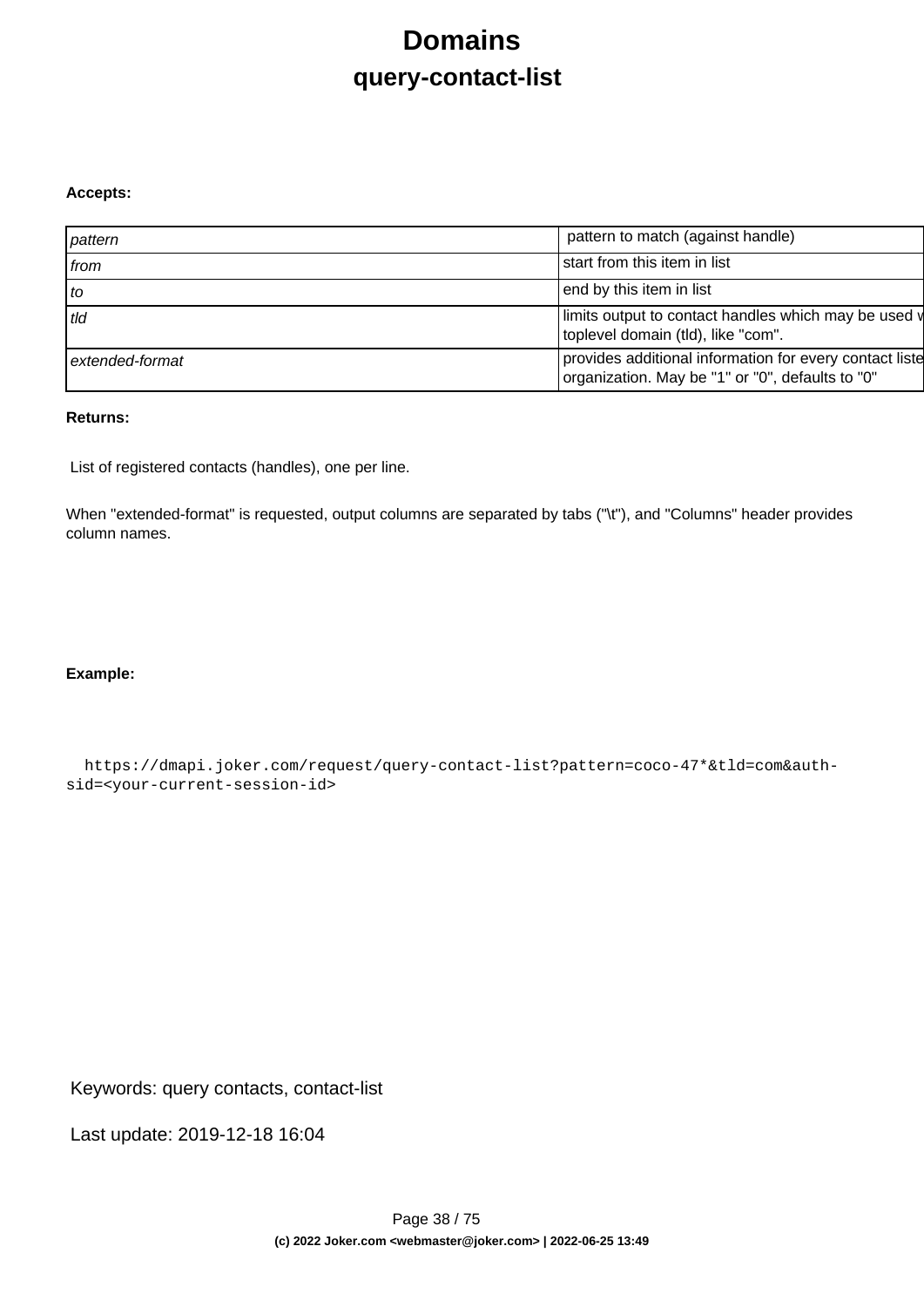# Domains

## query-contact-list

**Accepts:**

| | |
|---|---|
| *pattern* | pattern to match (against handle) |
| *from* | start from this item in list |
| *to* | end by this item in list |
| *tld* | limits output to contact handles which may be used v toplevel domain (tld), like "com". |
| *extended-format* | provides additional information for every contact liste organization. May be "1" or "0", defaults to "0" |

**Returns:**

List of registered contacts (handles), one per line.

When "extended-format" is requested, output columns are separated by tabs ("\t"), and "Columns" header provides column names.

**Example:**

```
https://dmapi.joker.com/request/query-contact-list?pattern=coco-47*&tld=com&auth-sid=<your-current-session-id>
```

Keywords: query contacts, contact-list

Last update: 2019-12-18 16:04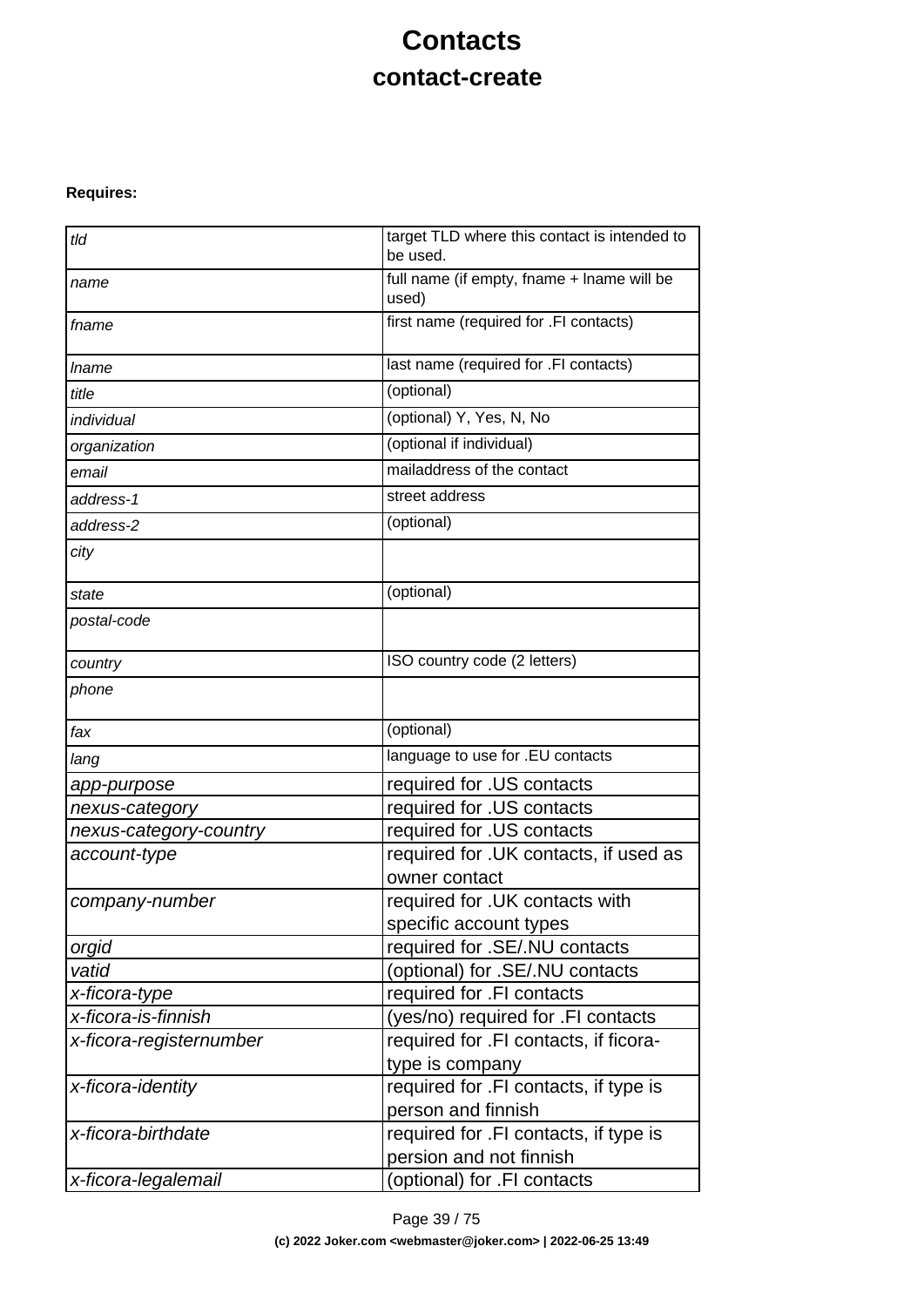# Contacts

## contact-create

**Requires:**

| | |
|---|---|
| *tld* | target TLD where this contact is intended to be used. |
| *name* | full name (if empty, fname + lname will be used) |
| *fname* | first name (required for .FI contacts) |
| *lname* | last name (required for .FI contacts) |
| *title* | (optional) |
| *individual* | (optional) Y, Yes, N, No |
| *organization* | (optional if individual) |
| *email* | mailaddress of the contact |
| *address-1* | street address |
| *address-2* | (optional) |
| *city* | |
| *state* | (optional) |
| *postal-code* | |
| *country* | ISO country code (2 letters) |
| *phone* | |
| *fax* | (optional) |
| *lang* | language to use for .EU contacts |
| *app-purpose* | required for .US contacts |
| *nexus-category* | required for .US contacts |
| *nexus-category-country* | required for .US contacts |
| *account-type* | required for .UK contacts, if used as owner contact |
| *company-number* | required for .UK contacts with specific account types |
| *orgid* | required for .SE/.NU contacts |
| *vatid* | (optional) for .SE/.NU contacts |
| *x-ficora-type* | required for .FI contacts |
| *x-ficora-is-finnish* | (yes/no) required for .FI contacts |
| *x-ficora-registernumber* | required for .FI contacts, if ficora-type is company |
| *x-ficora-identity* | required for .FI contacts, if type is person and finnish |
| *x-ficora-birthdate* | required for .FI contacts, if type is persion and not finnish |
| *x-ficora-legalemail* | (optional) for .FI contacts |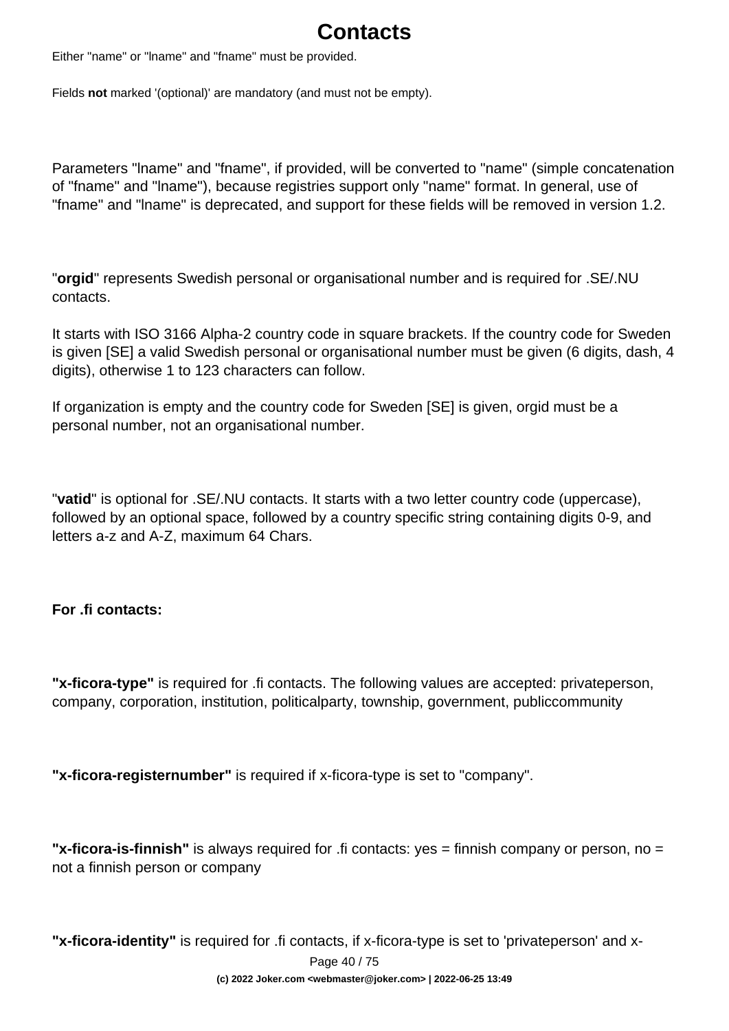# Contacts

Either "name" or "lname" and "fname" must be provided.

Fields **not** marked '(optional)' are mandatory (and must not be empty).

Parameters "lname" and "fname", if provided, will be converted to "name" (simple concatenation of "fname" and "lname"), because registries support only "name" format. In general, use of "fname" and "lname" is deprecated, and support for these fields will be removed in version 1.2.

"**orgid**" represents Swedish personal or organisational number and is required for .SE/.NU contacts.

It starts with ISO 3166 Alpha-2 country code in square brackets. If the country code for Sweden is given [SE] a valid Swedish personal or organisational number must be given (6 digits, dash, 4 digits), otherwise 1 to 123 characters can follow.

If organization is empty and the country code for Sweden [SE] is given, orgid must be a personal number, not an organisational number.

"**vatid**" is optional for .SE/.NU contacts. It starts with a two letter country code (uppercase), followed by an optional space, followed by a country specific string containing digits 0-9, and letters a-z and A-Z, maximum 64 Chars.

**For .fi contacts:**

**"x-ficora-type"** is required for .fi contacts. The following values are accepted: privateperson, company, corporation, institution, politicalparty, township, government, publiccommunity

**"x-ficora-registernumber"** is required if x-ficora-type is set to "company".

**"x-ficora-is-finnish"** is always required for .fi contacts: yes = finnish company or person, no = not a finnish person or company

**"x-ficora-identity"** is required for .fi contacts, if x-ficora-type is set to 'privateperson' and x-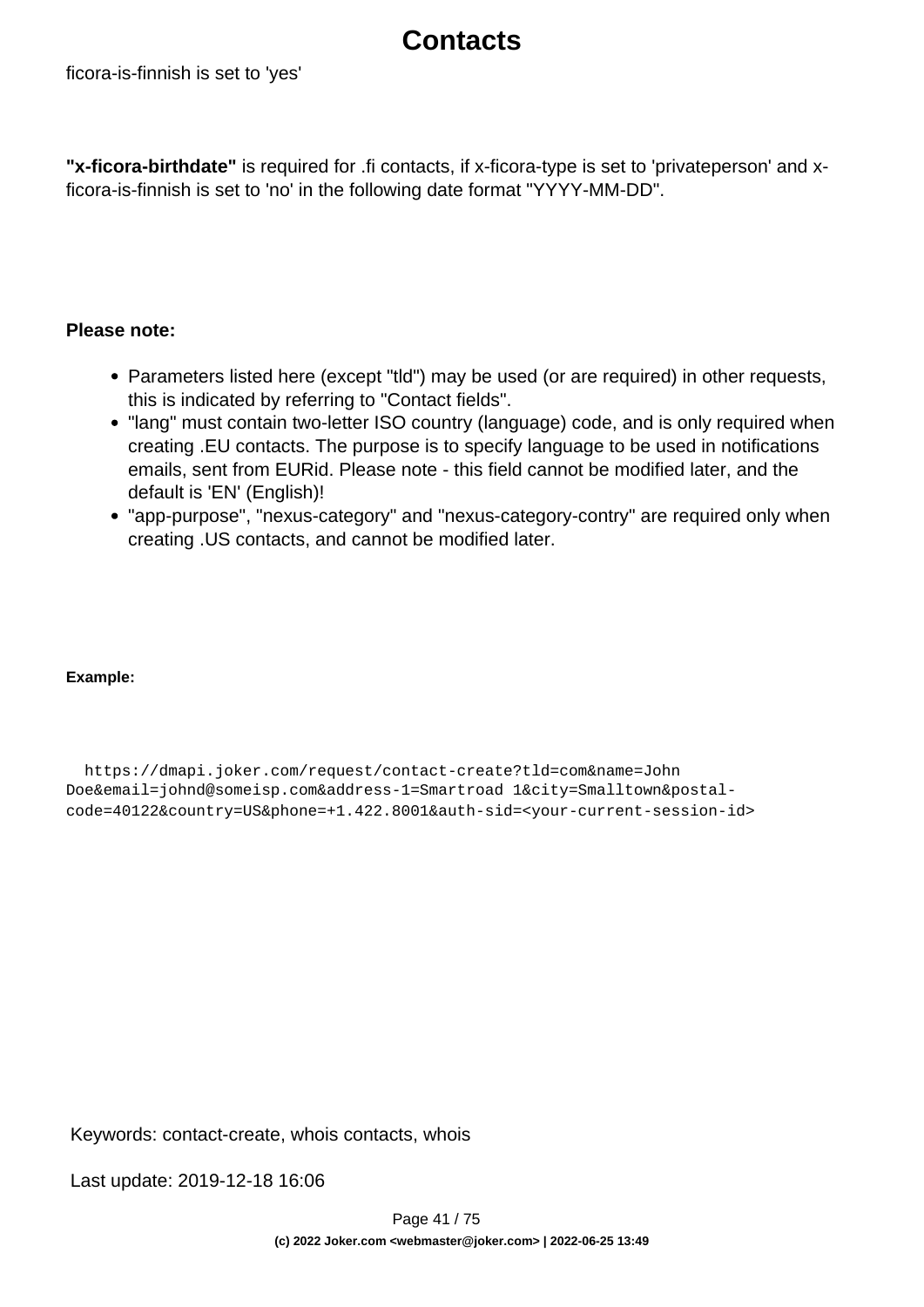ficora-is-finnish is set to 'yes'

**"x-ficora-birthdate"** is required for .fi contacts, if x-ficora-type is set to 'privateperson' and x-ficora-is-finnish is set to 'no' in the following date format "YYYY-MM-DD".

**Please note:**

- Parameters listed here (except "tld") may be used (or are required) in other requests, this is indicated by referring to "Contact fields".
- "lang" must contain two-letter ISO country (language) code, and is only required when creating .EU contacts. The purpose is to specify language to be used in notifications emails, sent from EURid. Please note - this field cannot be modified later, and the default is 'EN' (English)!
- "app-purpose", "nexus-category" and "nexus-category-contry" are required only when creating .US contacts, and cannot be modified later.

**Example:**

```
https://dmapi.joker.com/request/contact-create?tld=com&name=John Doe&email=johnd@someisp.com&address-1=Smartroad 1&city=Smalltown&postal-code=40122&country=US&phone=+1.422.8001&auth-sid=<your-current-session-id>
```

Keywords: contact-create, whois contacts, whois

Last update: 2019-12-18 16:06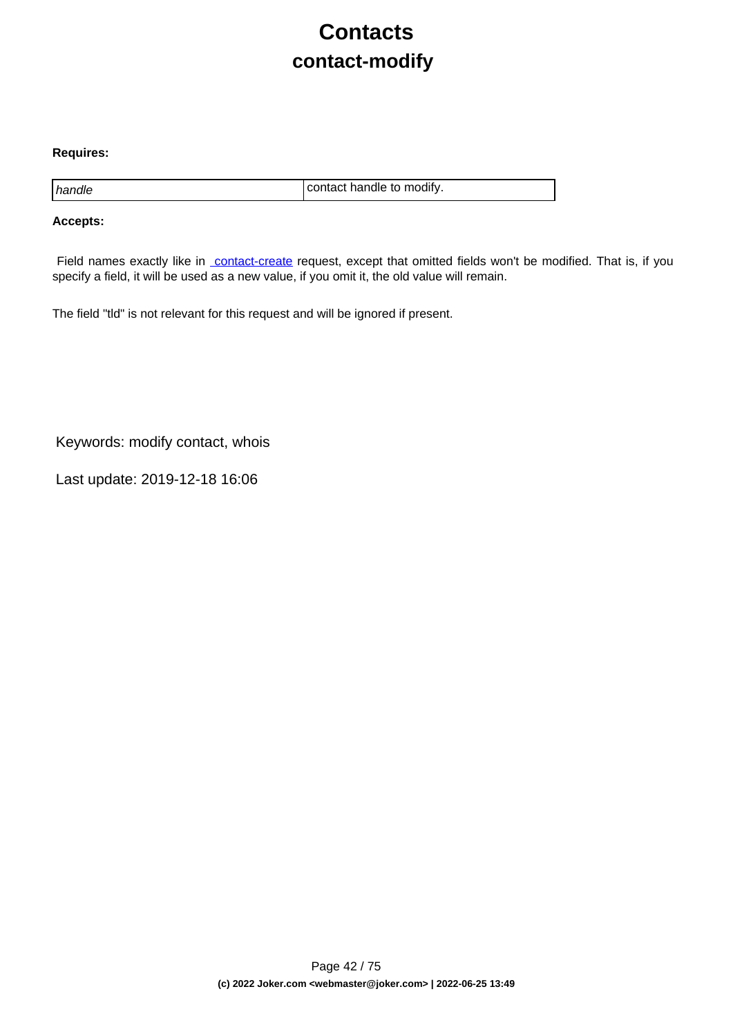# Contacts

## contact-modify

**Requires:**

| | |
|---|---|
| *handle* | contact handle to modify. |

**Accepts:**

Field names exactly like in contact-create request, except that omitted fields won't be modified. That is, if you specify a field, it will be used as a new value, if you omit it, the old value will remain.

The field "tld" is not relevant for this request and will be ignored if present.

Keywords: modify contact, whois

Last update: 2019-12-18 16:06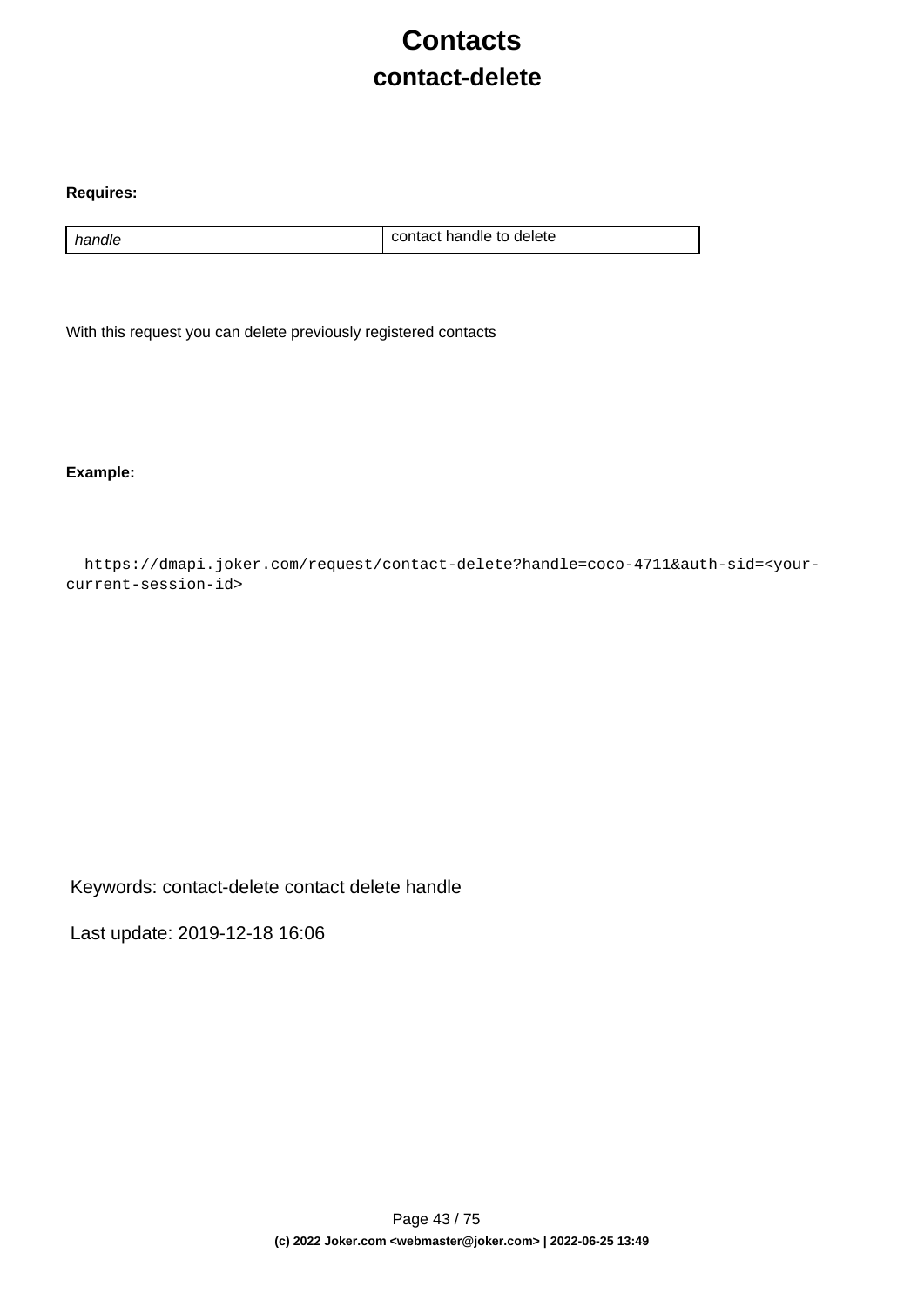# Contacts

## contact-delete

**Requires:**

| | |
|---|---|
| *handle* | contact handle to delete |

With this request you can delete previously registered contacts

**Example:**

```
https://dmapi.joker.com/request/contact-delete?handle=coco-4711&auth-sid=<your-current-session-id>
```

Keywords: contact-delete contact delete handle

Last update: 2019-12-18 16:06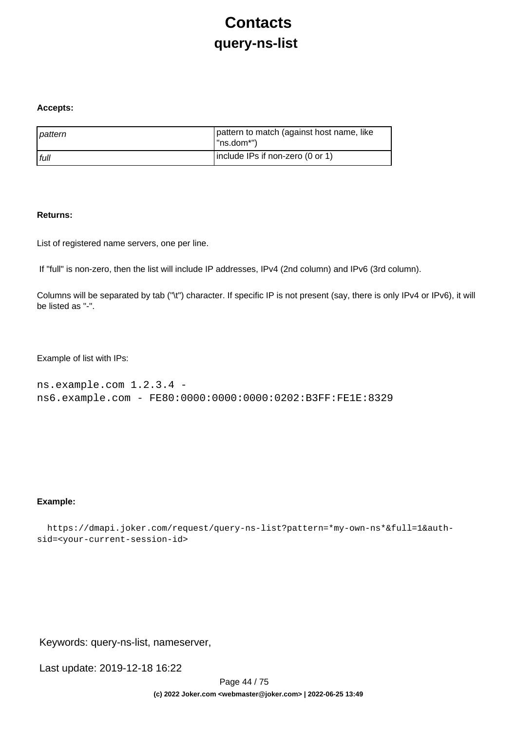# Contacts

## query-ns-list

**Accepts:**

| | |
|---|---|
| *pattern* | pattern to match (against host name, like "ns.dom*") |
| *full* | include IPs if non-zero (0 or 1) |

**Returns:**

List of registered name servers, one per line.

If "full" is non-zero, then the list will include IP addresses, IPv4 (2nd column) and IPv6 (3rd column).

Columns will be separated by tab ("\t") character. If specific IP is not present (say, there is only IPv4 or IPv6), it will be listed as "-".

Example of list with IPs:

```
ns.example.com 1.2.3.4 -
ns6.example.com - FE80:0000:0000:0000:0202:B3FF:FE1E:8329
```

**Example:**

```
https://dmapi.joker.com/request/query-ns-list?pattern=*my-own-ns*&full=1&auth-sid=<your-current-session-id>
```

Keywords: query-ns-list, nameserver,

Last update: 2019-12-18 16:22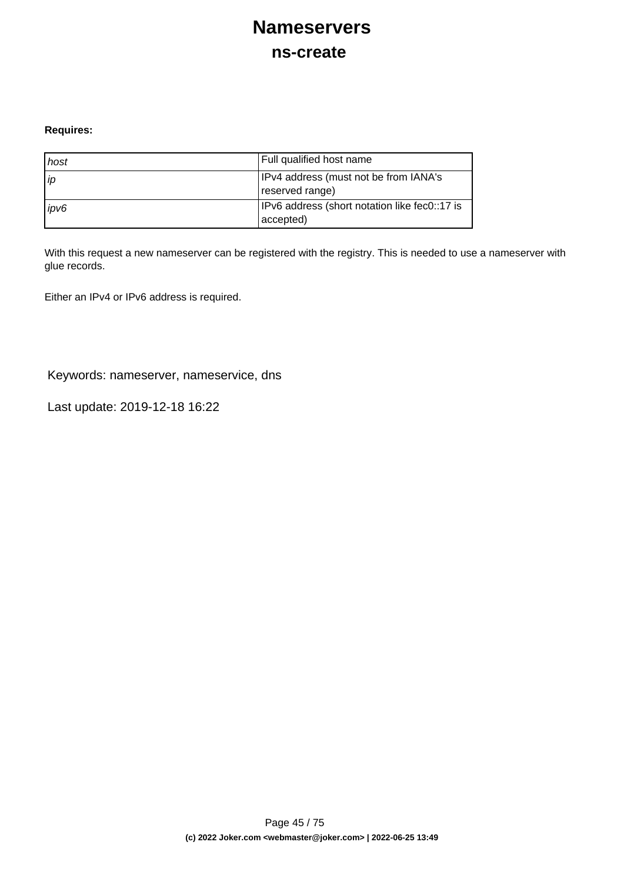# Nameservers

## ns-create

**Requires:**

| | |
|---|---|
| *host* | Full qualified host name |
| *ip* | IPv4 address (must not be from IANA's reserved range) |
| *ipv6* | IPv6 address (short notation like fec0::17 is accepted) |

With this request a new nameserver can be registered with the registry. This is needed to use a nameserver with glue records.

Either an IPv4 or IPv6 address is required.

Keywords: nameserver, nameservice, dns

Last update: 2019-12-18 16:22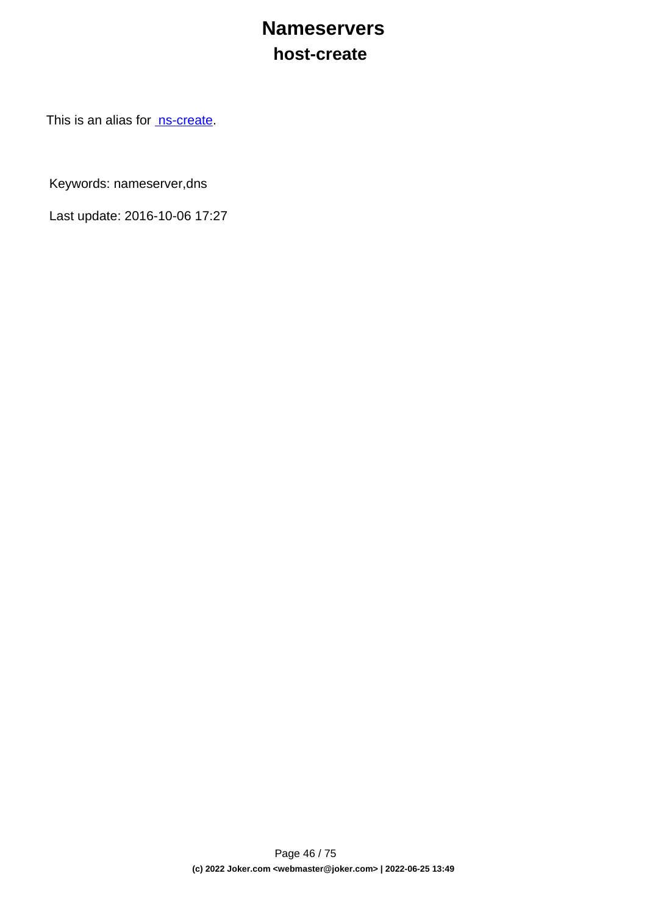# Nameservers

## host-create

This is an alias for [ns-create](ns-create).

Keywords: nameserver,dns

Last update: 2016-10-06 17:27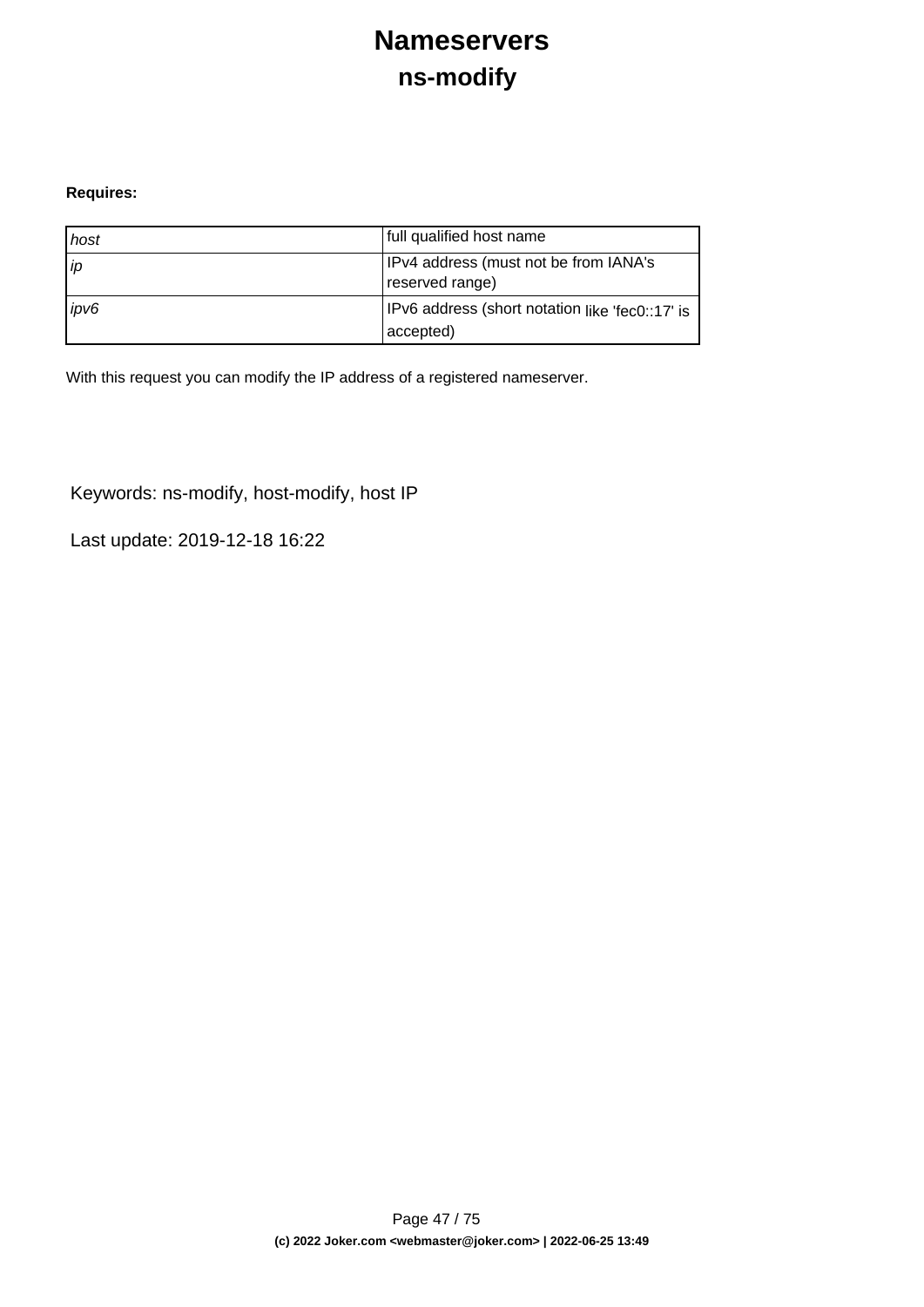# Nameservers

## ns-modify

**Requires:**

| | |
|---|---|
| *host* | full qualified host name |
| *ip* | IPv4 address (must not be from IANA's reserved range) |
| *ipv6* | IPv6 address (short notation like 'fec0::17' is accepted) |

With this request you can modify the IP address of a registered nameserver.

Keywords: ns-modify, host-modify, host IP

Last update: 2019-12-18 16:22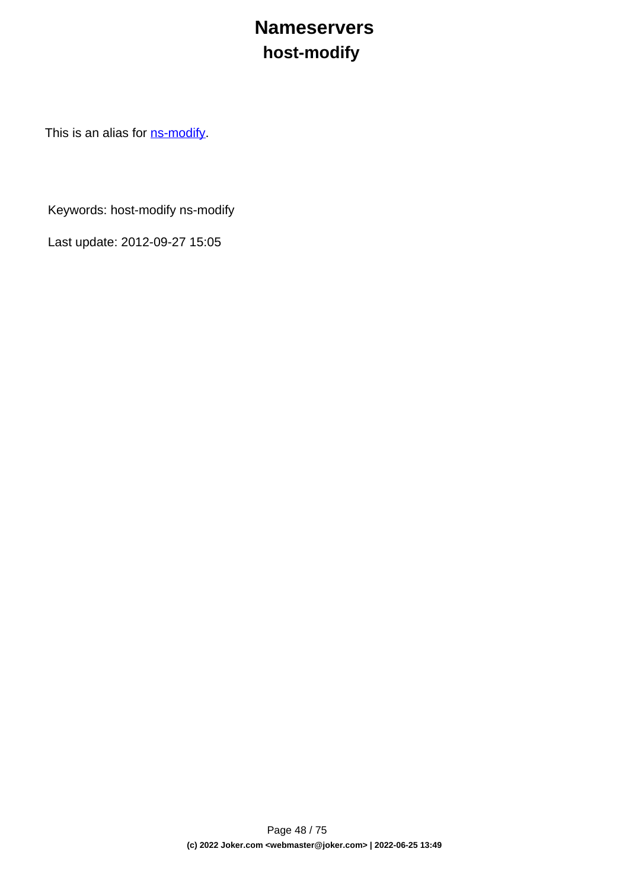# Nameservers

## host-modify

This is an alias for [ns-modify].

Keywords: host-modify ns-modify

Last update: 2012-09-27 15:05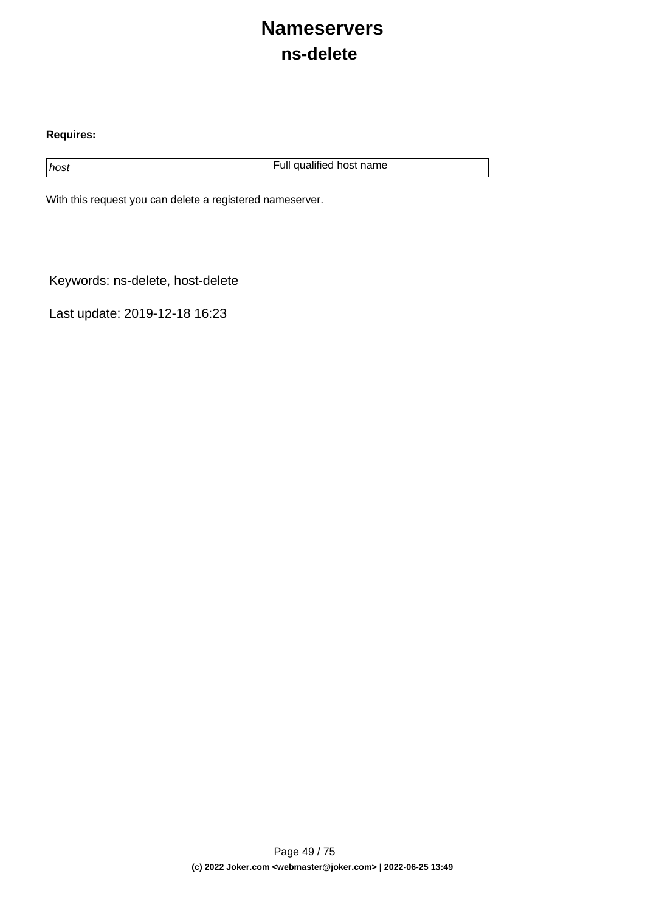# Nameservers
## ns-delete

**Requires:**

| | |
|---|---|
| *host* | Full qualified host name |

With this request you can delete a registered nameserver.

Keywords: ns-delete, host-delete

Last update: 2019-12-18 16:23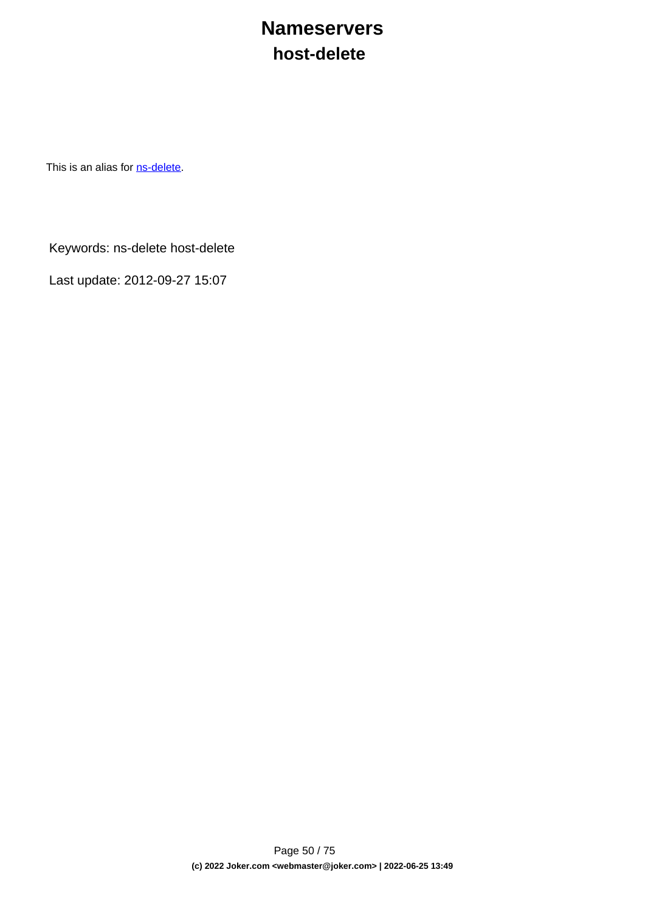# Nameservers

## host-delete

This is an alias for [ns-delete].

Keywords: ns-delete host-delete

Last update: 2012-09-27 15:07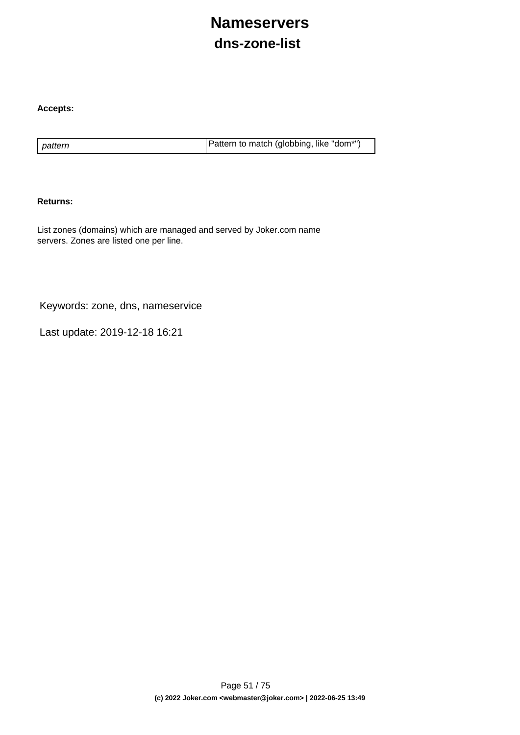# Nameservers

## dns-zone-list

**Accepts:**

| | |
|---|---|
| *pattern* | Pattern to match (globbing, like "dom*") |

**Returns:**

List zones (domains) which are managed and served by Joker.com name servers. Zones are listed one per line.

Keywords: zone, dns, nameservice

Last update: 2019-12-18 16:21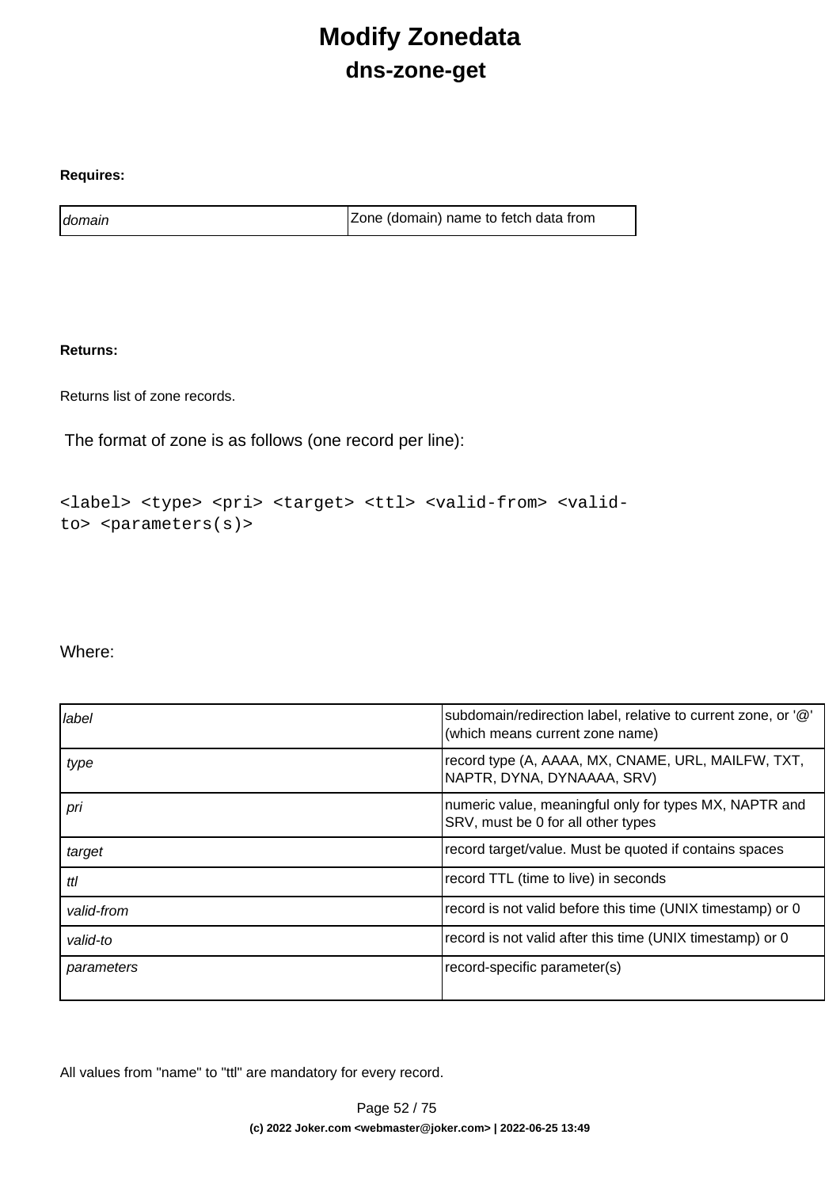# Modify Zonedata

## dns-zone-get

**Requires:**

| | |
|---|---|
| *domain* | Zone (domain) name to fetch data from |

**Returns:**

Returns list of zone records.

The format of zone is as follows (one record per line):

```
<label> <type> <pri> <target> <ttl> <valid-from> <valid-to> <parameters(s)>
```

Where:

| | |
|---|---|
| *label* | subdomain/redirection label, relative to current zone, or '@' (which means current zone name) |
| *type* | record type (A, AAAA, MX, CNAME, URL, MAILFW, TXT, NAPTR, DYNA, DYNAAAA, SRV) |
| *pri* | numeric value, meaningful only for types MX, NAPTR and SRV, must be 0 for all other types |
| *target* | record target/value. Must be quoted if contains spaces |
| *ttl* | record TTL (time to live) in seconds |
| *valid-from* | record is not valid before this time (UNIX timestamp) or 0 |
| *valid-to* | record is not valid after this time (UNIX timestamp) or 0 |
| *parameters* | record-specific parameter(s) |

All values from "name" to "ttl" are mandatory for every record.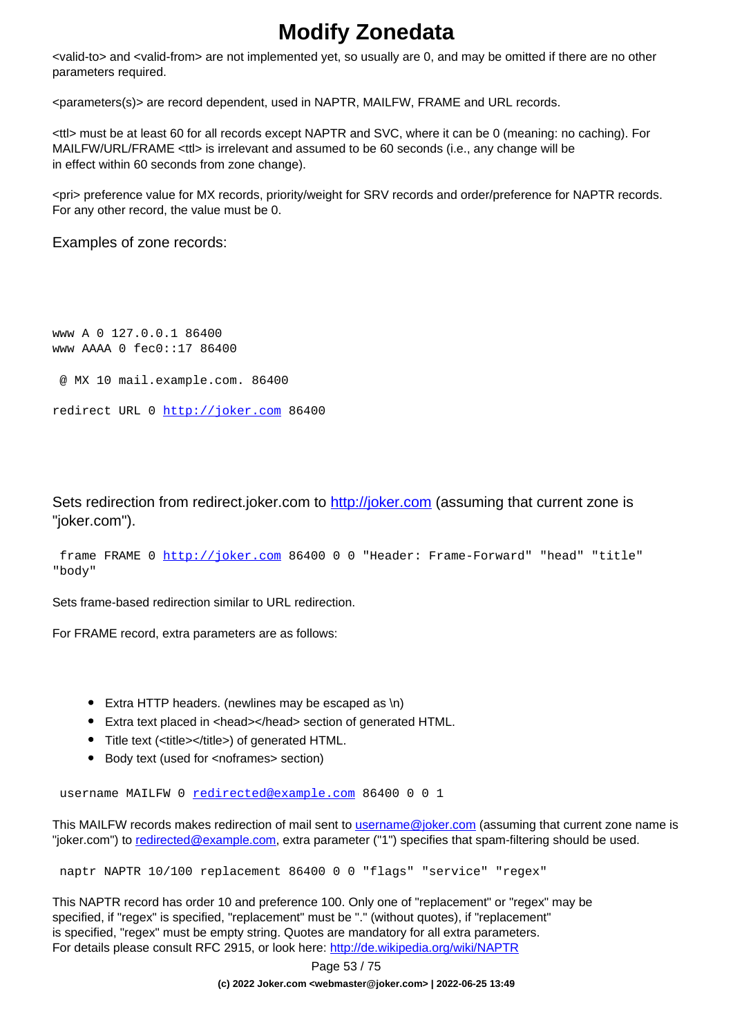# Modify Zonedata

<valid-to> and <valid-from> are not implemented yet, so usually are 0, and may be omitted if there are no other parameters required.

<parameters(s)> are record dependent, used in NAPTR, MAILFW, FRAME and URL records.

<ttl> must be at least 60 for all records except NAPTR and SVC, where it can be 0 (meaning: no caching). For MAILFW/URL/FRAME <ttl> is irrelevant and assumed to be 60 seconds (i.e., any change will be in effect within 60 seconds from zone change).

<pri> preference value for MX records, priority/weight for SRV records and order/preference for NAPTR records. For any other record, the value must be 0.

Examples of zone records:

```
www A 0 127.0.0.1 86400
www AAAA 0 fec0::17 86400
```

```
 @ MX 10 mail.example.com. 86400
```

```
redirect URL 0 http://joker.com 86400
```

Sets redirection from redirect.joker.com to http://joker.com (assuming that current zone is "joker.com").

```
 frame FRAME 0 http://joker.com 86400 0 0 "Header: Frame-Forward" "head" "title" "body"
```

Sets frame-based redirection similar to URL redirection.

For FRAME record, extra parameters are as follows:

- Extra HTTP headers. (newlines may be escaped as \n)
- Extra text placed in <head></head> section of generated HTML.
- Title text (<title></title>) of generated HTML.
- Body text (used for <noframes> section)

```
 username MAILFW 0 redirected@example.com 86400 0 0 1
```

This MAILFW records makes redirection of mail sent to username@joker.com (assuming that current zone name is "joker.com") to redirected@example.com, extra parameter ("1") specifies that spam-filtering should be used.

```
 naptr NAPTR 10/100 replacement 86400 0 0 "flags" "service" "regex"
```

This NAPTR record has order 10 and preference 100. Only one of "replacement" or "regex" may be specified, if "regex" is specified, "replacement" must be "." (without quotes), if "replacement" is specified, "regex" must be empty string. Quotes are mandatory for all extra parameters. For details please consult RFC 2915, or look here: http://de.wikipedia.org/wiki/NAPTR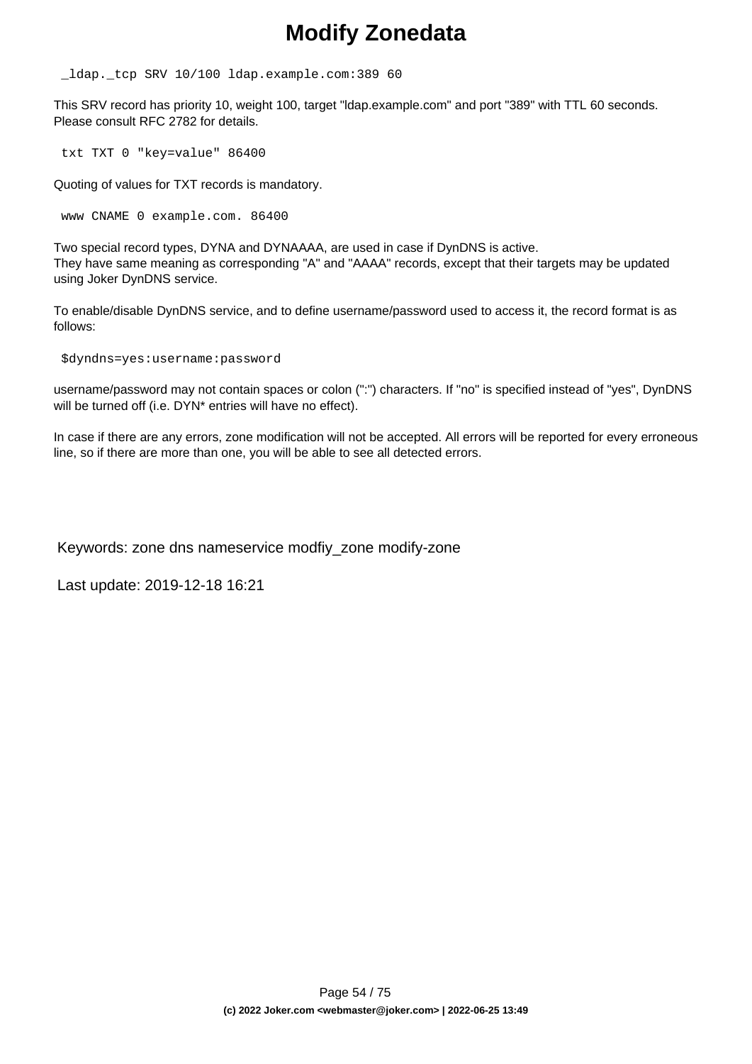# Modify Zonedata

```
_ldap._tcp SRV 10/100 ldap.example.com:389 60
```

This SRV record has priority 10, weight 100, target "ldap.example.com" and port "389" with TTL 60 seconds. Please consult RFC 2782 for details.

```
txt TXT 0 "key=value" 86400
```

Quoting of values for TXT records is mandatory.

```
www CNAME 0 example.com. 86400
```

Two special record types, DYNA and DYNAAAA, are used in case if DynDNS is active.
They have same meaning as corresponding "A" and "AAAA" records, except that their targets may be updated using Joker DynDNS service.

To enable/disable DynDNS service, and to define username/password used to access it, the record format is as follows:

```
$dyndns=yes:username:password
```

username/password may not contain spaces or colon (":") characters. If "no" is specified instead of "yes", DynDNS will be turned off (i.e. DYN* entries will have no effect).

In case if there are any errors, zone modification will not be accepted. All errors will be reported for every erroneous line, so if there are more than one, you will be able to see all detected errors.

Keywords: zone dns nameservice modfiy_zone modify-zone

Last update: 2019-12-18 16:21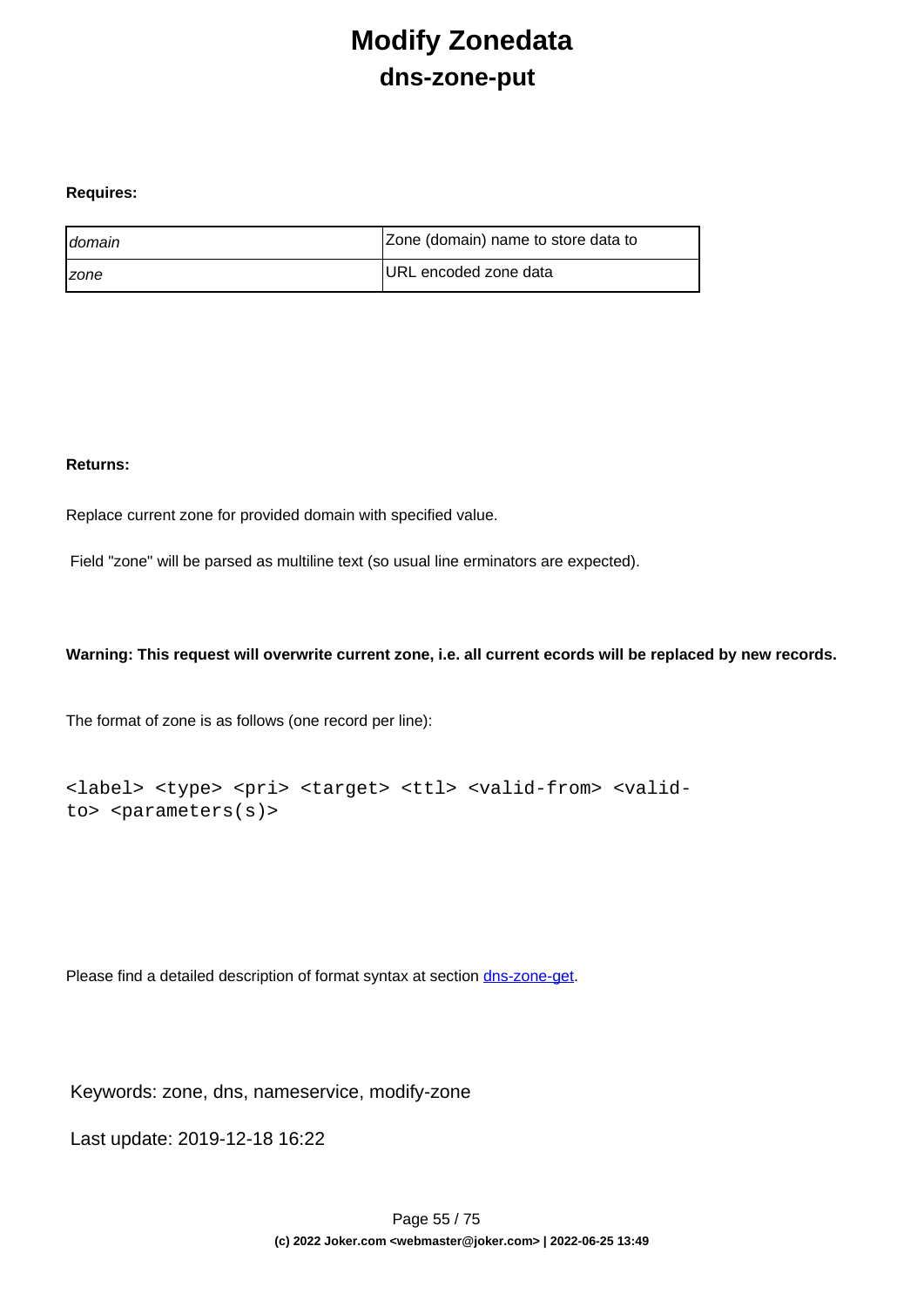# Modify Zonedata

## dns-zone-put

**Requires:**

| | |
|---|---|
| *domain* | Zone (domain) name to store data to |
| *zone* | URL encoded zone data |

**Returns:**

Replace current zone for provided domain with specified value.

Field "zone" will be parsed as multiline text (so usual line erminators are expected).

**Warning: This request will overwrite current zone, i.e. all current ecords will be replaced by new records.**

The format of zone is as follows (one record per line):

```
<label> <type> <pri> <target> <ttl> <valid-from> <valid-
to> <parameters(s)>
```

Please find a detailed description of format syntax at section [dns-zone-get](dns-zone-get).

Keywords: zone, dns, nameservice, modify-zone

Last update: 2019-12-18 16:22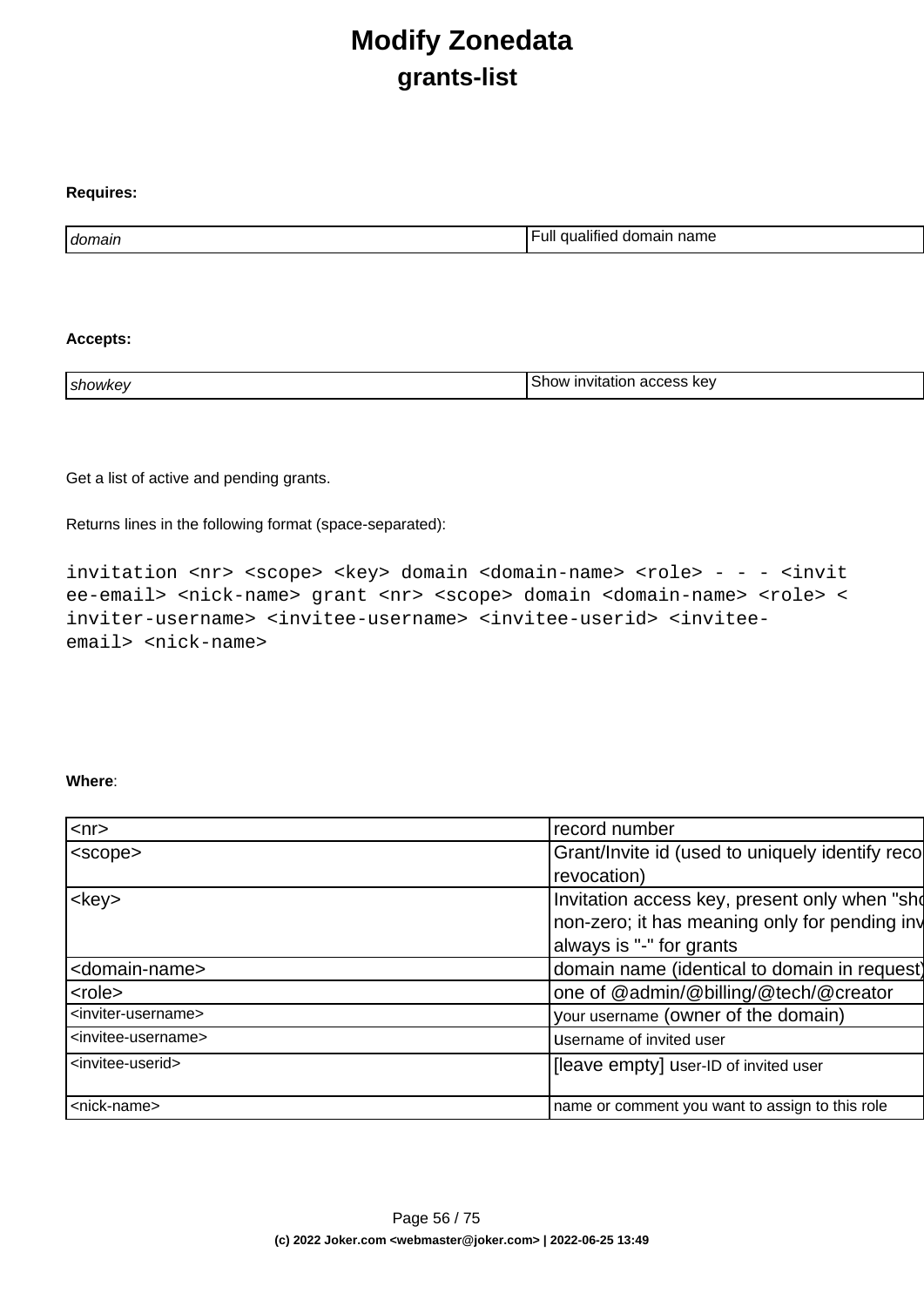# Modify Zonedata

## grants-list

**Requires:**

| | |
|---|---|
| *domain* | Full qualified domain name |

**Accepts:**

| | |
|---|---|
| *showkey* | Show invitation access key |

Get a list of active and pending grants.

Returns lines in the following format (space-separated):

```
invitation <nr> <scope> <key> domain <domain-name> <role> - - - <invit
ee-email> <nick-name> grant <nr> <scope> domain <domain-name> <role> <
inviter-username> <invitee-username> <invitee-userid> <invitee-
email> <nick-name>
```

**Where**:

| | |
|---|---|
| <nr> | record number |
| <scope> | Grant/Invite id (used to uniquely identify reco revocation) |
| <key> | Invitation access key, present only when "sho non-zero; it has meaning only for pending inv always is "-" for grants |
| <domain-name> | domain name (identical to domain in request) |
| <role> | one of @admin/@billing/@tech/@creator |
| <inviter-username> | your username (owner of the domain) |
| <invitee-username> | username of invited user |
| <invitee-userid> | [leave empty] user-ID of invited user |
| <nick-name> | name or comment you want to assign to this role |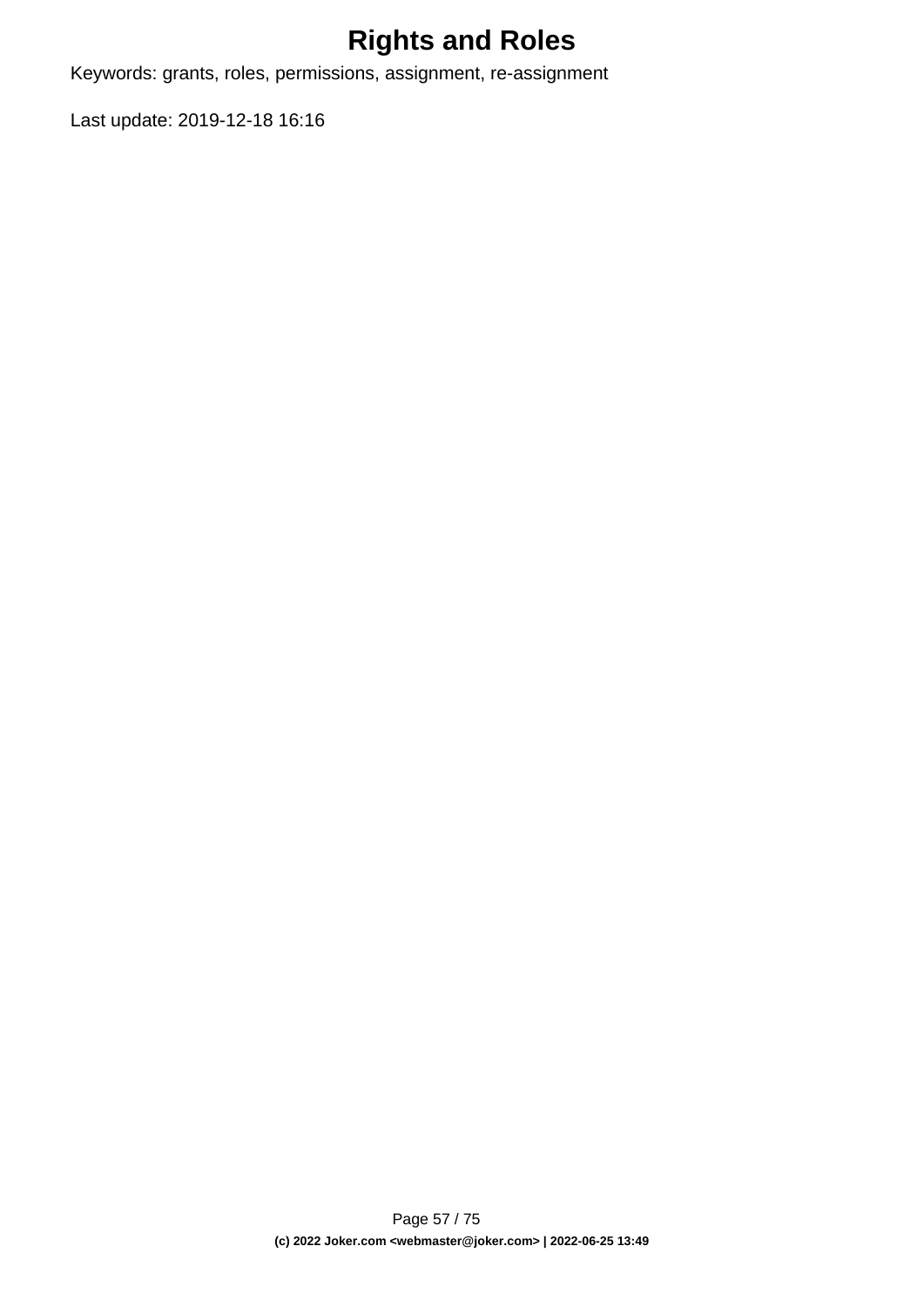# Rights and Roles

Keywords: grants, roles, permissions, assignment, re-assignment

Last update: 2019-12-18 16:16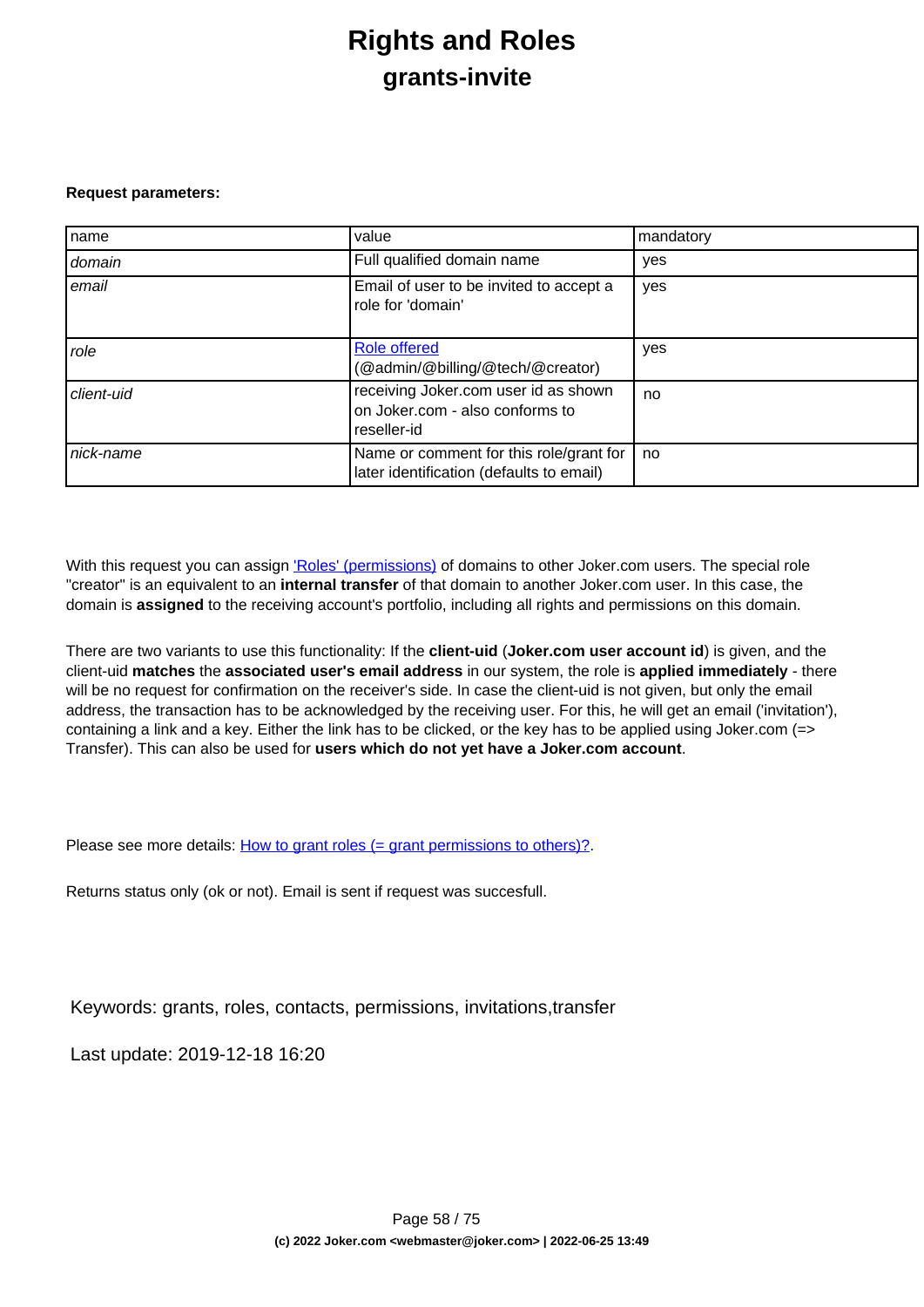# Rights and Roles

## grants-invite

**Request parameters:**

| name | value | mandatory |
|---|---|---|
| *domain* | Full qualified domain name | yes |
| *email* | Email of user to be invited to accept a role for 'domain' | yes |
| *role* | Role offered (@admin/@billing/@tech/@creator) | yes |
| *client-uid* | receiving Joker.com user id as shown on Joker.com - also conforms to reseller-id | no |
| *nick-name* | Name or comment for this role/grant for later identification (defaults to email) | no |

With this request you can assign 'Roles' (permissions) of domains to other Joker.com users. The special role "creator" is an equivalent to an **internal transfer** of that domain to another Joker.com user. In this case, the domain is **assigned** to the receiving account's portfolio, including all rights and permissions on this domain.

There are two variants to use this functionality: If the **client-uid** (**Joker.com user account id**) is given, and the client-uid **matches** the **associated user's email address** in our system, the role is **applied immediately** - there will be no request for confirmation on the receiver's side. In case the client-uid is not given, but only the email address, the transaction has to be acknowledged by the receiving user. For this, he will get an email ('invitation'), containing a link and a key. Either the link has to be clicked, or the key has to be applied using Joker.com (=> Transfer). This can also be used for **users which do not yet have a Joker.com account**.

Please see more details: How to grant roles (= grant permissions to others)?.

Returns status only (ok or not). Email is sent if request was succesfull.

Keywords: grants, roles, contacts, permissions, invitations,transfer

Last update: 2019-12-18 16:20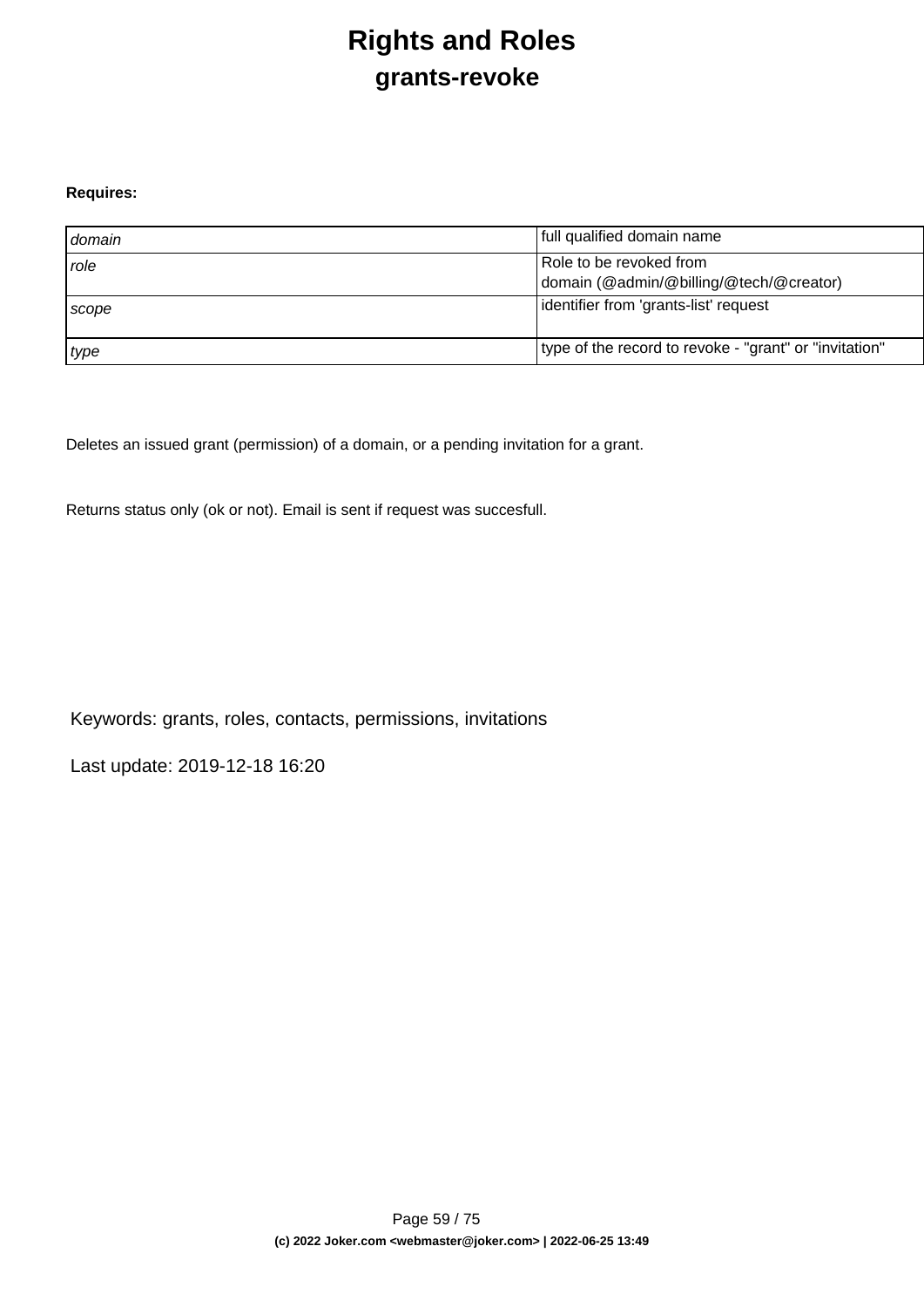# Rights and Roles

## grants-revoke

**Requires:**

| | |
|---|---|
| *domain* | full qualified domain name |
| *role* | Role to be revoked from domain (@admin/@billing/@tech/@creator) |
| *scope* | identifier from 'grants-list' request |
| *type* | type of the record to revoke - "grant" or "invitation" |

Deletes an issued grant (permission) of a domain, or a pending invitation for a grant.

Returns status only (ok or not). Email is sent if request was succesfull.

Keywords: grants, roles, contacts, permissions, invitations

Last update: 2019-12-18 16:20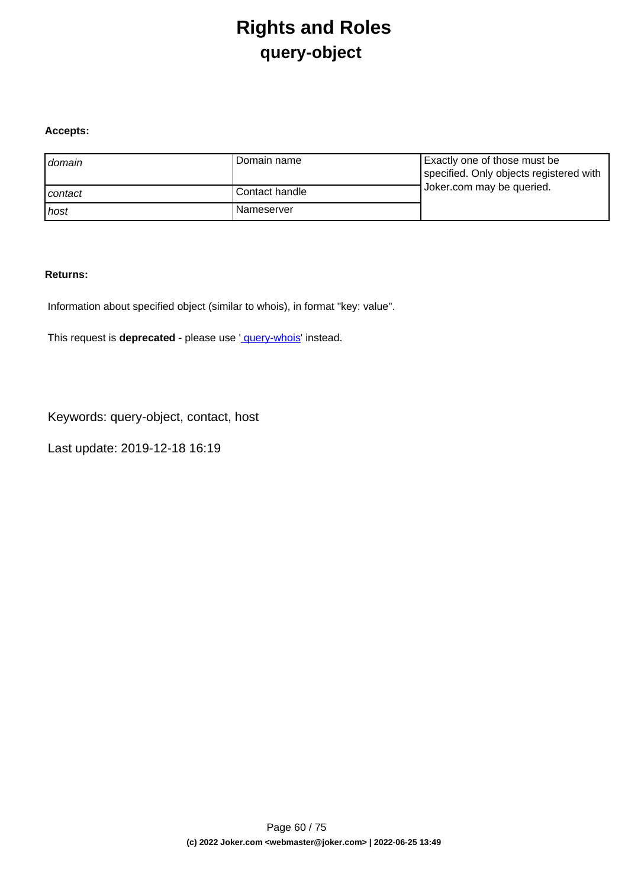# Rights and Roles
## query-object

**Accepts:**

| | | |
|---|---|---|
| *domain* | Domain name | Exactly one of those must be specified. Only objects registered with Joker.com may be queried. |
| *contact* | Contact handle | |
| *host* | Nameserver | |

**Returns:**

Information about specified object (similar to whois), in format "key: value".

This request is **deprecated** - please use ' query-whois' instead.

Keywords: query-object, contact, host

Last update: 2019-12-18 16:19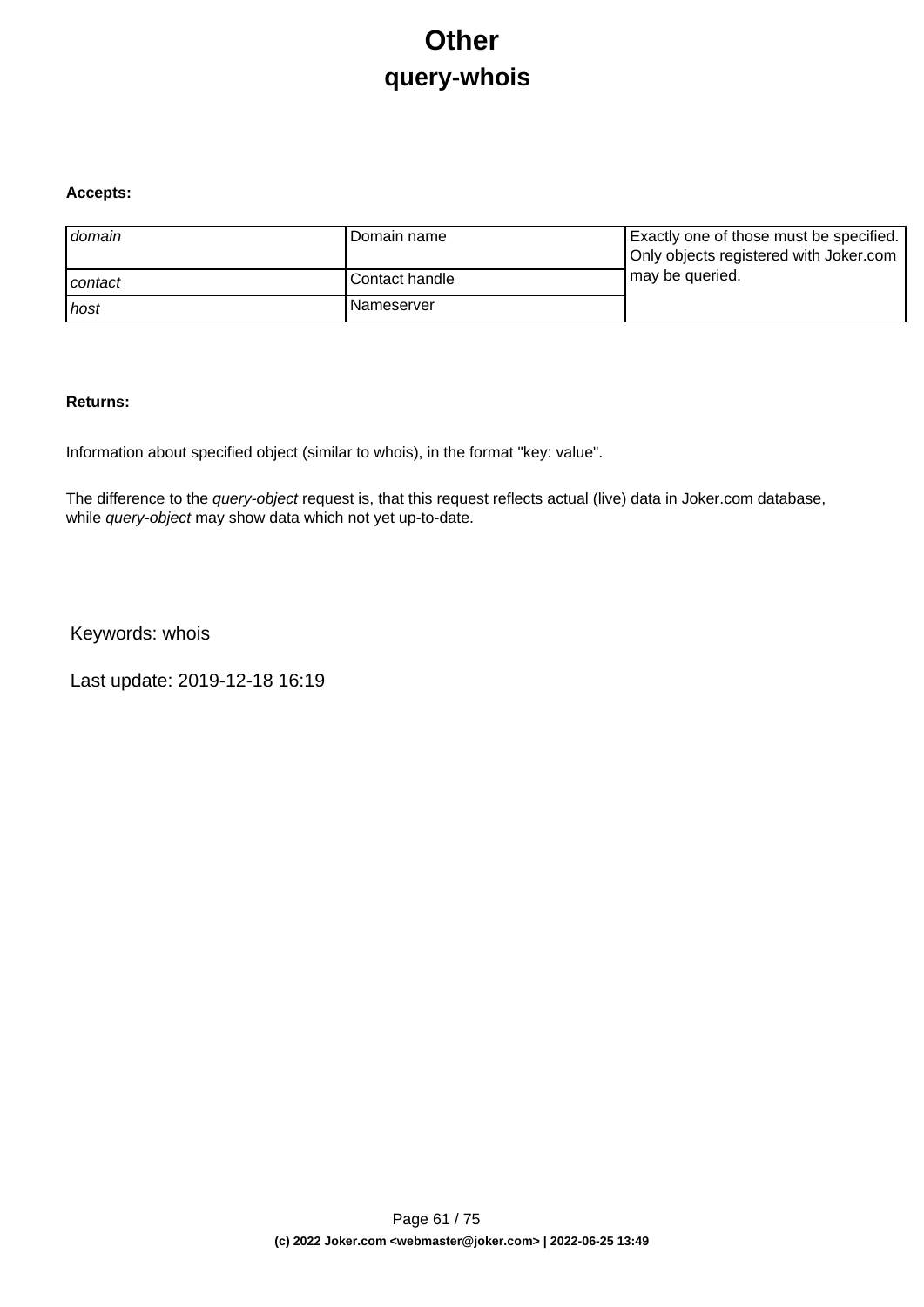# Other

## query-whois

**Accepts:**

| | | |
|---|---|---|
| *domain* | Domain name | Exactly one of those must be specified. Only objects registered with Joker.com may be queried. |
| *contact* | Contact handle | |
| *host* | Nameserver | |

**Returns:**

Information about specified object (similar to whois), in the format "key: value".

The difference to the *query-object* request is, that this request reflects actual (live) data in Joker.com database, while *query-object* may show data which not yet up-to-date.

Keywords: whois

Last update: 2019-12-18 16:19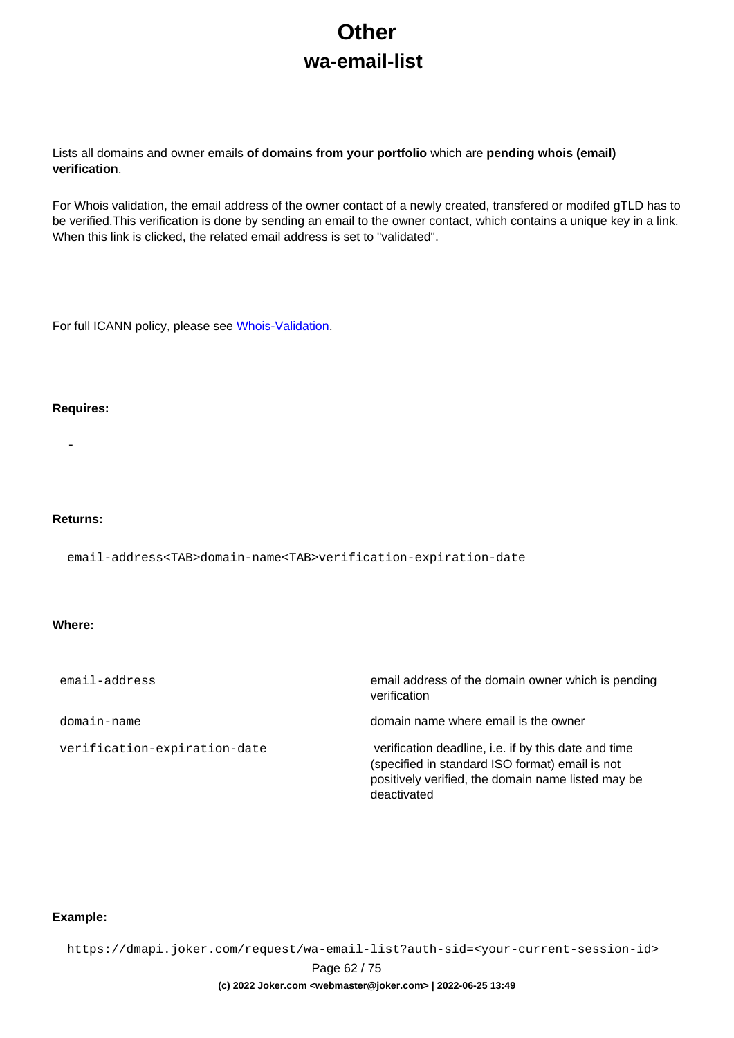# Other

## wa-email-list

Lists all domains and owner emails **of domains from your portfolio** which are **pending whois (email) verification**.

For Whois validation, the email address of the owner contact of a newly created, transfered or modifed gTLD has to be verified.This verification is done by sending an email to the owner contact, which contains a unique key in a link. When this link is clicked, the related email address is set to "validated".

For full ICANN policy, please see Whois-Validation.

**Requires:**

-

**Returns:**

```
email-address<TAB>domain-name<TAB>verification-expiration-date
```

**Where:**

| | |
|---|---|
| `email-address` | email address of the domain owner which is pending verification |
| `domain-name` | domain name where email is the owner |
| `verification-expiration-date` | verification deadline, i.e. if by this date and time (specified in standard ISO format) email is not positively verified, the domain name listed may be deactivated |

**Example:**

```
https://dmapi.joker.com/request/wa-email-list?auth-sid=<your-current-session-id>
```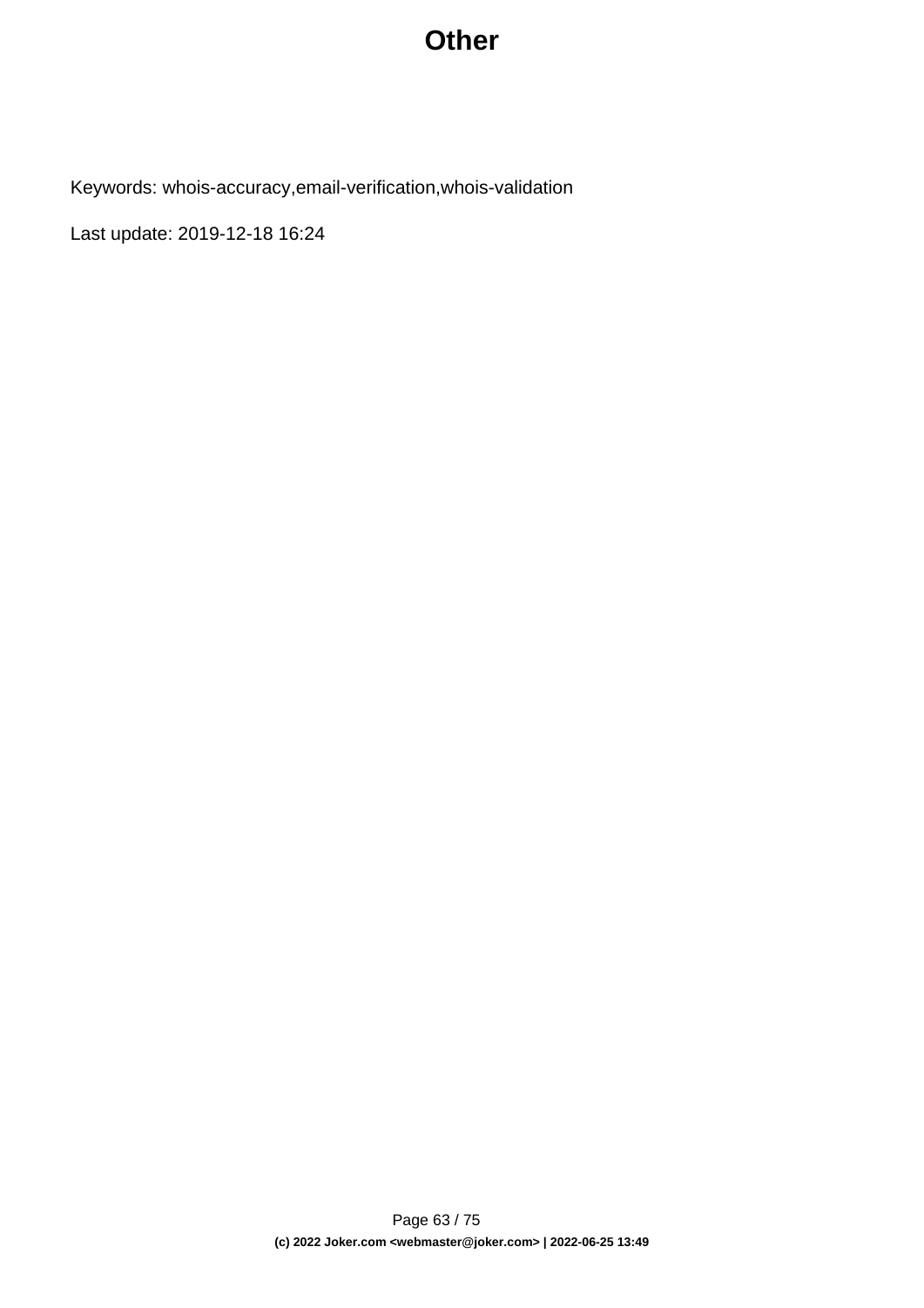# Other

Keywords: whois-accuracy,email-verification,whois-validation

Last update: 2019-12-18 16:24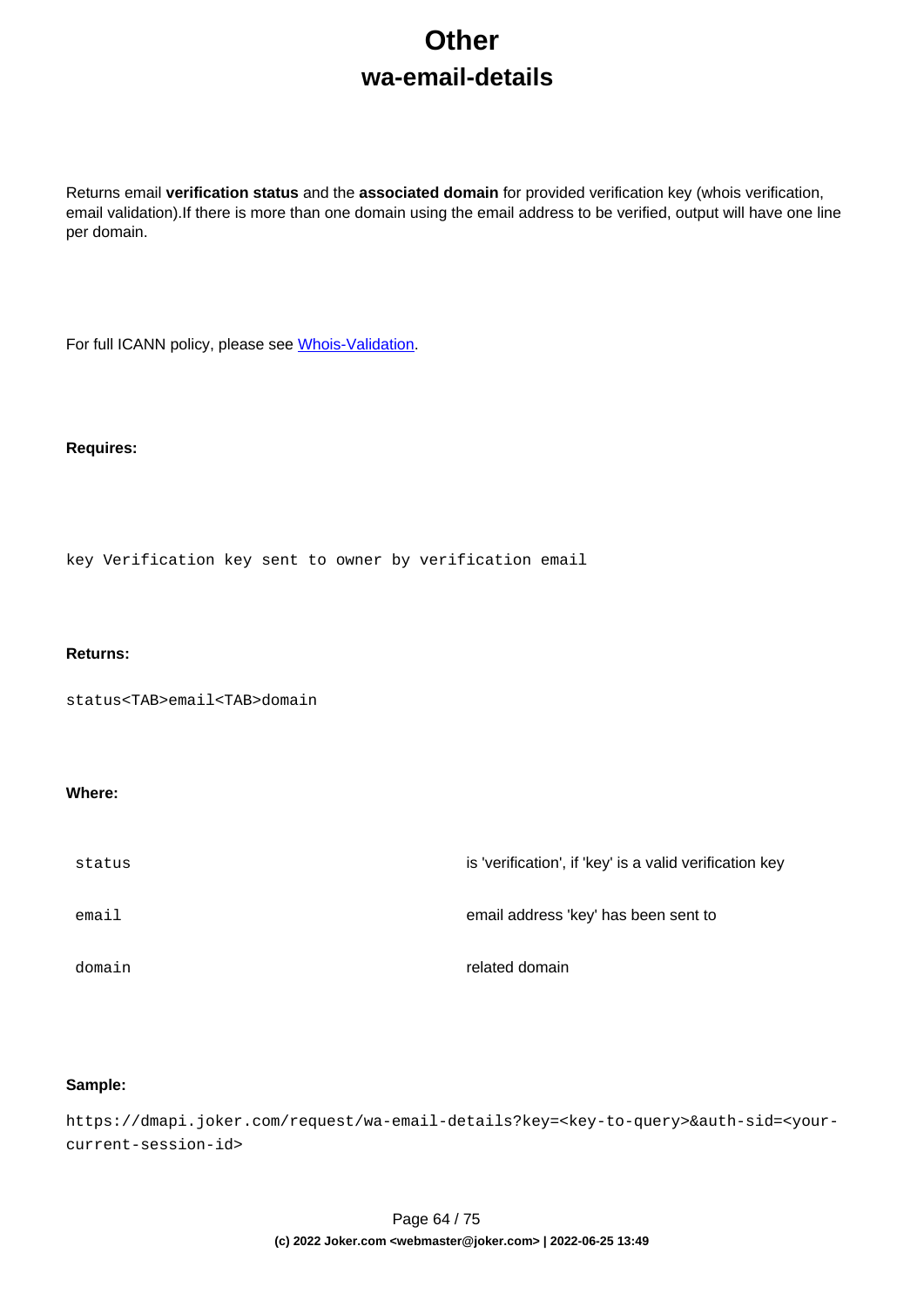# Other

## wa-email-details

Returns email **verification status** and the **associated domain** for provided verification key (whois verification, email validation).If there is more than one domain using the email address to be verified, output will have one line per domain.

For full ICANN policy, please see [Whois-Validation](Whois-Validation).

**Requires:**

```
key Verification key sent to owner by verification email
```

**Returns:**

```
status<TAB>email<TAB>domain
```

**Where:**

| | |
|---|---|
| `status` | is 'verification', if 'key' is a valid verification key |
| `email` | email address 'key' has been sent to |
| `domain` | related domain |

**Sample:**

```
https://dmapi.joker.com/request/wa-email-details?key=<key-to-query>&auth-sid=<your-current-session-id>
```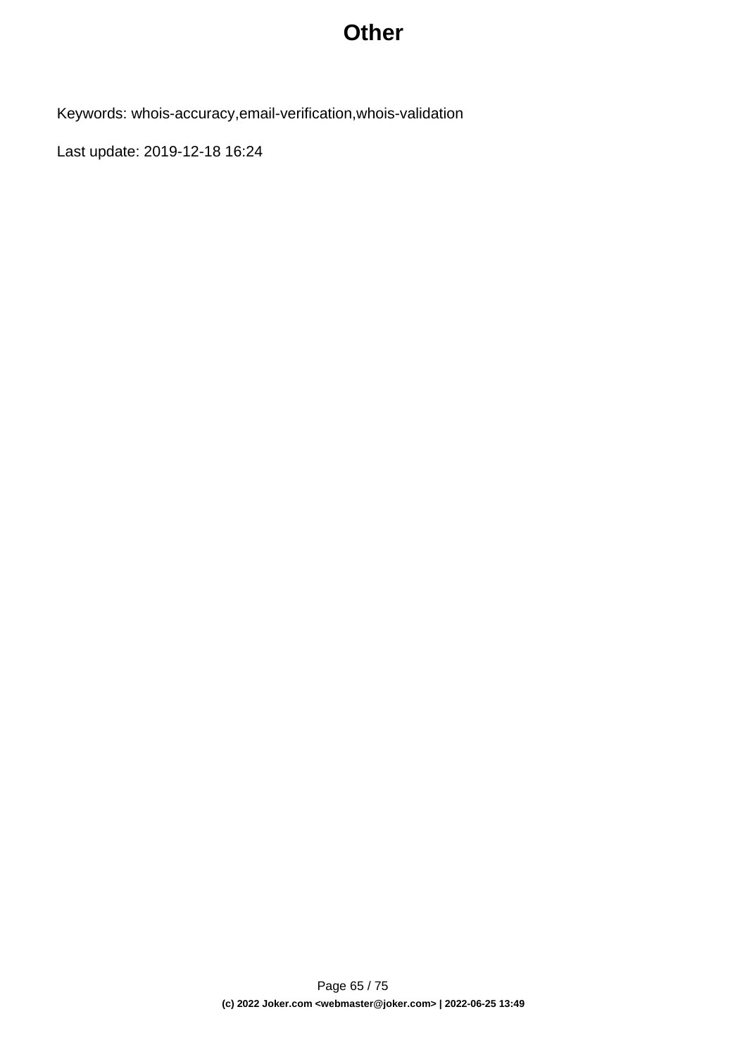# Other

Keywords: whois-accuracy,email-verification,whois-validation

Last update: 2019-12-18 16:24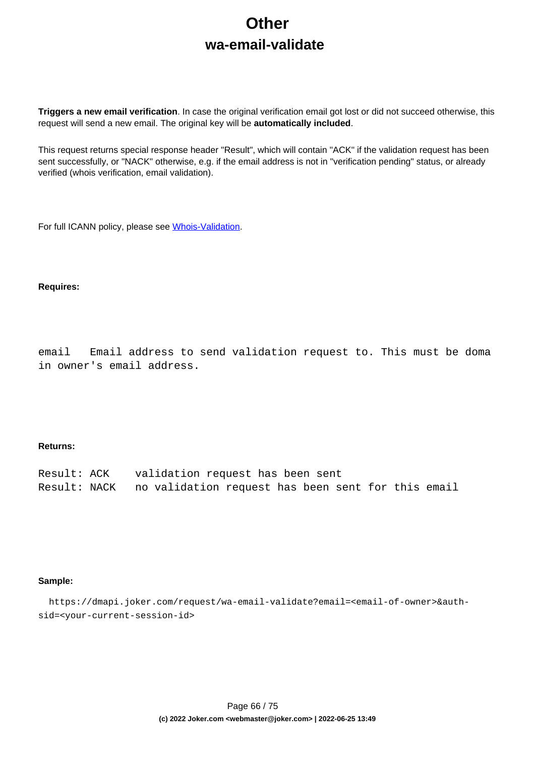# Other

## wa-email-validate

**Triggers a new email verification**. In case the original verification email got lost or did not succeed otherwise, this request will send a new email. The original key will be **automatically included**.

This request returns special response header "Result", which will contain "ACK" if the validation request has been sent successfully, or "NACK" otherwise, e.g. if the email address is not in "verification pending" status, or already verified (whois verification, email validation).

For full ICANN policy, please see [Whois-Validation](Whois-Validation).

**Requires:**

```
email   Email address to send validation request to. This must be doma
in owner's email address.
```

**Returns:**

```
Result: ACK    validation request has been sent
Result: NACK   no validation request has been sent for this email
```

**Sample:**

```
https://dmapi.joker.com/request/wa-email-validate?email=<email-of-owner>&auth-sid=<your-current-session-id>
```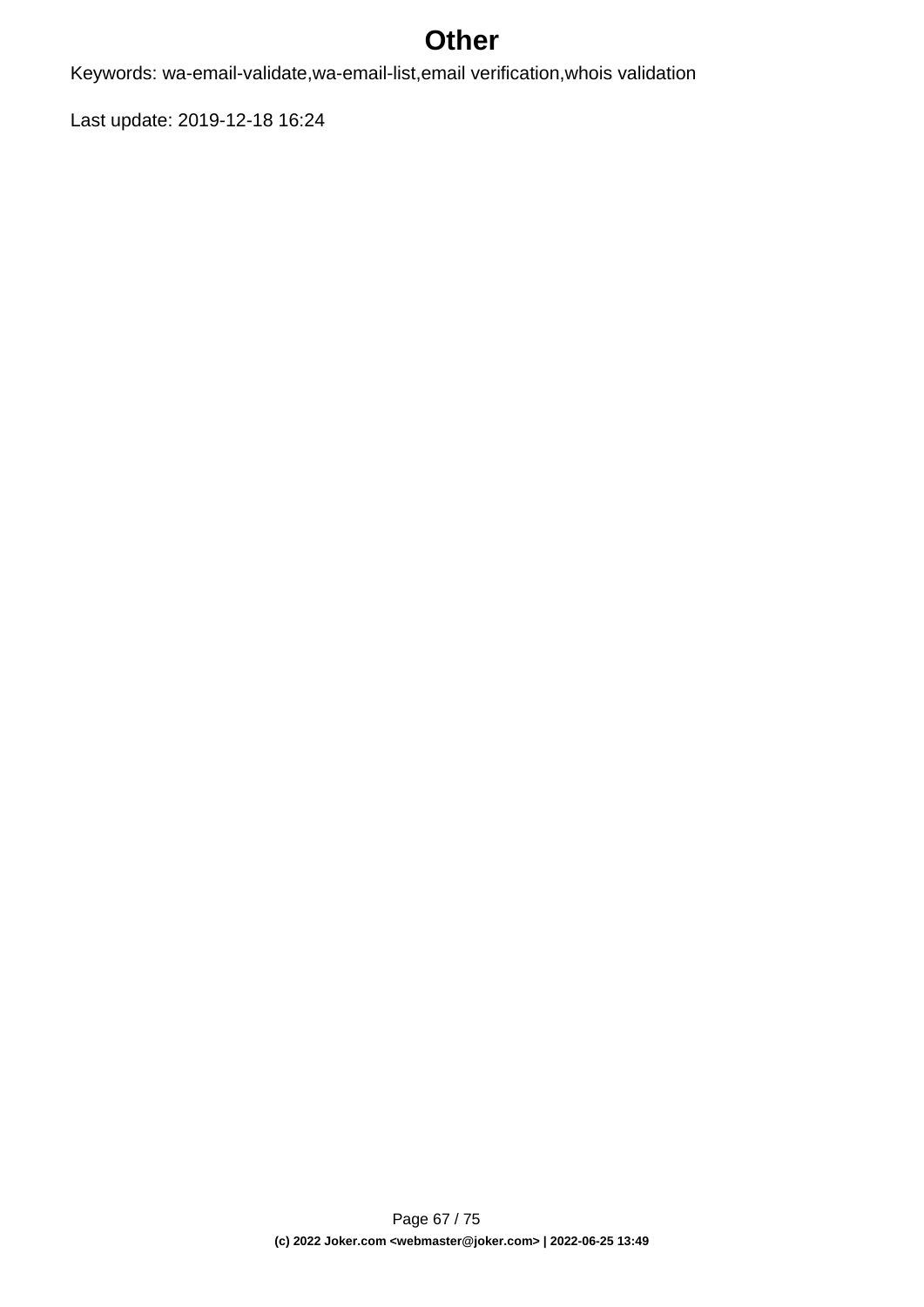# Other

Keywords: wa-email-validate,wa-email-list,email verification,whois validation

Last update: 2019-12-18 16:24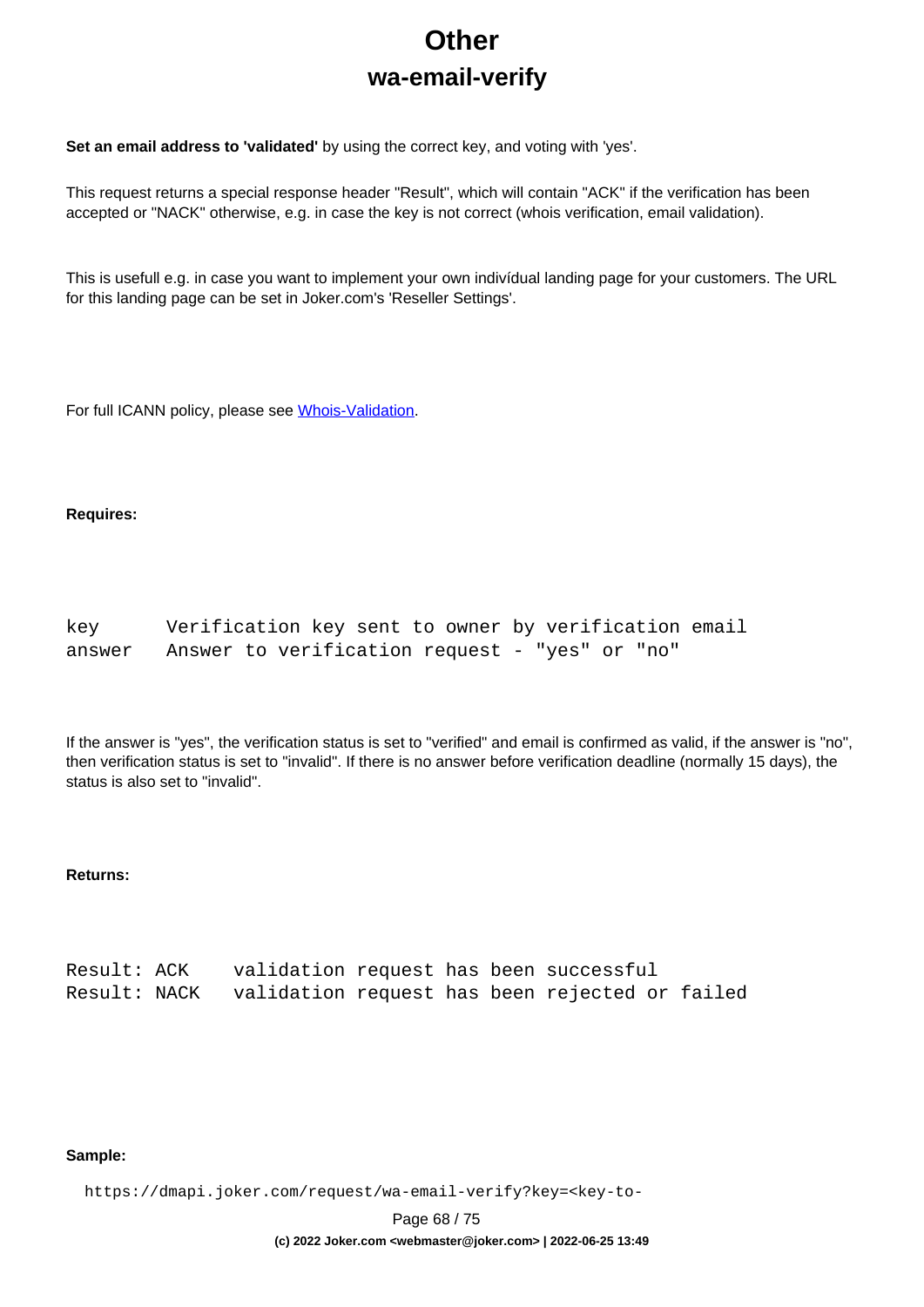# Other

## wa-email-verify

**Set an email address to 'validated'** by using the correct key, and voting with 'yes'.

This request returns a special response header "Result", which will contain "ACK" if the verification has been accepted or "NACK" otherwise, e.g. in case the key is not correct (whois verification, email validation).

This is usefull e.g. in case you want to implement your own indivídual landing page for your customers. The URL for this landing page can be set in Joker.com's 'Reseller Settings'.

For full ICANN policy, please see [Whois-Validation](Whois-Validation).

**Requires:**

```
key      Verification key sent to owner by verification email
answer   Answer to verification request - "yes" or "no"
```

If the answer is "yes", the verification status is set to "verified" and email is confirmed as valid, if the answer is "no", then verification status is set to "invalid". If there is no answer before verification deadline (normally 15 days), the status is also set to "invalid".

**Returns:**

```
Result: ACK    validation request has been successful
Result: NACK   validation request has been rejected or failed
```

**Sample:**

```
https://dmapi.joker.com/request/wa-email-verify?key=<key-to-
```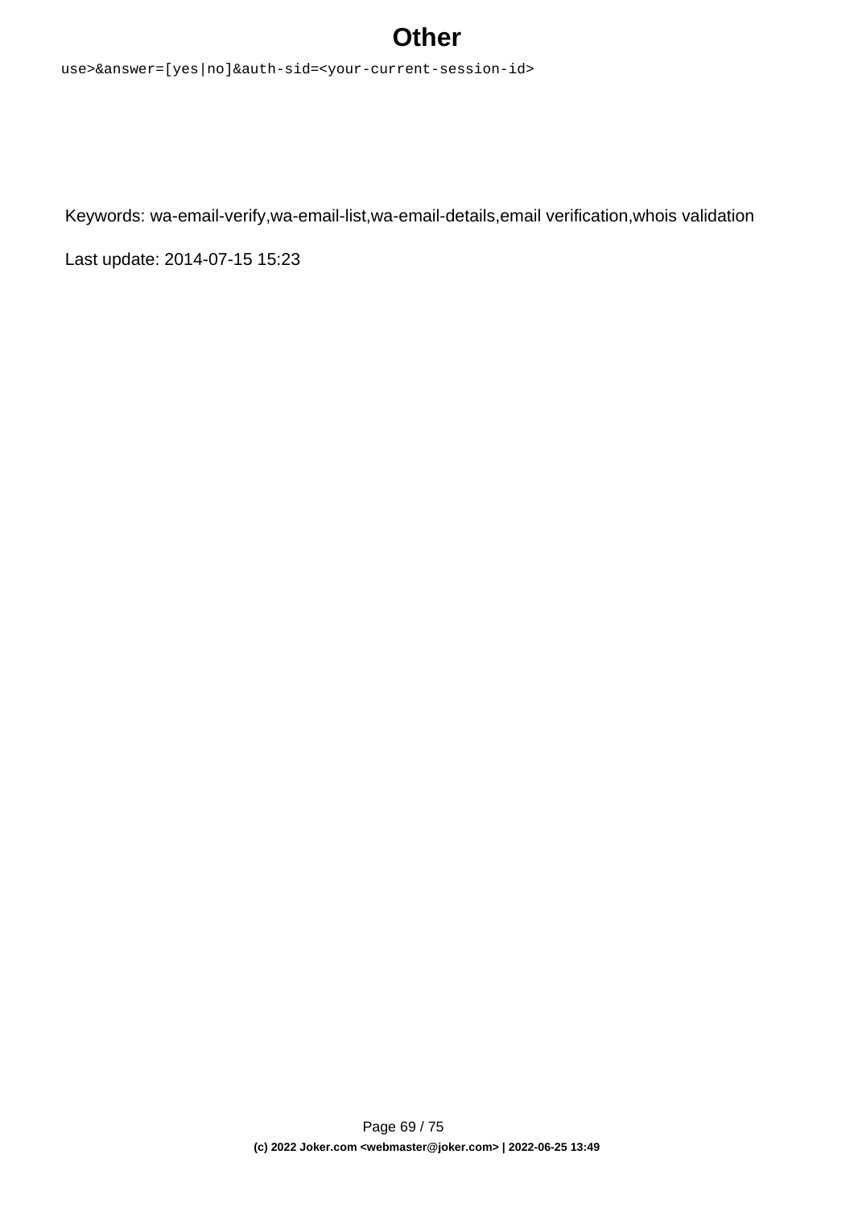```
use>&answer=[yes|no]&auth-sid=<your-current-session-id>
```

Keywords: wa-email-verify,wa-email-list,wa-email-details,email verification,whois validation

Last update: 2014-07-15 15:23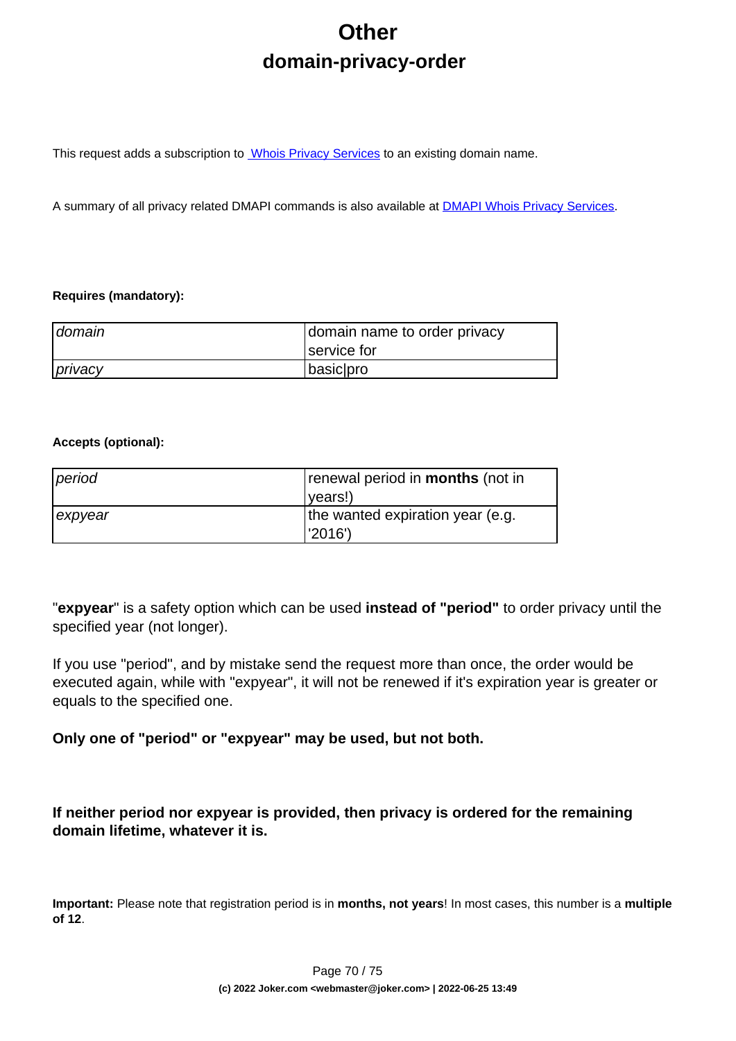# Other

## domain-privacy-order

This request adds a subscription to [Whois Privacy Services](#) to an existing domain name.

A summary of all privacy related DMAPI commands is also available at [DMAPI Whois Privacy Services](#).

**Requires (mandatory):**

| | |
|---|---|
| *domain* | domain name to order privacy service for |
| *privacy* | basic\|pro |

**Accepts (optional):**

| | |
|---|---|
| *period* | renewal period in **months** (not in years!) |
| *expyear* | the wanted expiration year (e.g. '2016') |

"**expyear**" is a safety option which can be used **instead of "period"** to order privacy until the specified year (not longer).

If you use "period", and by mistake send the request more than once, the order would be executed again, while with "expyear", it will not be renewed if it's expiration year is greater or equals to the specified one.

**Only one of "period" or "expyear" may be used, but not both.**

**If neither period nor expyear is provided, then privacy is ordered for the remaining domain lifetime, whatever it is.**

**Important:** Please note that registration period is in **months, not years**! In most cases, this number is a **multiple of 12**.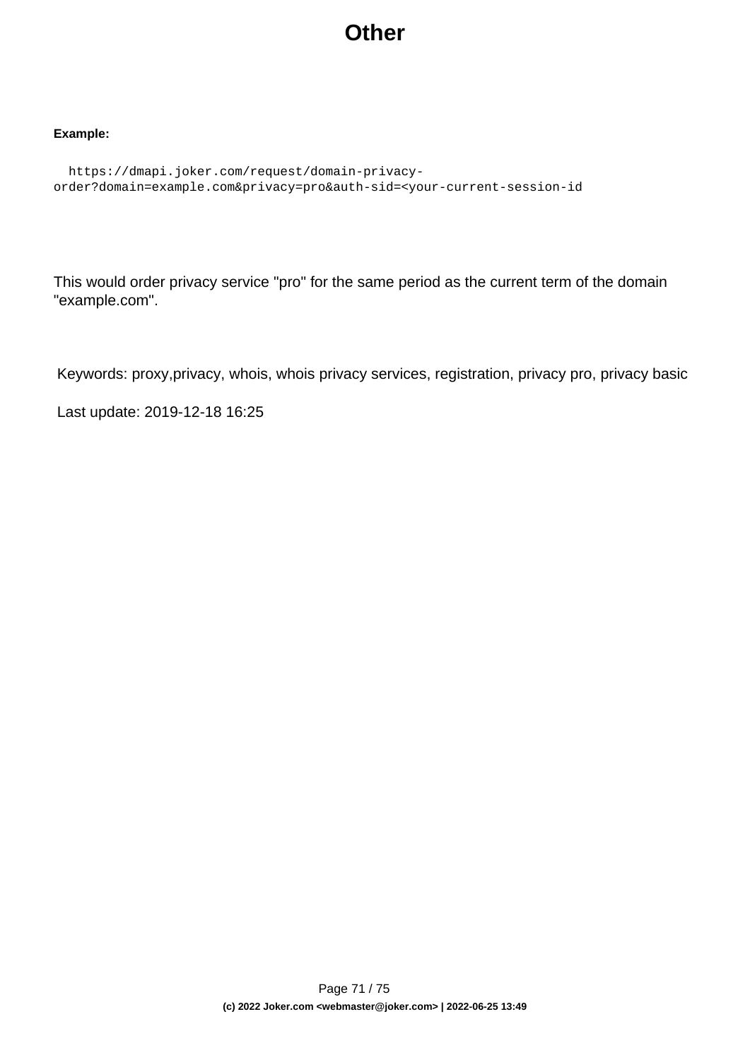# Other

**Example:**

```
  https://dmapi.joker.com/request/domain-privacy-
order?domain=example.com&privacy=pro&auth-sid=<your-current-session-id
```

This would order privacy service "pro" for the same period as the current term of the domain "example.com".

Keywords: proxy,privacy, whois, whois privacy services, registration, privacy pro, privacy basic

Last update: 2019-12-18 16:25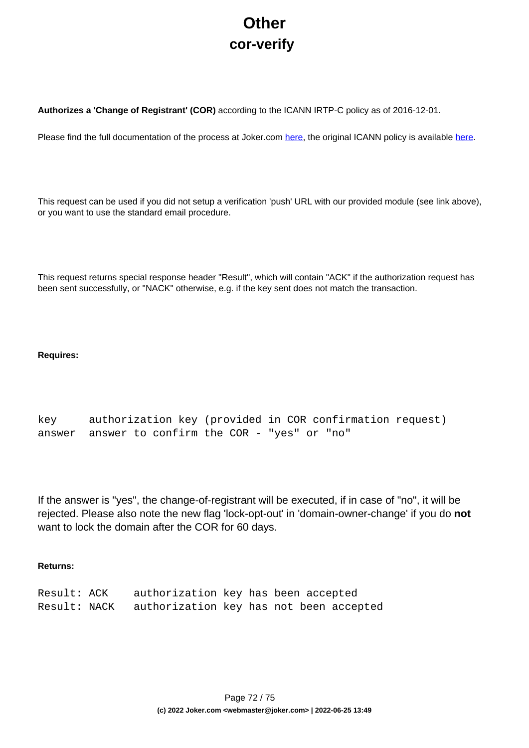# Other

## cor-verify

**Authorizes a 'Change of Registrant' (COR)** according to the ICANN IRTP-C policy as of 2016-12-01.

Please find the full documentation of the process at Joker.com here, the original ICANN policy is available here.

This request can be used if you did not setup a verification 'push' URL with our provided module (see link above), or you want to use the standard email procedure.

This request returns special response header "Result", which will contain "ACK" if the authorization request has been sent successfully, or "NACK" otherwise, e.g. if the key sent does not match the transaction.

**Requires:**

```
key     authorization key (provided in COR confirmation request)
answer  answer to confirm the COR - "yes" or "no"
```

If the answer is "yes", the change-of-registrant will be executed, if in case of "no", it will be rejected. Please also note the new flag 'lock-opt-out' in 'domain-owner-change' if you do **not** want to lock the domain after the COR for 60 days.

**Returns:**

```
Result: ACK     authorization key has been accepted
Result: NACK    authorization key has not been accepted
```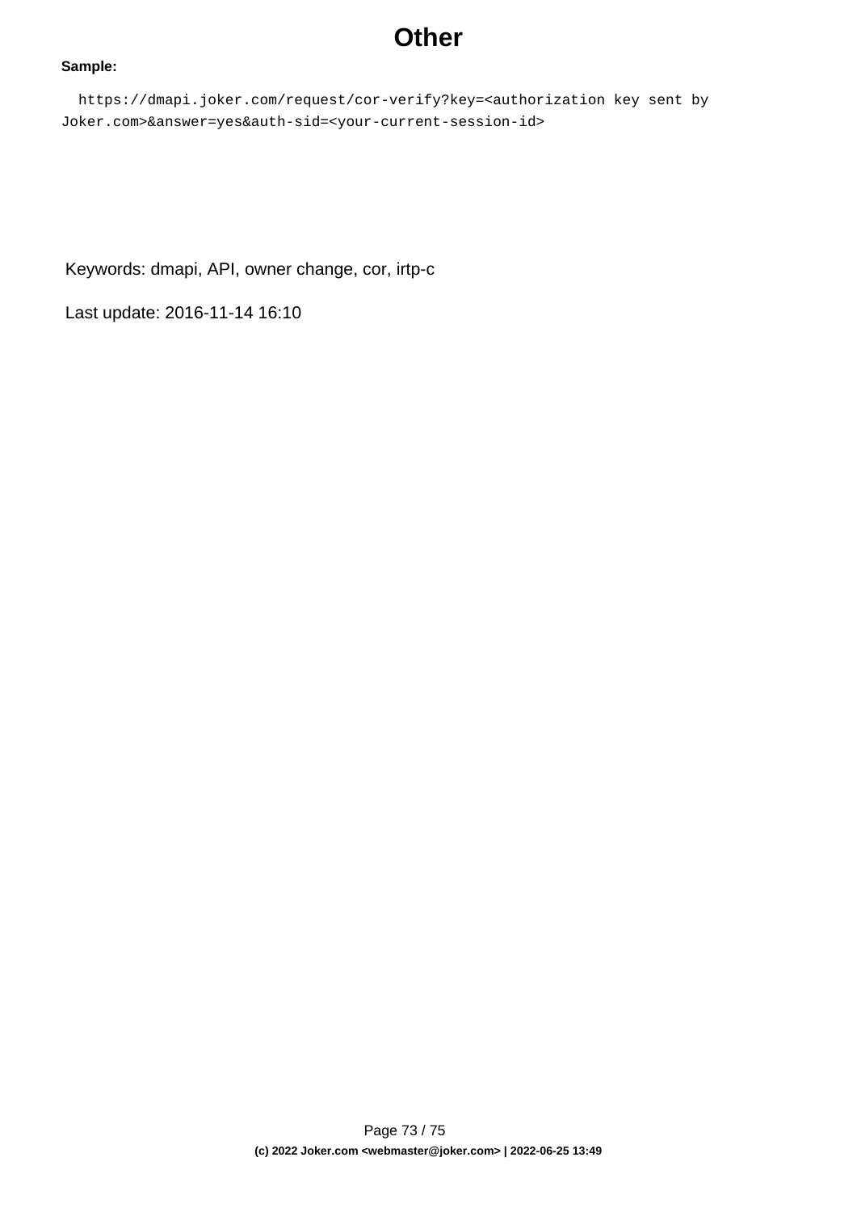# Other

**Sample:**

```
https://dmapi.joker.com/request/cor-verify?key=<authorization key sent by Joker.com>&answer=yes&auth-sid=<your-current-session-id>
```

Keywords: dmapi, API, owner change, cor, irtp-c

Last update: 2016-11-14 16:10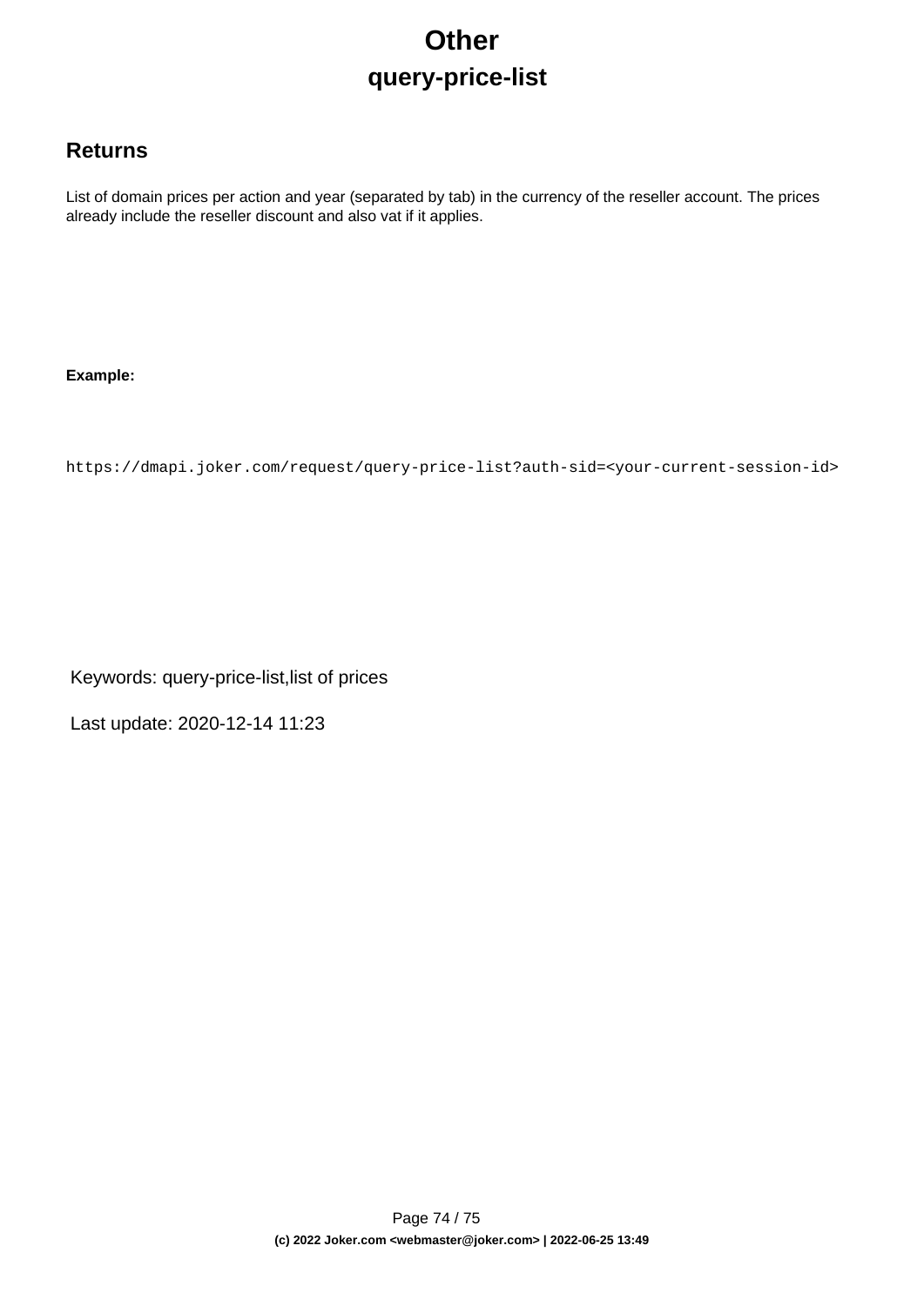# Other

## query-price-list

### Returns

List of domain prices per action and year (separated by tab) in the currency of the reseller account. The prices already include the reseller discount and also vat if it applies.

**Example:**

```
https://dmapi.joker.com/request/query-price-list?auth-sid=<your-current-session-id>
```

Keywords: query-price-list,list of prices

Last update: 2020-12-14 11:23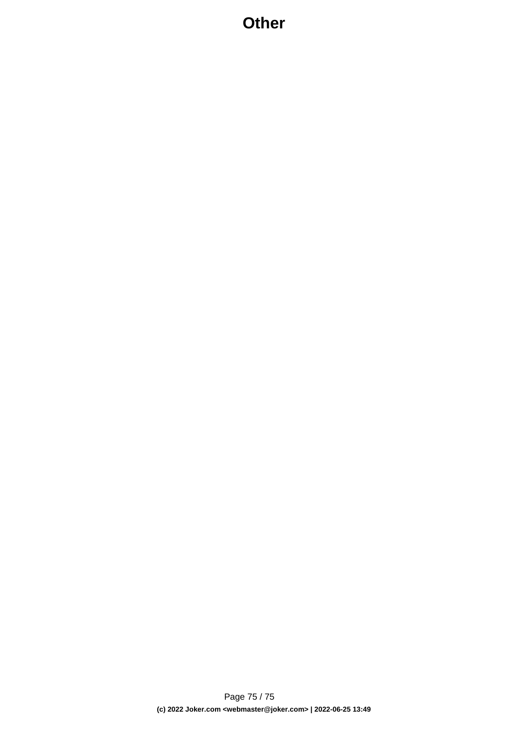# Other